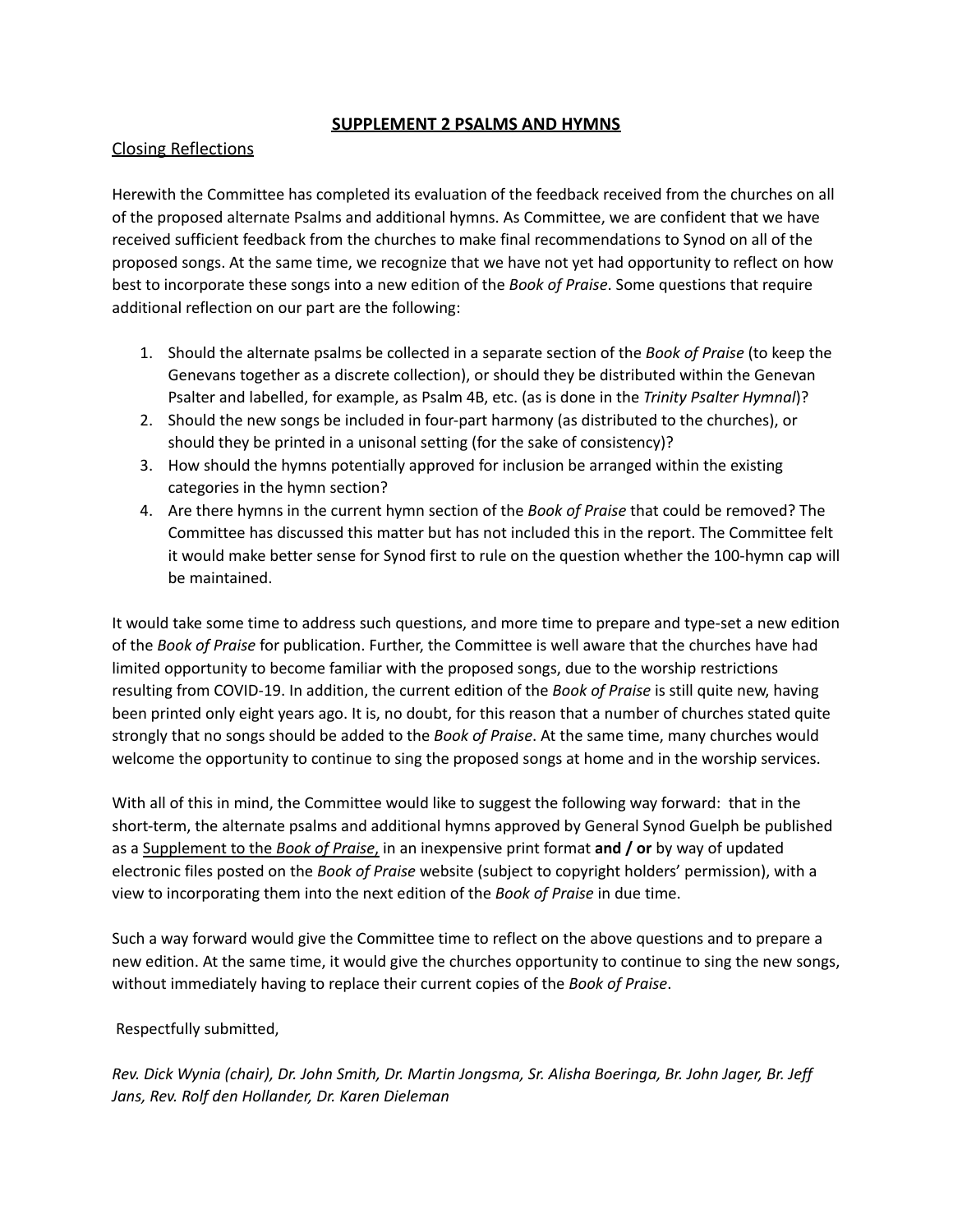# SUPPLEMENT 2 PSALMS AND HYMNS

## Closing Reflections

Herewith the Committee has completed its evaluation of the feedback received from the churches on all of the proposed alternate Psalms and additional hymns. As Committee, we are confident that we have received sufficient feedback from the churches to make final recommendations to Synod on all of the proposed songs. At the same time, we recognize that we have not yet had opportunity to reflect on how best to incorporate these songs into a new edition of the *Book of Praise*. Some questions that require additional reflection on our part are the following:

1. Should the alternate psalms be collected in a separate section of the *Book of Praise* (to keep the Genevans together as a discrete collection), or should they be distributed within the Genevan Psalter and labelled, for example, as Psalm 4B, etc. (as is done in the *Trinity Psalter Hymnal*)?
2. Should the new songs be included in four-part harmony (as distributed to the churches), or should they be printed in a unisonal setting (for the sake of consistency)?
3. How should the hymns potentially approved for inclusion be arranged within the existing categories in the hymn section?
4. Are there hymns in the current hymn section of the *Book of Praise* that could be removed? The Committee has discussed this matter but has not included this in the report. The Committee felt it would make better sense for Synod first to rule on the question whether the 100-hymn cap will be maintained.

It would take some time to address such questions, and more time to prepare and type-set a new edition of the *Book of Praise* for publication. Further, the Committee is well aware that the churches have had limited opportunity to become familiar with the proposed songs, due to the worship restrictions resulting from COVID-19. In addition, the current edition of the *Book of Praise* is still quite new, having been printed only eight years ago. It is, no doubt, for this reason that a number of churches stated quite strongly that no songs should be added to the *Book of Praise*. At the same time, many churches would welcome the opportunity to continue to sing the proposed songs at home and in the worship services.

With all of this in mind, the Committee would like to suggest the following way forward: that in the short-term, the alternate psalms and additional hymns approved by General Synod Guelph be published as a Supplement to the *Book of Praise*, in an inexpensive print format **and / or** by way of updated electronic files posted on the *Book of Praise* website (subject to copyright holders' permission), with a view to incorporating them into the next edition of the *Book of Praise* in due time.

Such a way forward would give the Committee time to reflect on the above questions and to prepare a new edition. At the same time, it would give the churches opportunity to continue to sing the new songs, without immediately having to replace their current copies of the *Book of Praise*.

Respectfully submitted,

*Rev. Dick Wynia (chair), Dr. John Smith, Dr. Martin Jongsma, Sr. Alisha Boeringa, Br. John Jager, Br. Jeff Jans, Rev. Rolf den Hollander, Dr. Karen Dieleman*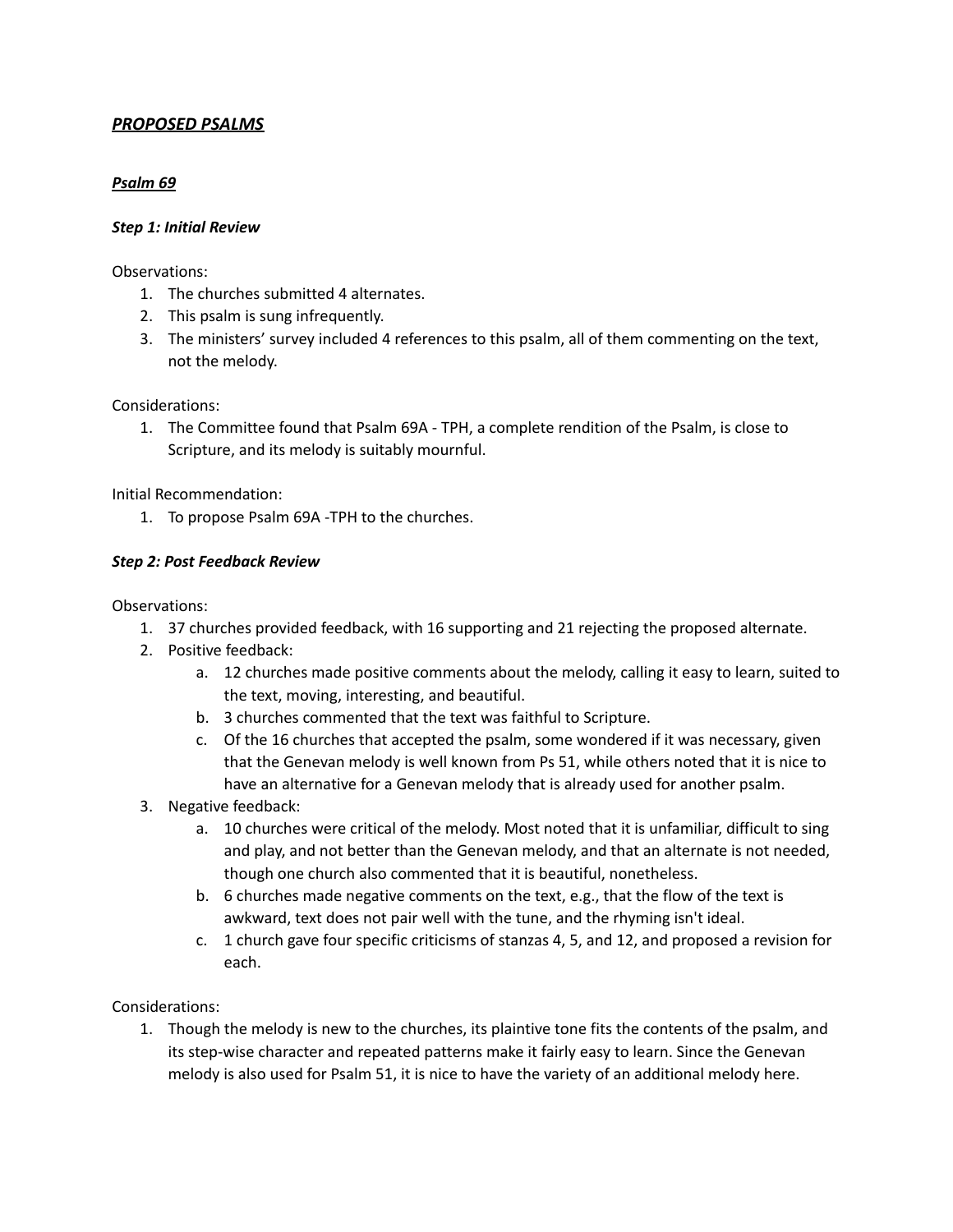## ***PROPOSED PSALMS***

### ***Psalm 69***

#### ***Step 1: Initial Review***

Observations:

1. The churches submitted 4 alternates.
2. This psalm is sung infrequently.
3. The ministers' survey included 4 references to this psalm, all of them commenting on the text, not the melody.

Considerations:

1. The Committee found that Psalm 69A - TPH, a complete rendition of the Psalm, is close to Scripture, and its melody is suitably mournful.

Initial Recommendation:

1. To propose Psalm 69A -TPH to the churches.

#### ***Step 2: Post Feedback Review***

Observations:

1. 37 churches provided feedback, with 16 supporting and 21 rejecting the proposed alternate.
2. Positive feedback:
   a. 12 churches made positive comments about the melody, calling it easy to learn, suited to the text, moving, interesting, and beautiful.
   b. 3 churches commented that the text was faithful to Scripture.
   c. Of the 16 churches that accepted the psalm, some wondered if it was necessary, given that the Genevan melody is well known from Ps 51, while others noted that it is nice to have an alternative for a Genevan melody that is already used for another psalm.
3. Negative feedback:
   a. 10 churches were critical of the melody. Most noted that it is unfamiliar, difficult to sing and play, and not better than the Genevan melody, and that an alternate is not needed, though one church also commented that it is beautiful, nonetheless.
   b. 6 churches made negative comments on the text, e.g., that the flow of the text is awkward, text does not pair well with the tune, and the rhyming isn't ideal.
   c. 1 church gave four specific criticisms of stanzas 4, 5, and 12, and proposed a revision for each.

Considerations:

1. Though the melody is new to the churches, its plaintive tone fits the contents of the psalm, and its step-wise character and repeated patterns make it fairly easy to learn. Since the Genevan melody is also used for Psalm 51, it is nice to have the variety of an additional melody here.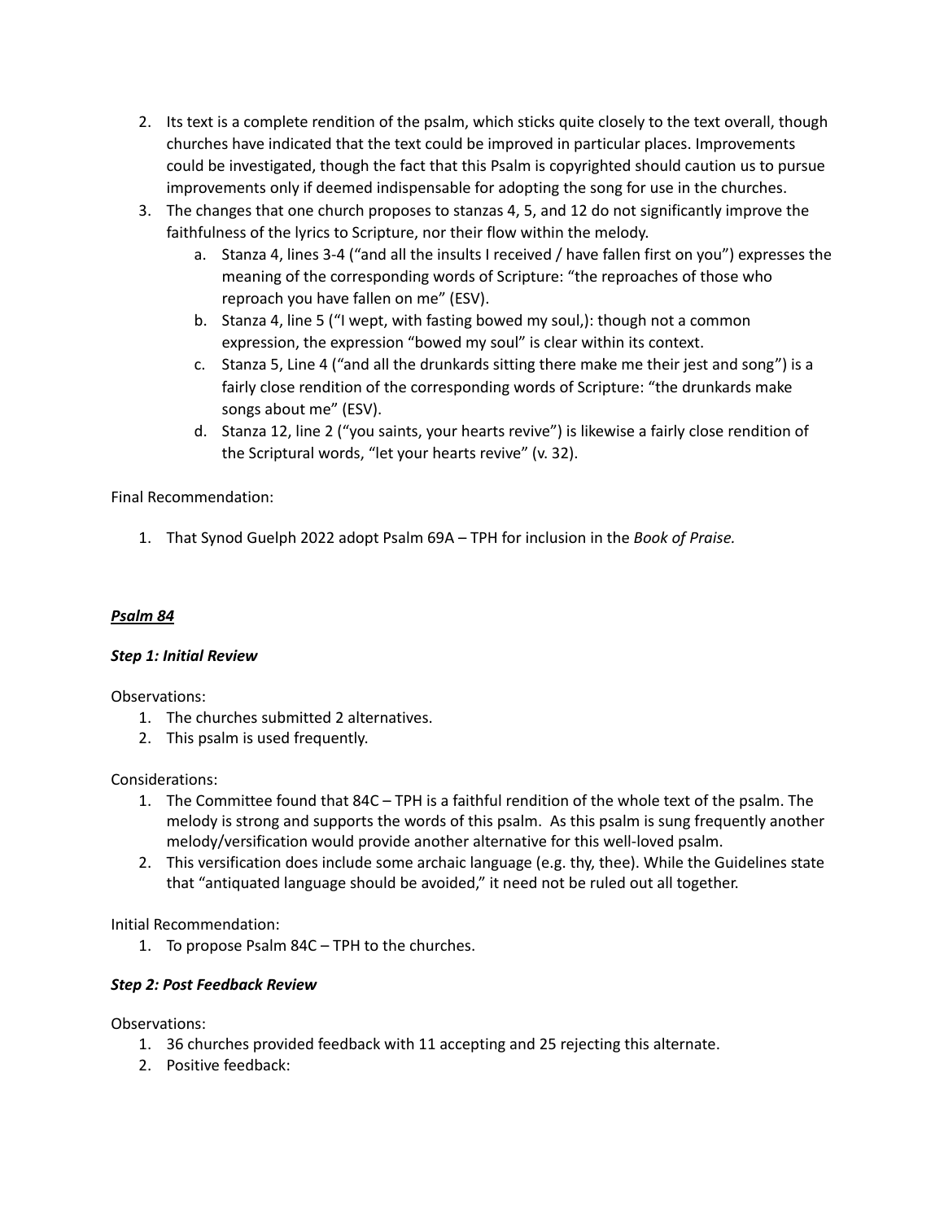2. Its text is a complete rendition of the psalm, which sticks quite closely to the text overall, though churches have indicated that the text could be improved in particular places. Improvements could be investigated, though the fact that this Psalm is copyrighted should caution us to pursue improvements only if deemed indispensable for adopting the song for use in the churches.
3. The changes that one church proposes to stanzas 4, 5, and 12 do not significantly improve the faithfulness of the lyrics to Scripture, nor their flow within the melody.
    a. Stanza 4, lines 3-4 ("and all the insults I received / have fallen first on you") expresses the meaning of the corresponding words of Scripture: "the reproaches of those who reproach you have fallen on me" (ESV).
    b. Stanza 4, line 5 ("I wept, with fasting bowed my soul,): though not a common expression, the expression "bowed my soul" is clear within its context.
    c. Stanza 5, Line 4 ("and all the drunkards sitting there make me their jest and song") is a fairly close rendition of the corresponding words of Scripture: "the drunkards make songs about me" (ESV).
    d. Stanza 12, line 2 ("you saints, your hearts revive") is likewise a fairly close rendition of the Scriptural words, "let your hearts revive" (v. 32).

Final Recommendation:

1. That Synod Guelph 2022 adopt Psalm 69A – TPH for inclusion in the *Book of Praise.*

***Psalm 84***

***Step 1: Initial Review***

Observations:

1. The churches submitted 2 alternatives.
2. This psalm is used frequently.

Considerations:

1. The Committee found that 84C – TPH is a faithful rendition of the whole text of the psalm. The melody is strong and supports the words of this psalm. As this psalm is sung frequently another melody/versification would provide another alternative for this well-loved psalm.
2. This versification does include some archaic language (e.g. thy, thee). While the Guidelines state that "antiquated language should be avoided," it need not be ruled out all together.

Initial Recommendation:

1. To propose Psalm 84C – TPH to the churches.

***Step 2: Post Feedback Review***

Observations:

1. 36 churches provided feedback with 11 accepting and 25 rejecting this alternate.
2. Positive feedback: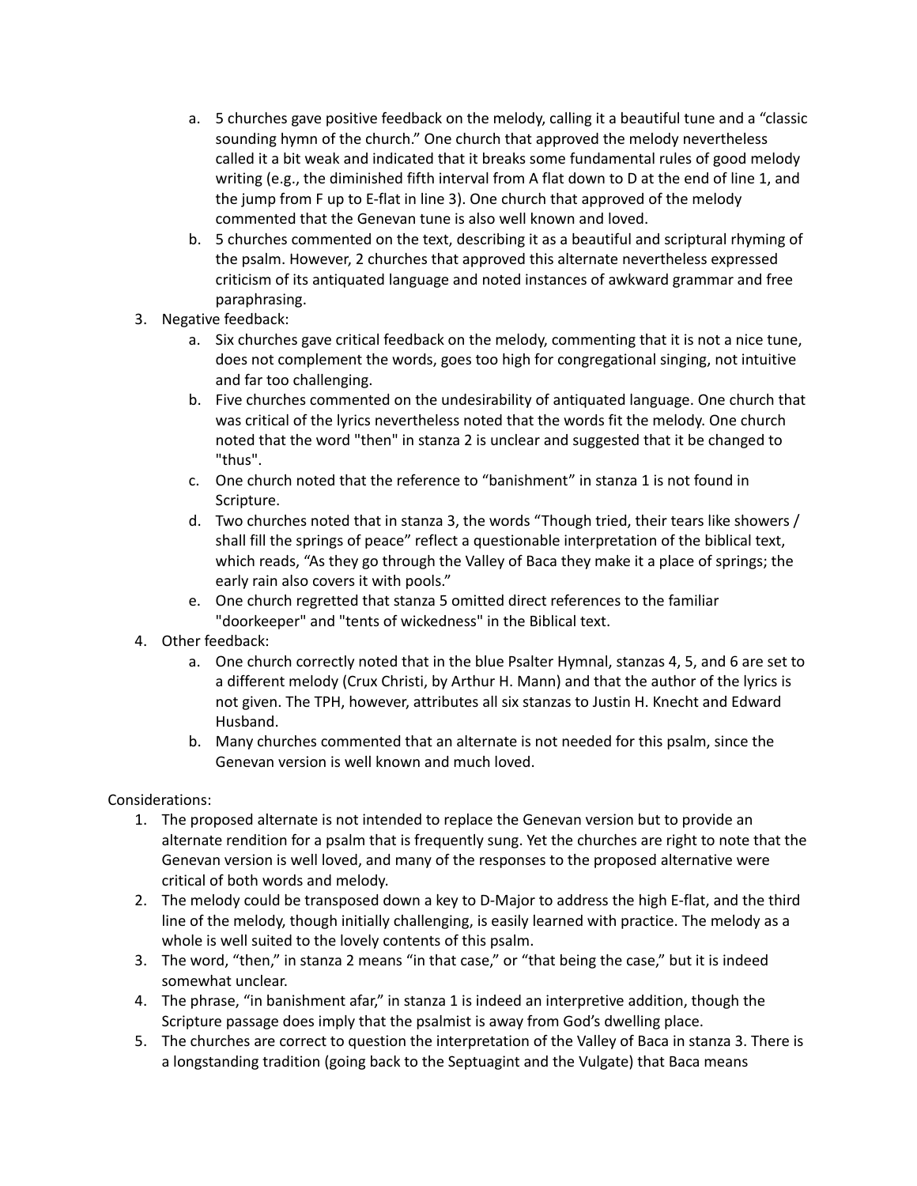a. 5 churches gave positive feedback on the melody, calling it a beautiful tune and a "classic sounding hymn of the church." One church that approved the melody nevertheless called it a bit weak and indicated that it breaks some fundamental rules of good melody writing (e.g., the diminished fifth interval from A flat down to D at the end of line 1, and the jump from F up to E-flat in line 3). One church that approved of the melody commented that the Genevan tune is also well known and loved.
   b. 5 churches commented on the text, describing it as a beautiful and scriptural rhyming of the psalm. However, 2 churches that approved this alternate nevertheless expressed criticism of its antiquated language and noted instances of awkward grammar and free paraphrasing.
3. Negative feedback:
   a. Six churches gave critical feedback on the melody, commenting that it is not a nice tune, does not complement the words, goes too high for congregational singing, not intuitive and far too challenging.
   b. Five churches commented on the undesirability of antiquated language. One church that was critical of the lyrics nevertheless noted that the words fit the melody. One church noted that the word "then" in stanza 2 is unclear and suggested that it be changed to "thus".
   c. One church noted that the reference to "banishment" in stanza 1 is not found in Scripture.
   d. Two churches noted that in stanza 3, the words "Though tried, their tears like showers / shall fill the springs of peace" reflect a questionable interpretation of the biblical text, which reads, "As they go through the Valley of Baca they make it a place of springs; the early rain also covers it with pools."
   e. One church regretted that stanza 5 omitted direct references to the familiar "doorkeeper" and "tents of wickedness" in the Biblical text.
4. Other feedback:
   a. One church correctly noted that in the blue Psalter Hymnal, stanzas 4, 5, and 6 are set to a different melody (Crux Christi, by Arthur H. Mann) and that the author of the lyrics is not given. The TPH, however, attributes all six stanzas to Justin H. Knecht and Edward Husband.
   b. Many churches commented that an alternate is not needed for this psalm, since the Genevan version is well known and much loved.

Considerations:

1. The proposed alternate is not intended to replace the Genevan version but to provide an alternate rendition for a psalm that is frequently sung. Yet the churches are right to note that the Genevan version is well loved, and many of the responses to the proposed alternative were critical of both words and melody.
2. The melody could be transposed down a key to D-Major to address the high E-flat, and the third line of the melody, though initially challenging, is easily learned with practice. The melody as a whole is well suited to the lovely contents of this psalm.
3. The word, "then," in stanza 2 means "in that case," or "that being the case," but it is indeed somewhat unclear.
4. The phrase, "in banishment afar," in stanza 1 is indeed an interpretive addition, though the Scripture passage does imply that the psalmist is away from God's dwelling place.
5. The churches are correct to question the interpretation of the Valley of Baca in stanza 3. There is a longstanding tradition (going back to the Septuagint and the Vulgate) that Baca means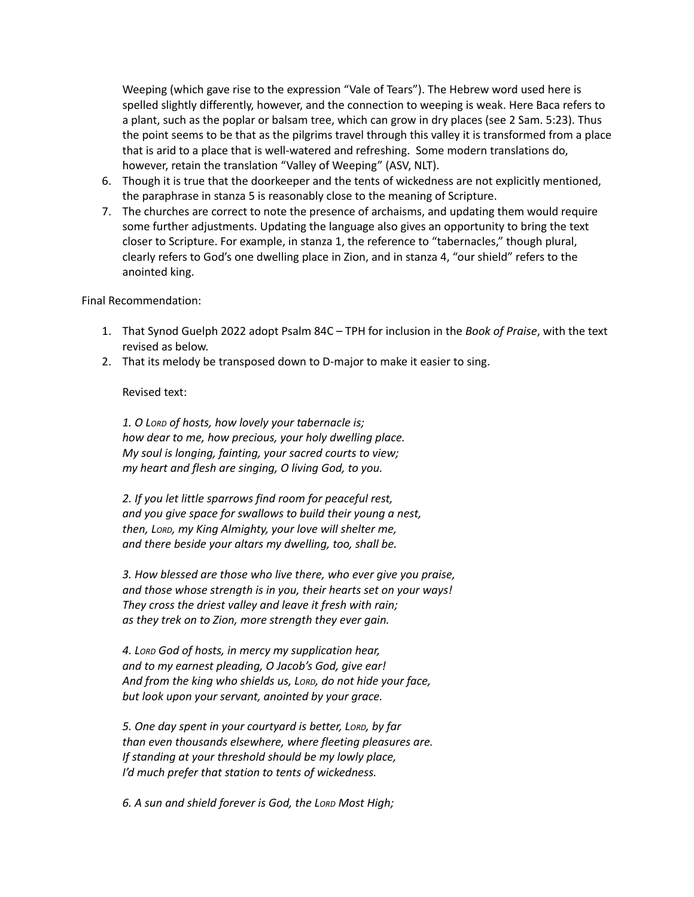Weeping (which gave rise to the expression "Vale of Tears"). The Hebrew word used here is spelled slightly differently, however, and the connection to weeping is weak. Here Baca refers to a plant, such as the poplar or balsam tree, which can grow in dry places (see 2 Sam. 5:23). Thus the point seems to be that as the pilgrims travel through this valley it is transformed from a place that is arid to a place that is well-watered and refreshing. Some modern translations do, however, retain the translation "Valley of Weeping" (ASV, NLT).

6. Though it is true that the doorkeeper and the tents of wickedness are not explicitly mentioned, the paraphrase in stanza 5 is reasonably close to the meaning of Scripture.
7. The churches are correct to note the presence of archaisms, and updating them would require some further adjustments. Updating the language also gives an opportunity to bring the text closer to Scripture. For example, in stanza 1, the reference to "tabernacles," though plural, clearly refers to God's one dwelling place in Zion, and in stanza 4, "our shield" refers to the anointed king.

Final Recommendation:

1. That Synod Guelph 2022 adopt Psalm 84C – TPH for inclusion in the *Book of Praise*, with the text revised as below.
2. That its melody be transposed down to D-major to make it easier to sing.

Revised text:

*1. O Lord of hosts, how lovely your tabernacle is;*
*how dear to me, how precious, your holy dwelling place.*
*My soul is longing, fainting, your sacred courts to view;*
*my heart and flesh are singing, O living God, to you.*

*2. If you let little sparrows find room for peaceful rest,*
*and you give space for swallows to build their young a nest,*
*then, Lord, my King Almighty, your love will shelter me,*
*and there beside your altars my dwelling, too, shall be.*

*3. How blessed are those who live there, who ever give you praise,*
*and those whose strength is in you, their hearts set on your ways!*
*They cross the driest valley and leave it fresh with rain;*
*as they trek on to Zion, more strength they ever gain.*

*4. Lord God of hosts, in mercy my supplication hear,*
*and to my earnest pleading, O Jacob's God, give ear!*
*And from the king who shields us, Lord, do not hide your face,*
*but look upon your servant, anointed by your grace.*

*5. One day spent in your courtyard is better, Lord, by far*
*than even thousands elsewhere, where fleeting pleasures are.*
*If standing at your threshold should be my lowly place,*
*I'd much prefer that station to tents of wickedness.*

*6. A sun and shield forever is God, the Lord Most High;*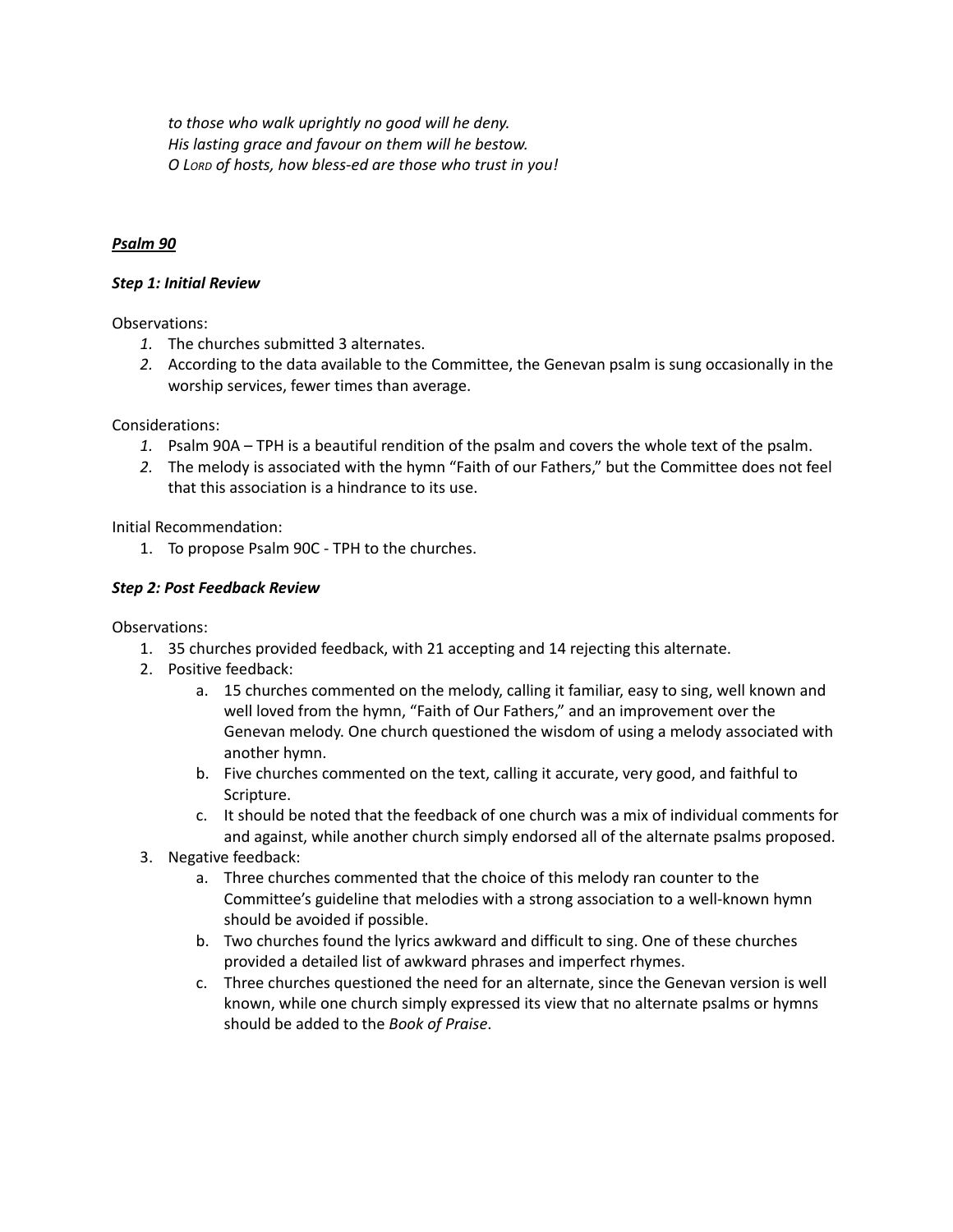*to those who walk uprightly no good will he deny.*
*His lasting grace and favour on them will he bestow.*
*O Lord of hosts, how bless-ed are those who trust in you!*

***Psalm 90***

***Step 1: Initial Review***

Observations:

1. The churches submitted 3 alternates.
2. According to the data available to the Committee, the Genevan psalm is sung occasionally in the worship services, fewer times than average.

Considerations:

1. Psalm 90A – TPH is a beautiful rendition of the psalm and covers the whole text of the psalm.
2. The melody is associated with the hymn "Faith of our Fathers," but the Committee does not feel that this association is a hindrance to its use.

Initial Recommendation:

1. To propose Psalm 90C - TPH to the churches.

***Step 2: Post Feedback Review***

Observations:

1. 35 churches provided feedback, with 21 accepting and 14 rejecting this alternate.
2. Positive feedback:
   a. 15 churches commented on the melody, calling it familiar, easy to sing, well known and well loved from the hymn, "Faith of Our Fathers," and an improvement over the Genevan melody. One church questioned the wisdom of using a melody associated with another hymn.
   b. Five churches commented on the text, calling it accurate, very good, and faithful to Scripture.
   c. It should be noted that the feedback of one church was a mix of individual comments for and against, while another church simply endorsed all of the alternate psalms proposed.
3. Negative feedback:
   a. Three churches commented that the choice of this melody ran counter to the Committee's guideline that melodies with a strong association to a well-known hymn should be avoided if possible.
   b. Two churches found the lyrics awkward and difficult to sing. One of these churches provided a detailed list of awkward phrases and imperfect rhymes.
   c. Three churches questioned the need for an alternate, since the Genevan version is well known, while one church simply expressed its view that no alternate psalms or hymns should be added to the *Book of Praise*.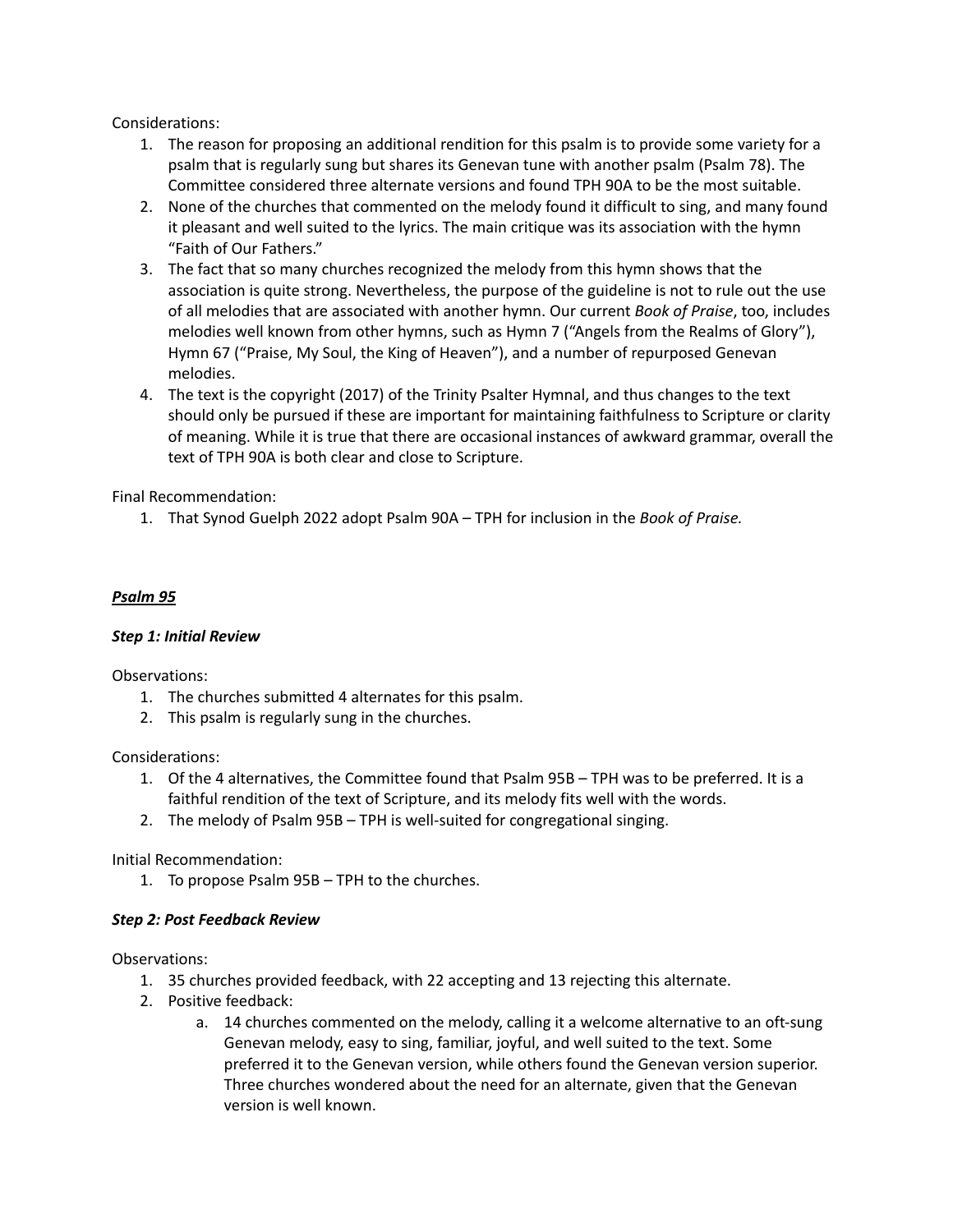Considerations:

1. The reason for proposing an additional rendition for this psalm is to provide some variety for a psalm that is regularly sung but shares its Genevan tune with another psalm (Psalm 78). The Committee considered three alternate versions and found TPH 90A to be the most suitable.
2. None of the churches that commented on the melody found it difficult to sing, and many found it pleasant and well suited to the lyrics. The main critique was its association with the hymn "Faith of Our Fathers."
3. The fact that so many churches recognized the melody from this hymn shows that the association is quite strong. Nevertheless, the purpose of the guideline is not to rule out the use of all melodies that are associated with another hymn. Our current *Book of Praise*, too, includes melodies well known from other hymns, such as Hymn 7 ("Angels from the Realms of Glory"), Hymn 67 ("Praise, My Soul, the King of Heaven"), and a number of repurposed Genevan melodies.
4. The text is the copyright (2017) of the Trinity Psalter Hymnal, and thus changes to the text should only be pursued if these are important for maintaining faithfulness to Scripture or clarity of meaning. While it is true that there are occasional instances of awkward grammar, overall the text of TPH 90A is both clear and close to Scripture.

Final Recommendation:

1. That Synod Guelph 2022 adopt Psalm 90A – TPH for inclusion in the *Book of Praise.*

### ***Psalm 95***

#### ***Step 1: Initial Review***

Observations:

1. The churches submitted 4 alternates for this psalm.
2. This psalm is regularly sung in the churches.

Considerations:

1. Of the 4 alternatives, the Committee found that Psalm 95B – TPH was to be preferred. It is a faithful rendition of the text of Scripture, and its melody fits well with the words.
2. The melody of Psalm 95B – TPH is well-suited for congregational singing.

Initial Recommendation:

1. To propose Psalm 95B – TPH to the churches.

#### ***Step 2: Post Feedback Review***

Observations:

1. 35 churches provided feedback, with 22 accepting and 13 rejecting this alternate.
2. Positive feedback:
    a. 14 churches commented on the melody, calling it a welcome alternative to an oft-sung Genevan melody, easy to sing, familiar, joyful, and well suited to the text. Some preferred it to the Genevan version, while others found the Genevan version superior. Three churches wondered about the need for an alternate, given that the Genevan version is well known.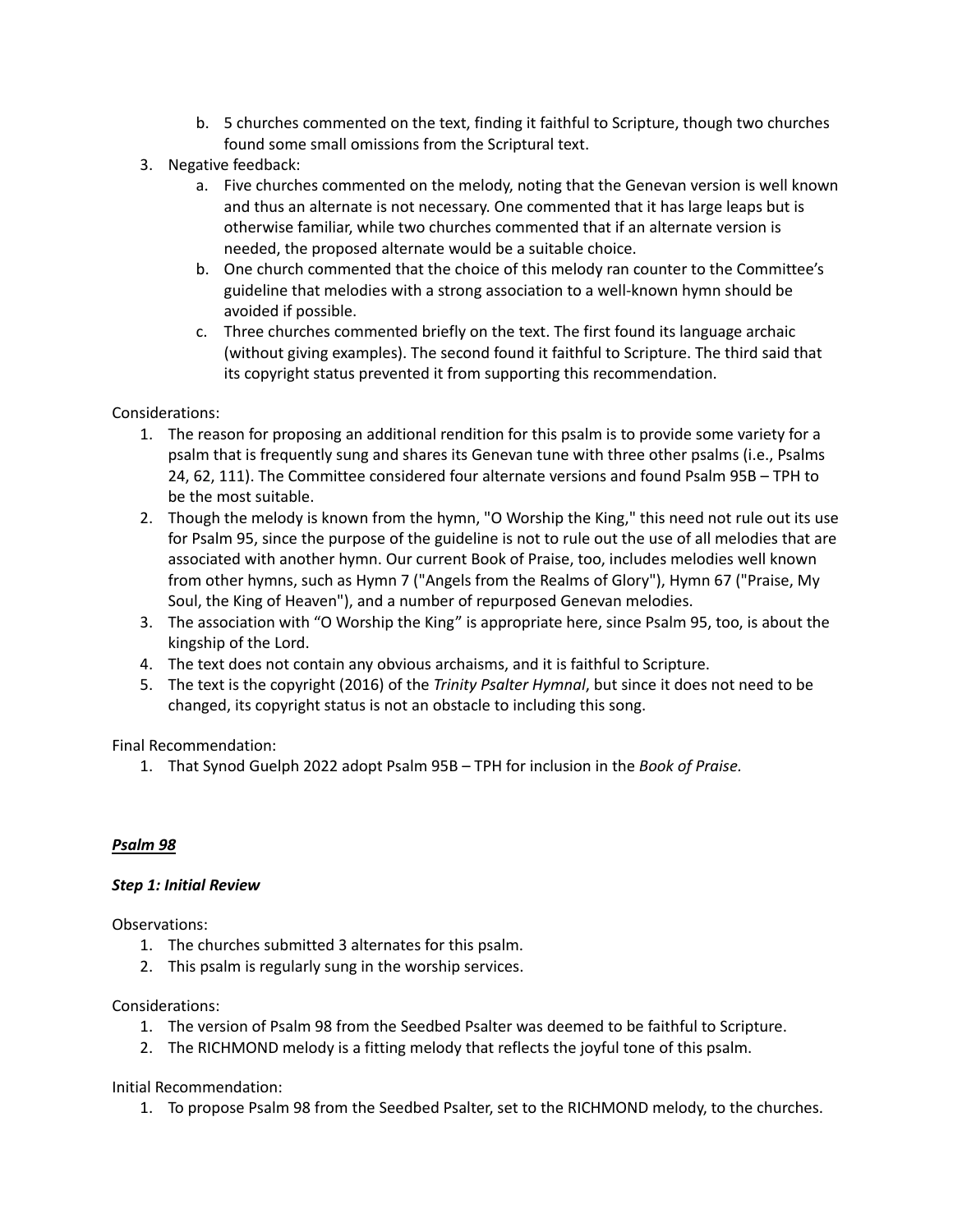b. 5 churches commented on the text, finding it faithful to Scripture, though two churches found some small omissions from the Scriptural text.
3. Negative feedback:
   a. Five churches commented on the melody, noting that the Genevan version is well known and thus an alternate is not necessary. One commented that it has large leaps but is otherwise familiar, while two churches commented that if an alternate version is needed, the proposed alternate would be a suitable choice.
   b. One church commented that the choice of this melody ran counter to the Committee's guideline that melodies with a strong association to a well-known hymn should be avoided if possible.
   c. Three churches commented briefly on the text. The first found its language archaic (without giving examples). The second found it faithful to Scripture. The third said that its copyright status prevented it from supporting this recommendation.

Considerations:

1. The reason for proposing an additional rendition for this psalm is to provide some variety for a psalm that is frequently sung and shares its Genevan tune with three other psalms (i.e., Psalms 24, 62, 111). The Committee considered four alternate versions and found Psalm 95B – TPH to be the most suitable.
2. Though the melody is known from the hymn, "O Worship the King," this need not rule out its use for Psalm 95, since the purpose of the guideline is not to rule out the use of all melodies that are associated with another hymn. Our current Book of Praise, too, includes melodies well known from other hymns, such as Hymn 7 ("Angels from the Realms of Glory"), Hymn 67 ("Praise, My Soul, the King of Heaven"), and a number of repurposed Genevan melodies.
3. The association with "O Worship the King" is appropriate here, since Psalm 95, too, is about the kingship of the Lord.
4. The text does not contain any obvious archaisms, and it is faithful to Scripture.
5. The text is the copyright (2016) of the *Trinity Psalter Hymnal*, but since it does not need to be changed, its copyright status is not an obstacle to including this song.

Final Recommendation:

1. That Synod Guelph 2022 adopt Psalm 95B – TPH for inclusion in the *Book of Praise.*

### ***Psalm 98***

#### ***Step 1: Initial Review***

Observations:

1. The churches submitted 3 alternates for this psalm.
2. This psalm is regularly sung in the worship services.

Considerations:

1. The version of Psalm 98 from the Seedbed Psalter was deemed to be faithful to Scripture.
2. The RICHMOND melody is a fitting melody that reflects the joyful tone of this psalm.

Initial Recommendation:

1. To propose Psalm 98 from the Seedbed Psalter, set to the RICHMOND melody, to the churches.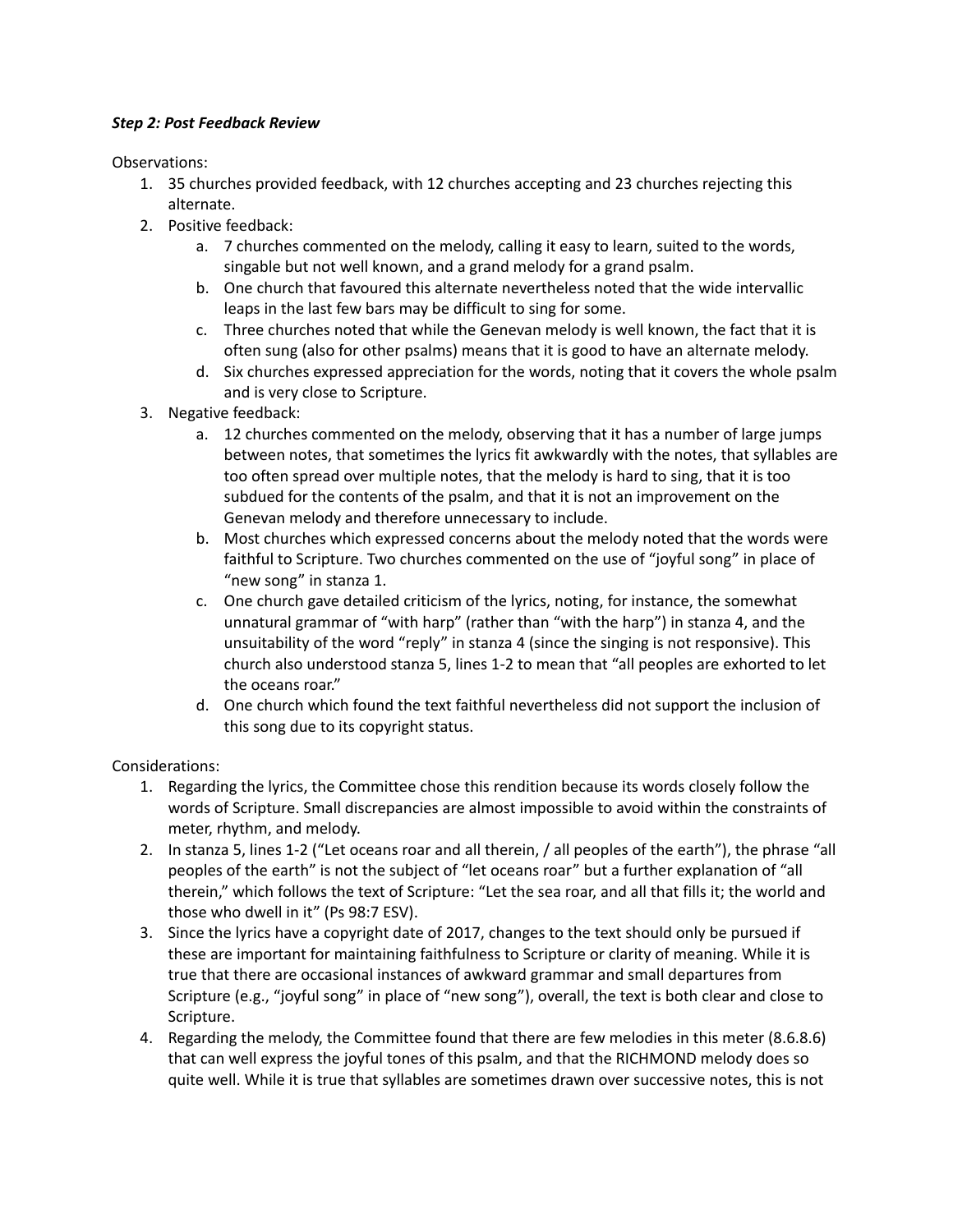***Step 2: Post Feedback Review***

Observations:

1. 35 churches provided feedback, with 12 churches accepting and 23 churches rejecting this alternate.
2. Positive feedback:
    a. 7 churches commented on the melody, calling it easy to learn, suited to the words, singable but not well known, and a grand melody for a grand psalm.
    b. One church that favoured this alternate nevertheless noted that the wide intervallic leaps in the last few bars may be difficult to sing for some.
    c. Three churches noted that while the Genevan melody is well known, the fact that it is often sung (also for other psalms) means that it is good to have an alternate melody.
    d. Six churches expressed appreciation for the words, noting that it covers the whole psalm and is very close to Scripture.
3. Negative feedback:
    a. 12 churches commented on the melody, observing that it has a number of large jumps between notes, that sometimes the lyrics fit awkwardly with the notes, that syllables are too often spread over multiple notes, that the melody is hard to sing, that it is too subdued for the contents of the psalm, and that it is not an improvement on the Genevan melody and therefore unnecessary to include.
    b. Most churches which expressed concerns about the melody noted that the words were faithful to Scripture. Two churches commented on the use of "joyful song" in place of "new song" in stanza 1.
    c. One church gave detailed criticism of the lyrics, noting, for instance, the somewhat unnatural grammar of "with harp" (rather than "with the harp") in stanza 4, and the unsuitability of the word "reply" in stanza 4 (since the singing is not responsive). This church also understood stanza 5, lines 1-2 to mean that "all peoples are exhorted to let the oceans roar."
    d. One church which found the text faithful nevertheless did not support the inclusion of this song due to its copyright status.

Considerations:

1. Regarding the lyrics, the Committee chose this rendition because its words closely follow the words of Scripture. Small discrepancies are almost impossible to avoid within the constraints of meter, rhythm, and melody.
2. In stanza 5, lines 1-2 ("Let oceans roar and all therein, / all peoples of the earth"), the phrase "all peoples of the earth" is not the subject of "let oceans roar" but a further explanation of "all therein," which follows the text of Scripture: "Let the sea roar, and all that fills it; the world and those who dwell in it" (Ps 98:7 ESV).
3. Since the lyrics have a copyright date of 2017, changes to the text should only be pursued if these are important for maintaining faithfulness to Scripture or clarity of meaning. While it is true that there are occasional instances of awkward grammar and small departures from Scripture (e.g., "joyful song" in place of "new song"), overall, the text is both clear and close to Scripture.
4. Regarding the melody, the Committee found that there are few melodies in this meter (8.6.8.6) that can well express the joyful tones of this psalm, and that the RICHMOND melody does so quite well. While it is true that syllables are sometimes drawn over successive notes, this is not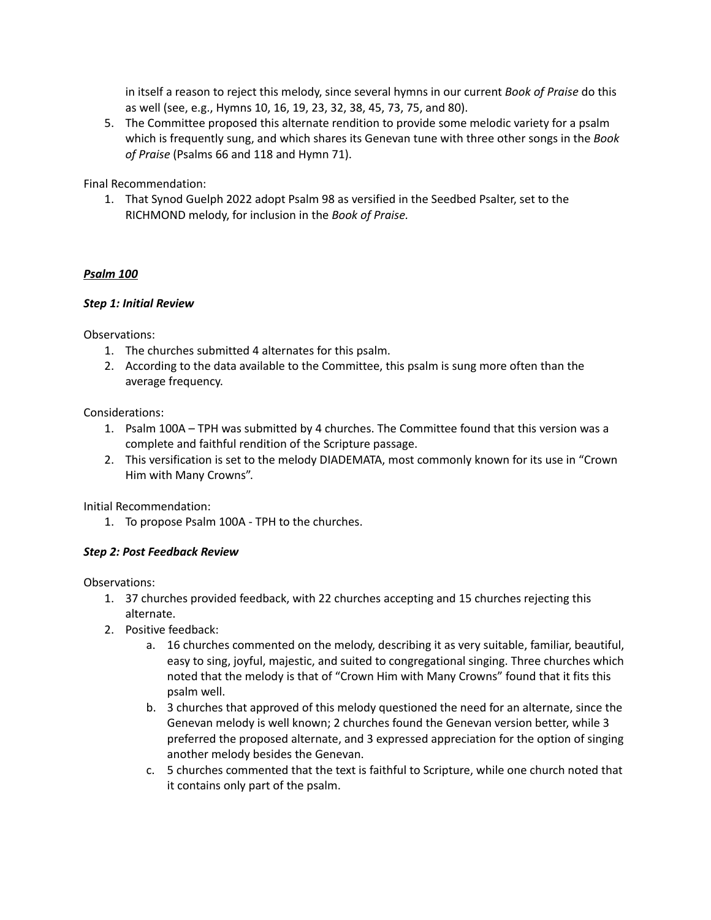in itself a reason to reject this melody, since several hymns in our current *Book of Praise* do this as well (see, e.g., Hymns 10, 16, 19, 23, 32, 38, 45, 73, 75, and 80).

5. The Committee proposed this alternate rendition to provide some melodic variety for a psalm which is frequently sung, and which shares its Genevan tune with three other songs in the *Book of Praise* (Psalms 66 and 118 and Hymn 71).

Final Recommendation:

1. That Synod Guelph 2022 adopt Psalm 98 as versified in the Seedbed Psalter, set to the RICHMOND melody, for inclusion in the *Book of Praise.*

***<u>Psalm 100</u>***

***Step 1: Initial Review***

Observations:

1. The churches submitted 4 alternates for this psalm.
2. According to the data available to the Committee, this psalm is sung more often than the average frequency.

Considerations:

1. Psalm 100A – TPH was submitted by 4 churches. The Committee found that this version was a complete and faithful rendition of the Scripture passage.
2. This versification is set to the melody DIADEMATA, most commonly known for its use in "Crown Him with Many Crowns".

Initial Recommendation:

1. To propose Psalm 100A - TPH to the churches.

***Step 2: Post Feedback Review***

Observations:

1. 37 churches provided feedback, with 22 churches accepting and 15 churches rejecting this alternate.
2. Positive feedback:
   a. 16 churches commented on the melody, describing it as very suitable, familiar, beautiful, easy to sing, joyful, majestic, and suited to congregational singing. Three churches which noted that the melody is that of "Crown Him with Many Crowns" found that it fits this psalm well.
   b. 3 churches that approved of this melody questioned the need for an alternate, since the Genevan melody is well known; 2 churches found the Genevan version better, while 3 preferred the proposed alternate, and 3 expressed appreciation for the option of singing another melody besides the Genevan.
   c. 5 churches commented that the text is faithful to Scripture, while one church noted that it contains only part of the psalm.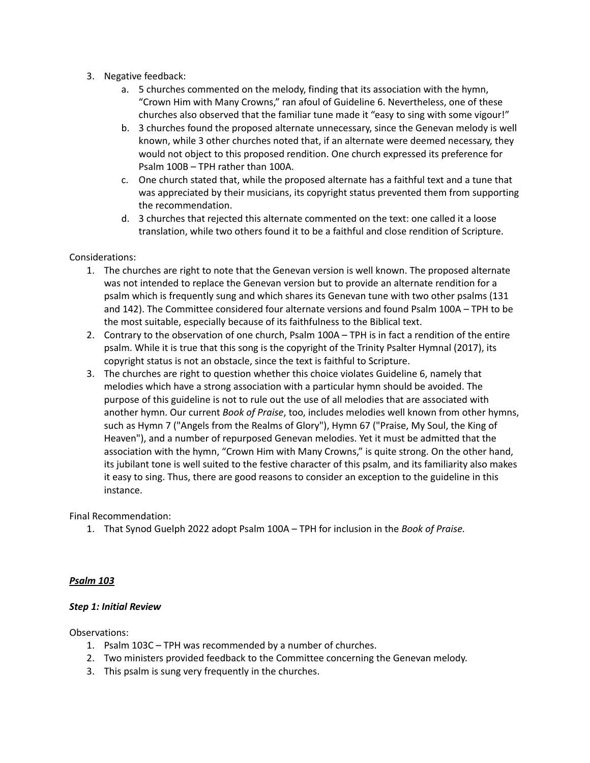3. Negative feedback:
   a. 5 churches commented on the melody, finding that its association with the hymn, "Crown Him with Many Crowns," ran afoul of Guideline 6. Nevertheless, one of these churches also observed that the familiar tune made it "easy to sing with some vigour!"
   b. 3 churches found the proposed alternate unnecessary, since the Genevan melody is well known, while 3 other churches noted that, if an alternate were deemed necessary, they would not object to this proposed rendition. One church expressed its preference for Psalm 100B – TPH rather than 100A.
   c. One church stated that, while the proposed alternate has a faithful text and a tune that was appreciated by their musicians, its copyright status prevented them from supporting the recommendation.
   d. 3 churches that rejected this alternate commented on the text: one called it a loose translation, while two others found it to be a faithful and close rendition of Scripture.

Considerations:

1. The churches are right to note that the Genevan version is well known. The proposed alternate was not intended to replace the Genevan version but to provide an alternate rendition for a psalm which is frequently sung and which shares its Genevan tune with two other psalms (131 and 142). The Committee considered four alternate versions and found Psalm 100A – TPH to be the most suitable, especially because of its faithfulness to the Biblical text.
2. Contrary to the observation of one church, Psalm 100A – TPH is in fact a rendition of the entire psalm. While it is true that this song is the copyright of the Trinity Psalter Hymnal (2017), its copyright status is not an obstacle, since the text is faithful to Scripture.
3. The churches are right to question whether this choice violates Guideline 6, namely that melodies which have a strong association with a particular hymn should be avoided. The purpose of this guideline is not to rule out the use of all melodies that are associated with another hymn. Our current *Book of Praise*, too, includes melodies well known from other hymns, such as Hymn 7 ("Angels from the Realms of Glory"), Hymn 67 ("Praise, My Soul, the King of Heaven"), and a number of repurposed Genevan melodies. Yet it must be admitted that the association with the hymn, "Crown Him with Many Crowns," is quite strong. On the other hand, its jubilant tone is well suited to the festive character of this psalm, and its familiarity also makes it easy to sing. Thus, there are good reasons to consider an exception to the guideline in this instance.

Final Recommendation:

1. That Synod Guelph 2022 adopt Psalm 100A – TPH for inclusion in the *Book of Praise.*

### ***Psalm 103***

#### ***Step 1: Initial Review***

Observations:

1. Psalm 103C – TPH was recommended by a number of churches.
2. Two ministers provided feedback to the Committee concerning the Genevan melody.
3. This psalm is sung very frequently in the churches.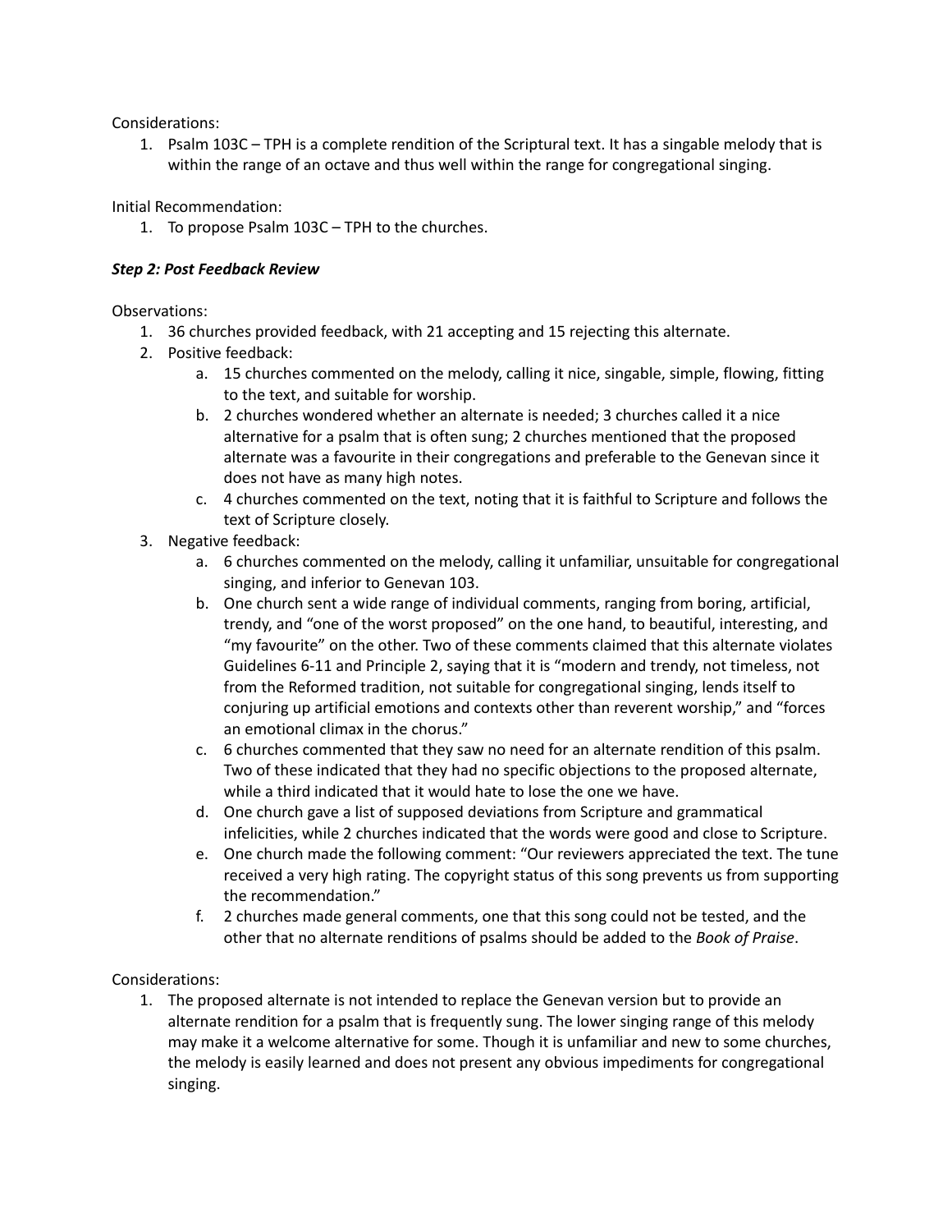Considerations:

1. Psalm 103C – TPH is a complete rendition of the Scriptural text. It has a singable melody that is within the range of an octave and thus well within the range for congregational singing.

Initial Recommendation:

1. To propose Psalm 103C – TPH to the churches.

***Step 2: Post Feedback Review***

Observations:

1. 36 churches provided feedback, with 21 accepting and 15 rejecting this alternate.
2. Positive feedback:
   a. 15 churches commented on the melody, calling it nice, singable, simple, flowing, fitting to the text, and suitable for worship.
   b. 2 churches wondered whether an alternate is needed; 3 churches called it a nice alternative for a psalm that is often sung; 2 churches mentioned that the proposed alternate was a favourite in their congregations and preferable to the Genevan since it does not have as many high notes.
   c. 4 churches commented on the text, noting that it is faithful to Scripture and follows the text of Scripture closely.
3. Negative feedback:
   a. 6 churches commented on the melody, calling it unfamiliar, unsuitable for congregational singing, and inferior to Genevan 103.
   b. One church sent a wide range of individual comments, ranging from boring, artificial, trendy, and "one of the worst proposed" on the one hand, to beautiful, interesting, and "my favourite" on the other. Two of these comments claimed that this alternate violates Guidelines 6-11 and Principle 2, saying that it is "modern and trendy, not timeless, not from the Reformed tradition, not suitable for congregational singing, lends itself to conjuring up artificial emotions and contexts other than reverent worship," and "forces an emotional climax in the chorus."
   c. 6 churches commented that they saw no need for an alternate rendition of this psalm. Two of these indicated that they had no specific objections to the proposed alternate, while a third indicated that it would hate to lose the one we have.
   d. One church gave a list of supposed deviations from Scripture and grammatical infelicities, while 2 churches indicated that the words were good and close to Scripture.
   e. One church made the following comment: "Our reviewers appreciated the text. The tune received a very high rating. The copyright status of this song prevents us from supporting the recommendation."
   f. 2 churches made general comments, one that this song could not be tested, and the other that no alternate renditions of psalms should be added to the *Book of Praise*.

Considerations:

1. The proposed alternate is not intended to replace the Genevan version but to provide an alternate rendition for a psalm that is frequently sung. The lower singing range of this melody may make it a welcome alternative for some. Though it is unfamiliar and new to some churches, the melody is easily learned and does not present any obvious impediments for congregational singing.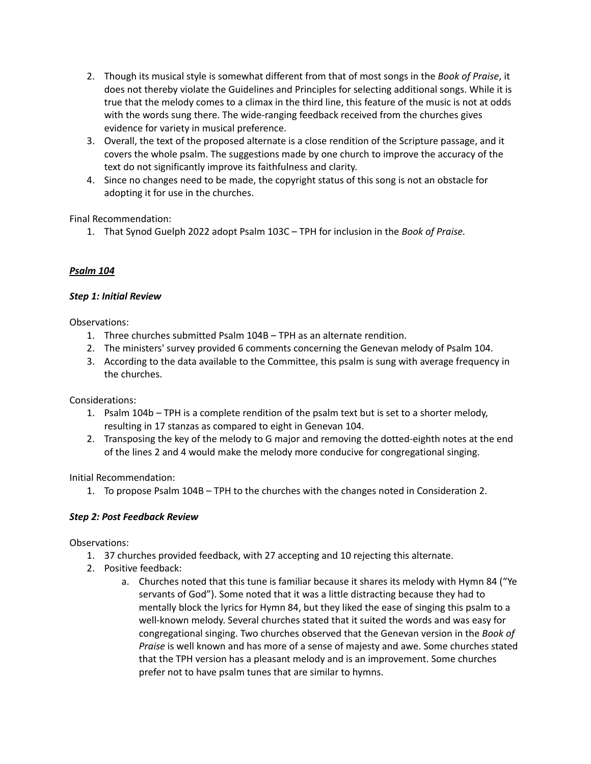2. Though its musical style is somewhat different from that of most songs in the *Book of Praise*, it does not thereby violate the Guidelines and Principles for selecting additional songs. While it is true that the melody comes to a climax in the third line, this feature of the music is not at odds with the words sung there. The wide-ranging feedback received from the churches gives evidence for variety in musical preference.
3. Overall, the text of the proposed alternate is a close rendition of the Scripture passage, and it covers the whole psalm. The suggestions made by one church to improve the accuracy of the text do not significantly improve its faithfulness and clarity.
4. Since no changes need to be made, the copyright status of this song is not an obstacle for adopting it for use in the churches.

Final Recommendation:

1. That Synod Guelph 2022 adopt Psalm 103C – TPH for inclusion in the *Book of Praise.*

### ***Psalm 104***

#### ***Step 1: Initial Review***

Observations:

1. Three churches submitted Psalm 104B – TPH as an alternate rendition.
2. The ministers' survey provided 6 comments concerning the Genevan melody of Psalm 104.
3. According to the data available to the Committee, this psalm is sung with average frequency in the churches.

Considerations:

1. Psalm 104b – TPH is a complete rendition of the psalm text but is set to a shorter melody, resulting in 17 stanzas as compared to eight in Genevan 104.
2. Transposing the key of the melody to G major and removing the dotted-eighth notes at the end of the lines 2 and 4 would make the melody more conducive for congregational singing.

Initial Recommendation:

1. To propose Psalm 104B – TPH to the churches with the changes noted in Consideration 2.

#### ***Step 2: Post Feedback Review***

Observations:

1. 37 churches provided feedback, with 27 accepting and 10 rejecting this alternate.
2. Positive feedback:
   a. Churches noted that this tune is familiar because it shares its melody with Hymn 84 ("Ye servants of God"). Some noted that it was a little distracting because they had to mentally block the lyrics for Hymn 84, but they liked the ease of singing this psalm to a well-known melody. Several churches stated that it suited the words and was easy for congregational singing. Two churches observed that the Genevan version in the *Book of Praise* is well known and has more of a sense of majesty and awe. Some churches stated that the TPH version has a pleasant melody and is an improvement. Some churches prefer not to have psalm tunes that are similar to hymns.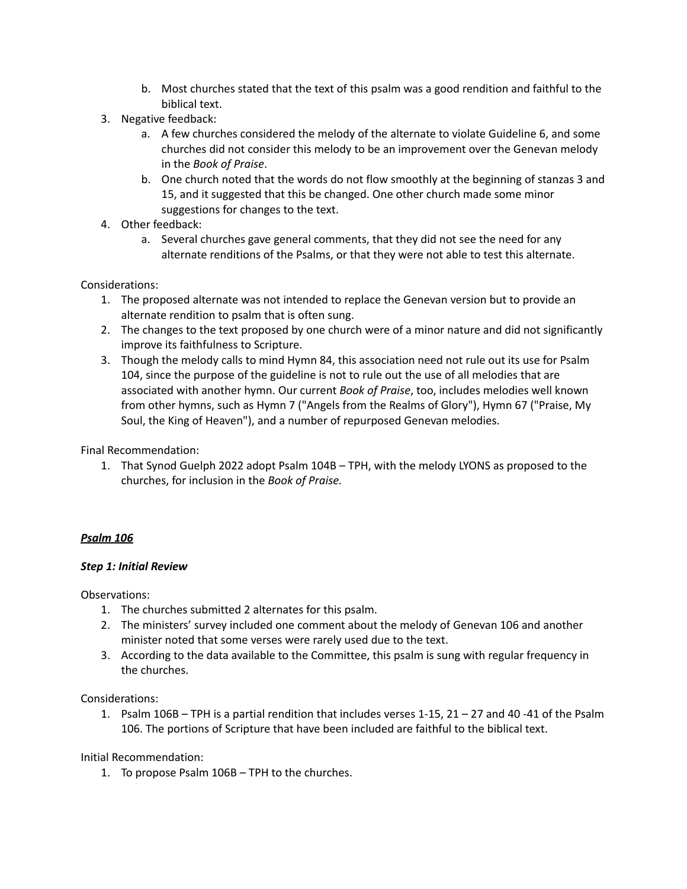b. Most churches stated that the text of this psalm was a good rendition and faithful to the biblical text.
3. Negative feedback:
   a. A few churches considered the melody of the alternate to violate Guideline 6, and some churches did not consider this melody to be an improvement over the Genevan melody in the *Book of Praise*.
   b. One church noted that the words do not flow smoothly at the beginning of stanzas 3 and 15, and it suggested that this be changed. One other church made some minor suggestions for changes to the text.
4. Other feedback:
   a. Several churches gave general comments, that they did not see the need for any alternate renditions of the Psalms, or that they were not able to test this alternate.

Considerations:

1. The proposed alternate was not intended to replace the Genevan version but to provide an alternate rendition to psalm that is often sung.
2. The changes to the text proposed by one church were of a minor nature and did not significantly improve its faithfulness to Scripture.
3. Though the melody calls to mind Hymn 84, this association need not rule out its use for Psalm 104, since the purpose of the guideline is not to rule out the use of all melodies that are associated with another hymn. Our current *Book of Praise*, too, includes melodies well known from other hymns, such as Hymn 7 ("Angels from the Realms of Glory"), Hymn 67 ("Praise, My Soul, the King of Heaven"), and a number of repurposed Genevan melodies.

Final Recommendation:

1. That Synod Guelph 2022 adopt Psalm 104B – TPH, with the melody LYONS as proposed to the churches, for inclusion in the *Book of Praise.*

## ***Psalm 106***

### ***Step 1: Initial Review***

Observations:

1. The churches submitted 2 alternates for this psalm.
2. The ministers' survey included one comment about the melody of Genevan 106 and another minister noted that some verses were rarely used due to the text.
3. According to the data available to the Committee, this psalm is sung with regular frequency in the churches.

Considerations:

1. Psalm 106B – TPH is a partial rendition that includes verses 1-15, 21 – 27 and 40 -41 of the Psalm 106. The portions of Scripture that have been included are faithful to the biblical text.

Initial Recommendation:

1. To propose Psalm 106B – TPH to the churches.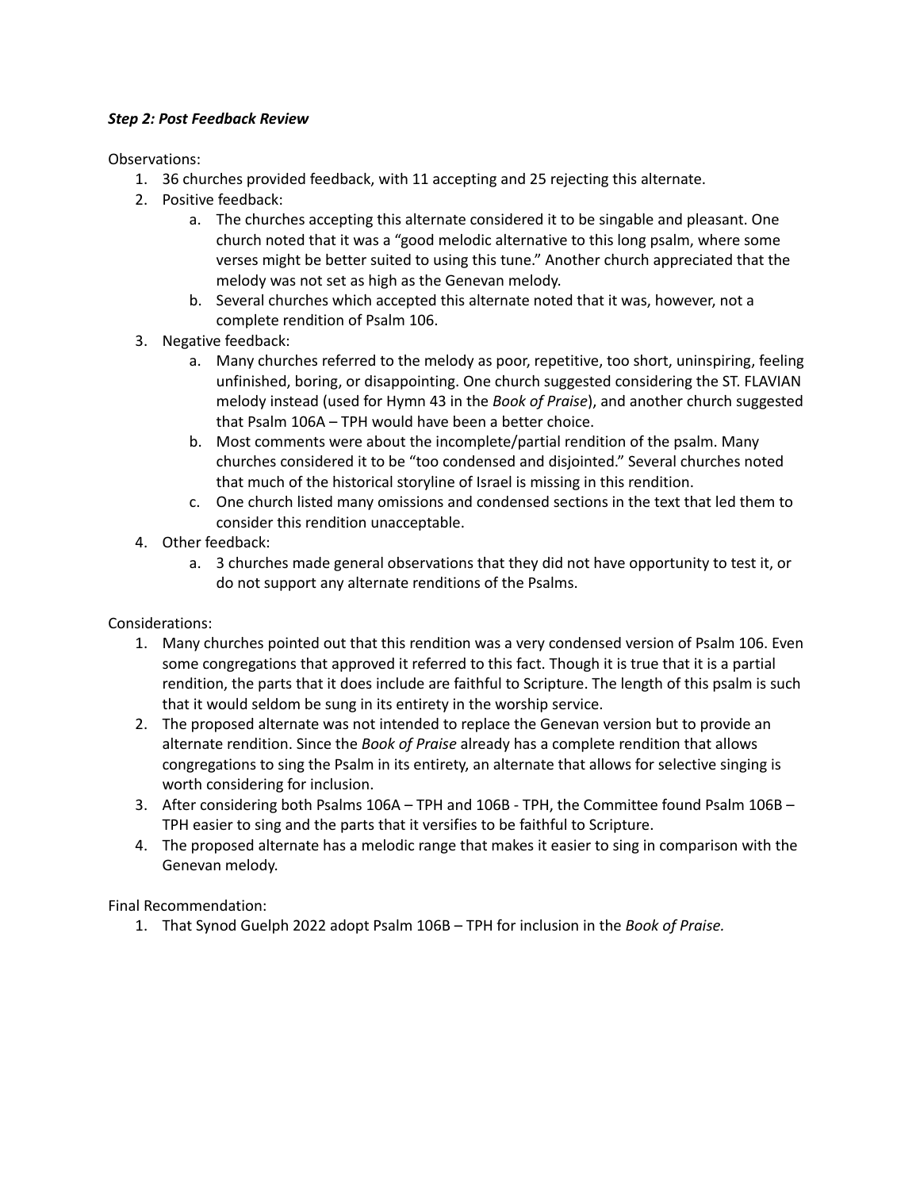***Step 2: Post Feedback Review***

Observations:

1. 36 churches provided feedback, with 11 accepting and 25 rejecting this alternate.
2. Positive feedback:
   a. The churches accepting this alternate considered it to be singable and pleasant. One church noted that it was a "good melodic alternative to this long psalm, where some verses might be better suited to using this tune." Another church appreciated that the melody was not set as high as the Genevan melody.
   b. Several churches which accepted this alternate noted that it was, however, not a complete rendition of Psalm 106.
3. Negative feedback:
   a. Many churches referred to the melody as poor, repetitive, too short, uninspiring, feeling unfinished, boring, or disappointing. One church suggested considering the ST. FLAVIAN melody instead (used for Hymn 43 in the *Book of Praise*), and another church suggested that Psalm 106A – TPH would have been a better choice.
   b. Most comments were about the incomplete/partial rendition of the psalm. Many churches considered it to be "too condensed and disjointed." Several churches noted that much of the historical storyline of Israel is missing in this rendition.
   c. One church listed many omissions and condensed sections in the text that led them to consider this rendition unacceptable.
4. Other feedback:
   a. 3 churches made general observations that they did not have opportunity to test it, or do not support any alternate renditions of the Psalms.

Considerations:

1. Many churches pointed out that this rendition was a very condensed version of Psalm 106. Even some congregations that approved it referred to this fact. Though it is true that it is a partial rendition, the parts that it does include are faithful to Scripture. The length of this psalm is such that it would seldom be sung in its entirety in the worship service.
2. The proposed alternate was not intended to replace the Genevan version but to provide an alternate rendition. Since the *Book of Praise* already has a complete rendition that allows congregations to sing the Psalm in its entirety, an alternate that allows for selective singing is worth considering for inclusion.
3. After considering both Psalms 106A – TPH and 106B - TPH, the Committee found Psalm 106B – TPH easier to sing and the parts that it versifies to be faithful to Scripture.
4. The proposed alternate has a melodic range that makes it easier to sing in comparison with the Genevan melody.

Final Recommendation:

1. That Synod Guelph 2022 adopt Psalm 106B – TPH for inclusion in the *Book of Praise.*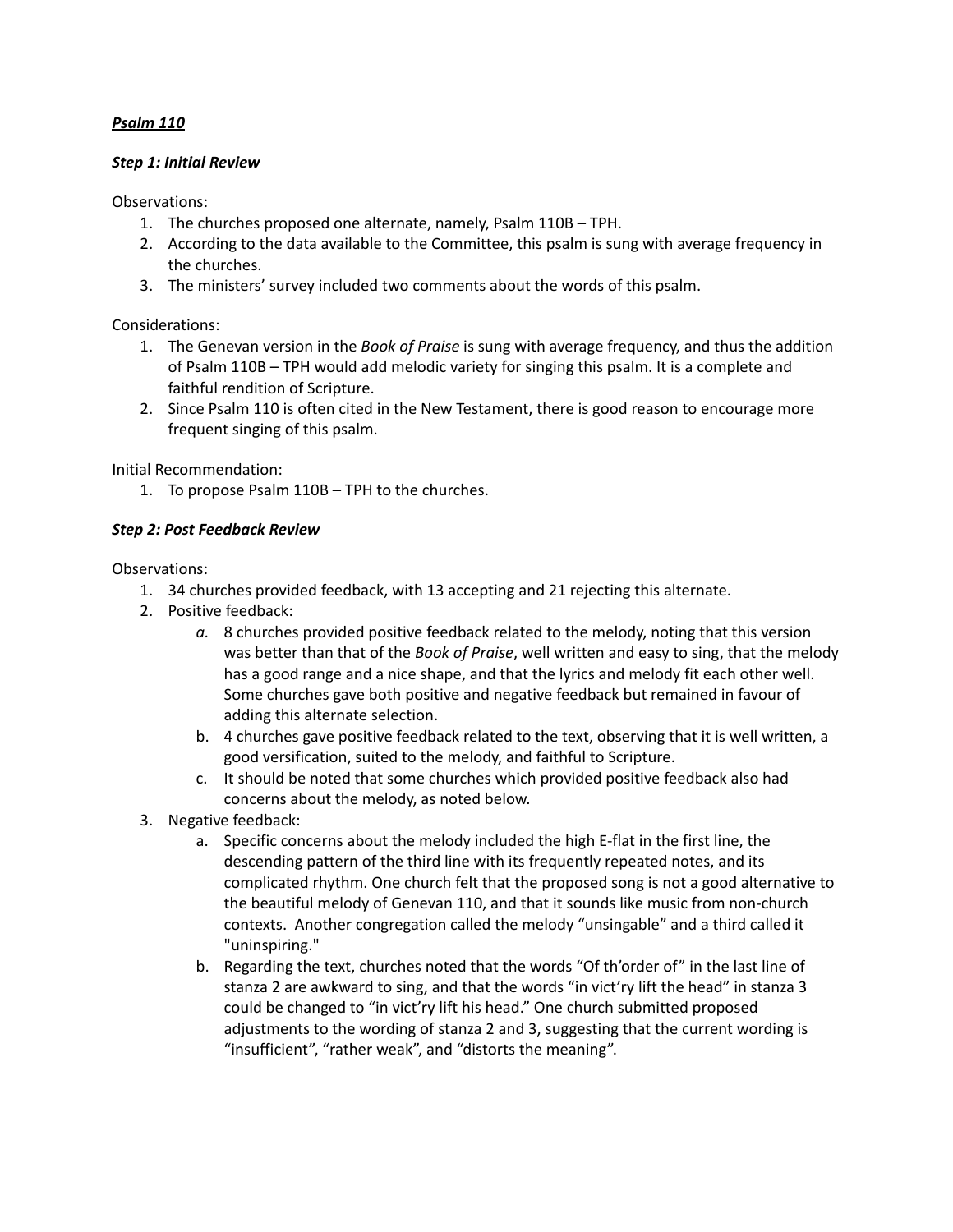***Psalm 110***

***Step 1: Initial Review***

Observations:

1. The churches proposed one alternate, namely, Psalm 110B – TPH.
2. According to the data available to the Committee, this psalm is sung with average frequency in the churches.
3. The ministers' survey included two comments about the words of this psalm.

Considerations:

1. The Genevan version in the *Book of Praise* is sung with average frequency, and thus the addition of Psalm 110B – TPH would add melodic variety for singing this psalm. It is a complete and faithful rendition of Scripture.
2. Since Psalm 110 is often cited in the New Testament, there is good reason to encourage more frequent singing of this psalm.

Initial Recommendation:

1. To propose Psalm 110B – TPH to the churches.

***Step 2: Post Feedback Review***

Observations:

1. 34 churches provided feedback, with 13 accepting and 21 rejecting this alternate.
2. Positive feedback:
   a. 8 churches provided positive feedback related to the melody, noting that this version was better than that of the *Book of Praise*, well written and easy to sing, that the melody has a good range and a nice shape, and that the lyrics and melody fit each other well. Some churches gave both positive and negative feedback but remained in favour of adding this alternate selection.
   b. 4 churches gave positive feedback related to the text, observing that it is well written, a good versification, suited to the melody, and faithful to Scripture.
   c. It should be noted that some churches which provided positive feedback also had concerns about the melody, as noted below.
3. Negative feedback:
   a. Specific concerns about the melody included the high E-flat in the first line, the descending pattern of the third line with its frequently repeated notes, and its complicated rhythm. One church felt that the proposed song is not a good alternative to the beautiful melody of Genevan 110, and that it sounds like music from non-church contexts. Another congregation called the melody "unsingable" and a third called it "uninspiring."
   b. Regarding the text, churches noted that the words "Of th'order of" in the last line of stanza 2 are awkward to sing, and that the words "in vict'ry lift the head" in stanza 3 could be changed to "in vict'ry lift his head." One church submitted proposed adjustments to the wording of stanza 2 and 3, suggesting that the current wording is "insufficient", "rather weak", and "distorts the meaning".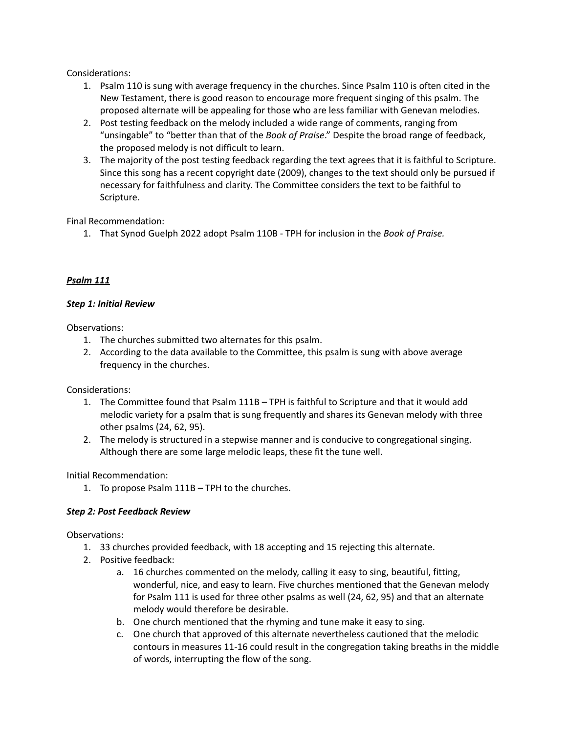Considerations:

1. Psalm 110 is sung with average frequency in the churches. Since Psalm 110 is often cited in the New Testament, there is good reason to encourage more frequent singing of this psalm. The proposed alternate will be appealing for those who are less familiar with Genevan melodies.
2. Post testing feedback on the melody included a wide range of comments, ranging from "unsingable" to "better than that of the *Book of Praise*." Despite the broad range of feedback, the proposed melody is not difficult to learn.
3. The majority of the post testing feedback regarding the text agrees that it is faithful to Scripture. Since this song has a recent copyright date (2009), changes to the text should only be pursued if necessary for faithfulness and clarity. The Committee considers the text to be faithful to Scripture.

Final Recommendation:

1. That Synod Guelph 2022 adopt Psalm 110B - TPH for inclusion in the *Book of Praise.*

## ***Psalm 111***

### ***Step 1: Initial Review***

Observations:

1. The churches submitted two alternates for this psalm.
2. According to the data available to the Committee, this psalm is sung with above average frequency in the churches.

Considerations:

1. The Committee found that Psalm 111B – TPH is faithful to Scripture and that it would add melodic variety for a psalm that is sung frequently and shares its Genevan melody with three other psalms (24, 62, 95).
2. The melody is structured in a stepwise manner and is conducive to congregational singing. Although there are some large melodic leaps, these fit the tune well.

Initial Recommendation:

1. To propose Psalm 111B – TPH to the churches.

### ***Step 2: Post Feedback Review***

Observations:

1. 33 churches provided feedback, with 18 accepting and 15 rejecting this alternate.
2. Positive feedback:
   a. 16 churches commented on the melody, calling it easy to sing, beautiful, fitting, wonderful, nice, and easy to learn. Five churches mentioned that the Genevan melody for Psalm 111 is used for three other psalms as well (24, 62, 95) and that an alternate melody would therefore be desirable.
   b. One church mentioned that the rhyming and tune make it easy to sing.
   c. One church that approved of this alternate nevertheless cautioned that the melodic contours in measures 11-16 could result in the congregation taking breaths in the middle of words, interrupting the flow of the song.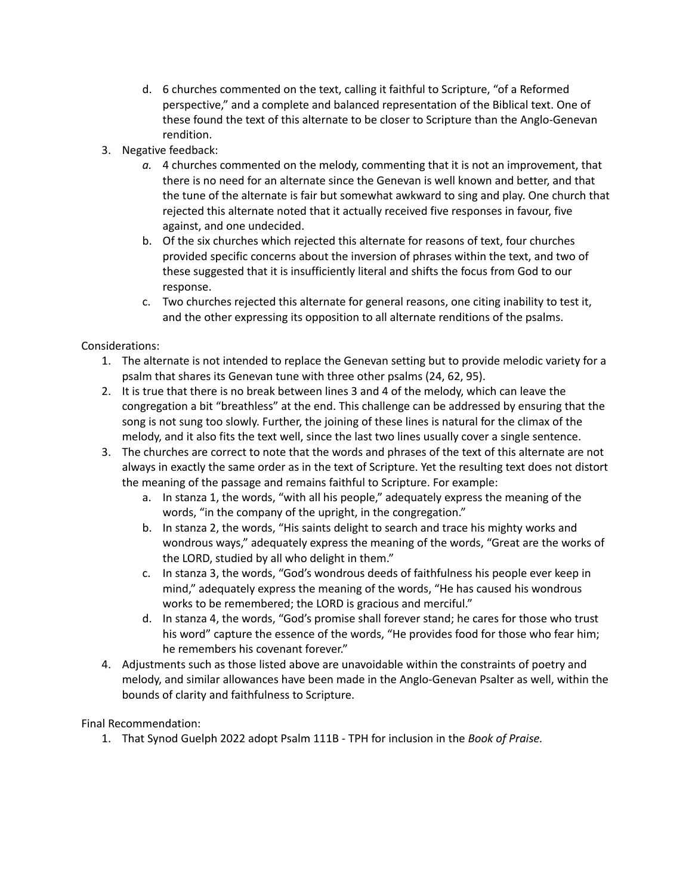d. 6 churches commented on the text, calling it faithful to Scripture, "of a Reformed perspective," and a complete and balanced representation of the Biblical text. One of these found the text of this alternate to be closer to Scripture than the Anglo-Genevan rendition.

3. Negative feedback:
   a. 4 churches commented on the melody, commenting that it is not an improvement, that there is no need for an alternate since the Genevan is well known and better, and that the tune of the alternate is fair but somewhat awkward to sing and play. One church that rejected this alternate noted that it actually received five responses in favour, five against, and one undecided.
   b. Of the six churches which rejected this alternate for reasons of text, four churches provided specific concerns about the inversion of phrases within the text, and two of these suggested that it is insufficiently literal and shifts the focus from God to our response.
   c. Two churches rejected this alternate for general reasons, one citing inability to test it, and the other expressing its opposition to all alternate renditions of the psalms.

Considerations:

1. The alternate is not intended to replace the Genevan setting but to provide melodic variety for a psalm that shares its Genevan tune with three other psalms (24, 62, 95).
2. It is true that there is no break between lines 3 and 4 of the melody, which can leave the congregation a bit "breathless" at the end. This challenge can be addressed by ensuring that the song is not sung too slowly. Further, the joining of these lines is natural for the climax of the melody, and it also fits the text well, since the last two lines usually cover a single sentence.
3. The churches are correct to note that the words and phrases of the text of this alternate are not always in exactly the same order as in the text of Scripture. Yet the resulting text does not distort the meaning of the passage and remains faithful to Scripture. For example:
   a. In stanza 1, the words, "with all his people," adequately express the meaning of the words, "in the company of the upright, in the congregation."
   b. In stanza 2, the words, "His saints delight to search and trace his mighty works and wondrous ways," adequately express the meaning of the words, "Great are the works of the LORD, studied by all who delight in them."
   c. In stanza 3, the words, "God's wondrous deeds of faithfulness his people ever keep in mind," adequately express the meaning of the words, "He has caused his wondrous works to be remembered; the LORD is gracious and merciful."
   d. In stanza 4, the words, "God's promise shall forever stand; he cares for those who trust his word" capture the essence of the words, "He provides food for those who fear him; he remembers his covenant forever."
4. Adjustments such as those listed above are unavoidable within the constraints of poetry and melody, and similar allowances have been made in the Anglo-Genevan Psalter as well, within the bounds of clarity and faithfulness to Scripture.

Final Recommendation:

1. That Synod Guelph 2022 adopt Psalm 111B - TPH for inclusion in the *Book of Praise.*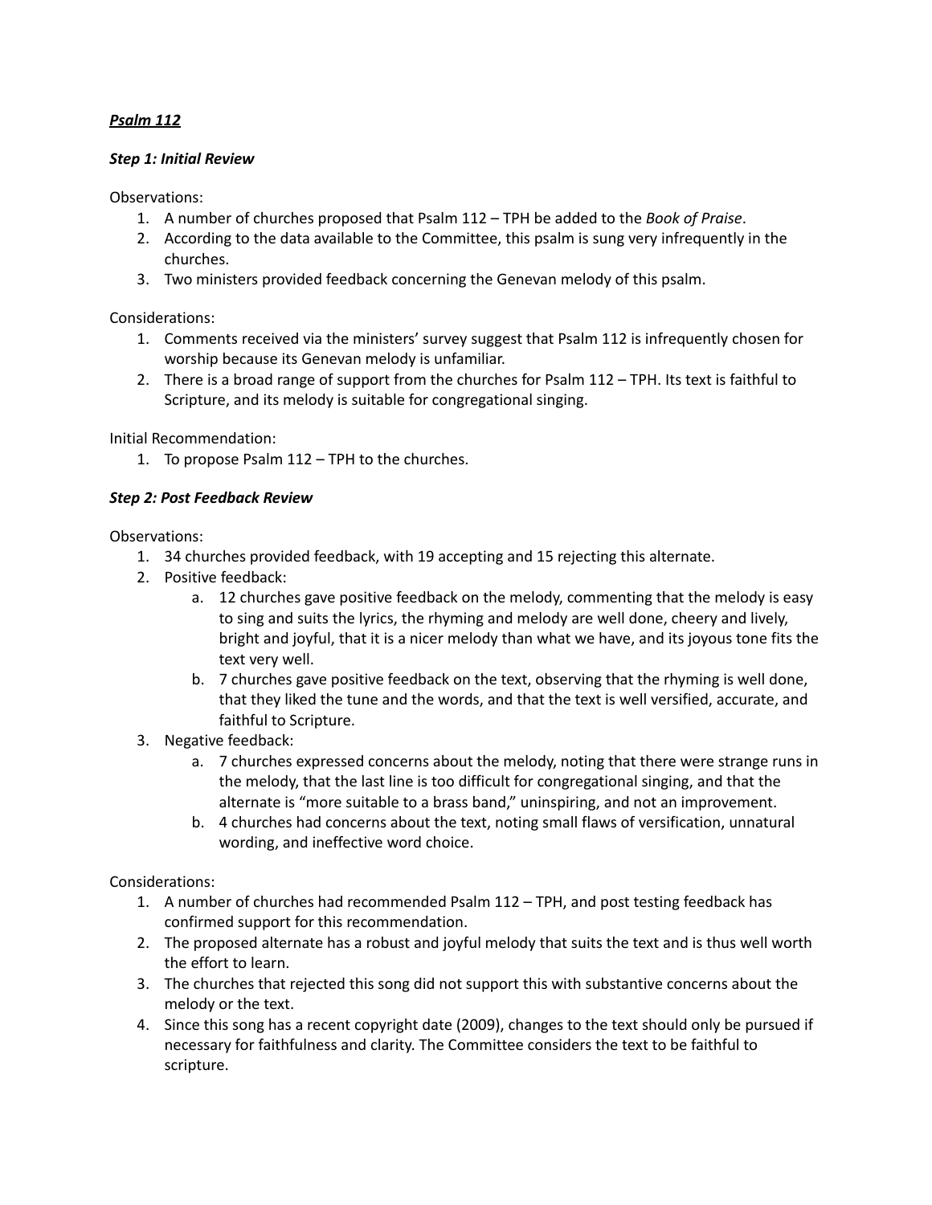***Psalm 112***

***Step 1: Initial Review***

Observations:

1. A number of churches proposed that Psalm 112 – TPH be added to the *Book of Praise*.
2. According to the data available to the Committee, this psalm is sung very infrequently in the churches.
3. Two ministers provided feedback concerning the Genevan melody of this psalm.

Considerations:

1. Comments received via the ministers' survey suggest that Psalm 112 is infrequently chosen for worship because its Genevan melody is unfamiliar.
2. There is a broad range of support from the churches for Psalm 112 – TPH. Its text is faithful to Scripture, and its melody is suitable for congregational singing.

Initial Recommendation:

1. To propose Psalm 112 – TPH to the churches.

***Step 2: Post Feedback Review***

Observations:

1. 34 churches provided feedback, with 19 accepting and 15 rejecting this alternate.
2. Positive feedback:
   a. 12 churches gave positive feedback on the melody, commenting that the melody is easy to sing and suits the lyrics, the rhyming and melody are well done, cheery and lively, bright and joyful, that it is a nicer melody than what we have, and its joyous tone fits the text very well.
   b. 7 churches gave positive feedback on the text, observing that the rhyming is well done, that they liked the tune and the words, and that the text is well versified, accurate, and faithful to Scripture.
3. Negative feedback:
   a. 7 churches expressed concerns about the melody, noting that there were strange runs in the melody, that the last line is too difficult for congregational singing, and that the alternate is "more suitable to a brass band," uninspiring, and not an improvement.
   b. 4 churches had concerns about the text, noting small flaws of versification, unnatural wording, and ineffective word choice.

Considerations:

1. A number of churches had recommended Psalm 112 – TPH, and post testing feedback has confirmed support for this recommendation.
2. The proposed alternate has a robust and joyful melody that suits the text and is thus well worth the effort to learn.
3. The churches that rejected this song did not support this with substantive concerns about the melody or the text.
4. Since this song has a recent copyright date (2009), changes to the text should only be pursued if necessary for faithfulness and clarity. The Committee considers the text to be faithful to scripture.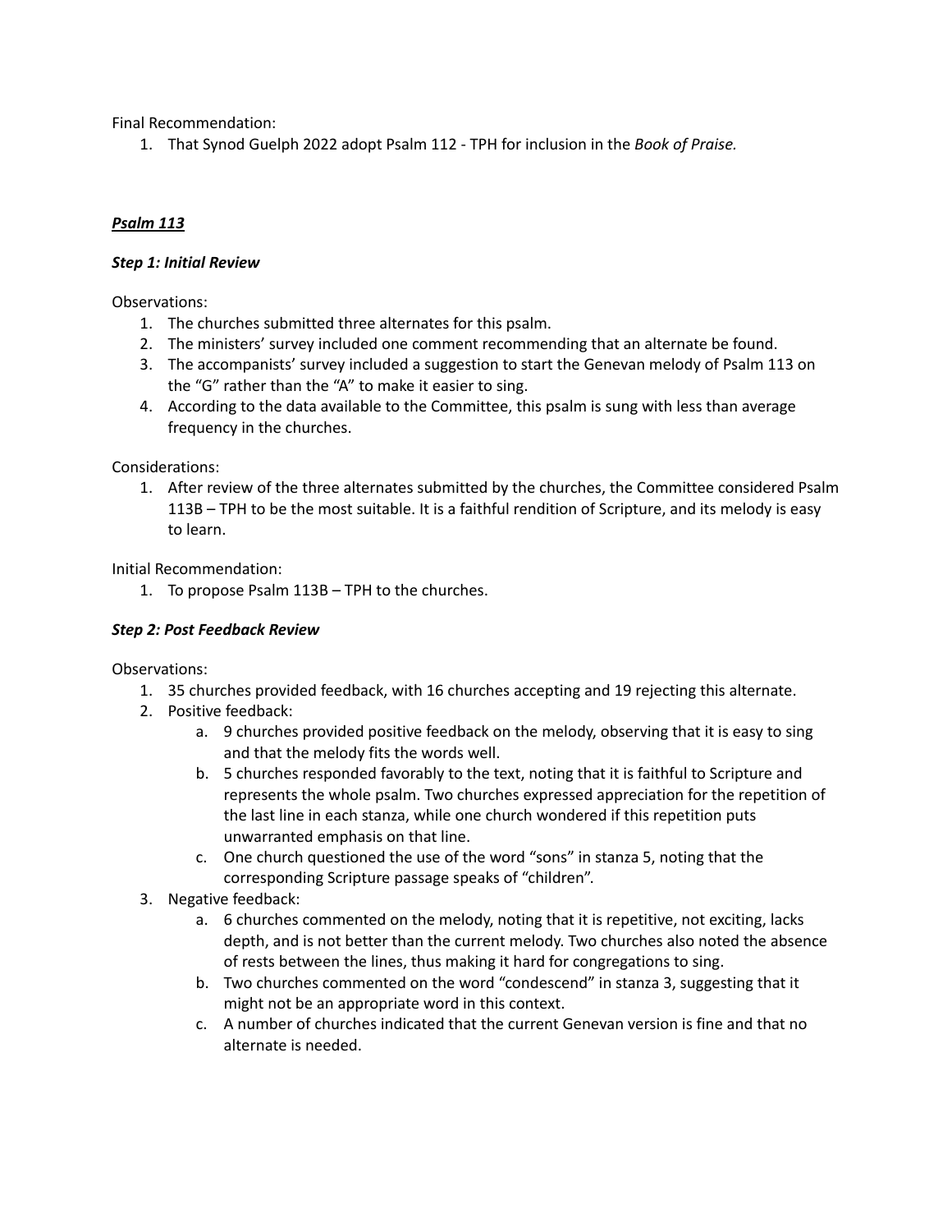Final Recommendation:

1. That Synod Guelph 2022 adopt Psalm 112 - TPH for inclusion in the *Book of Praise.*

***<u>Psalm 113</u>***

***Step 1: Initial Review***

Observations:

1. The churches submitted three alternates for this psalm.
2. The ministers' survey included one comment recommending that an alternate be found.
3. The accompanists' survey included a suggestion to start the Genevan melody of Psalm 113 on the "G" rather than the "A" to make it easier to sing.
4. According to the data available to the Committee, this psalm is sung with less than average frequency in the churches.

Considerations:

1. After review of the three alternates submitted by the churches, the Committee considered Psalm 113B – TPH to be the most suitable. It is a faithful rendition of Scripture, and its melody is easy to learn.

Initial Recommendation:

1. To propose Psalm 113B – TPH to the churches.

***Step 2: Post Feedback Review***

Observations:

1. 35 churches provided feedback, with 16 churches accepting and 19 rejecting this alternate.
2. Positive feedback:
   a. 9 churches provided positive feedback on the melody, observing that it is easy to sing and that the melody fits the words well.
   b. 5 churches responded favorably to the text, noting that it is faithful to Scripture and represents the whole psalm. Two churches expressed appreciation for the repetition of the last line in each stanza, while one church wondered if this repetition puts unwarranted emphasis on that line.
   c. One church questioned the use of the word "sons" in stanza 5, noting that the corresponding Scripture passage speaks of "children".
3. Negative feedback:
   a. 6 churches commented on the melody, noting that it is repetitive, not exciting, lacks depth, and is not better than the current melody. Two churches also noted the absence of rests between the lines, thus making it hard for congregations to sing.
   b. Two churches commented on the word "condescend" in stanza 3, suggesting that it might not be an appropriate word in this context.
   c. A number of churches indicated that the current Genevan version is fine and that no alternate is needed.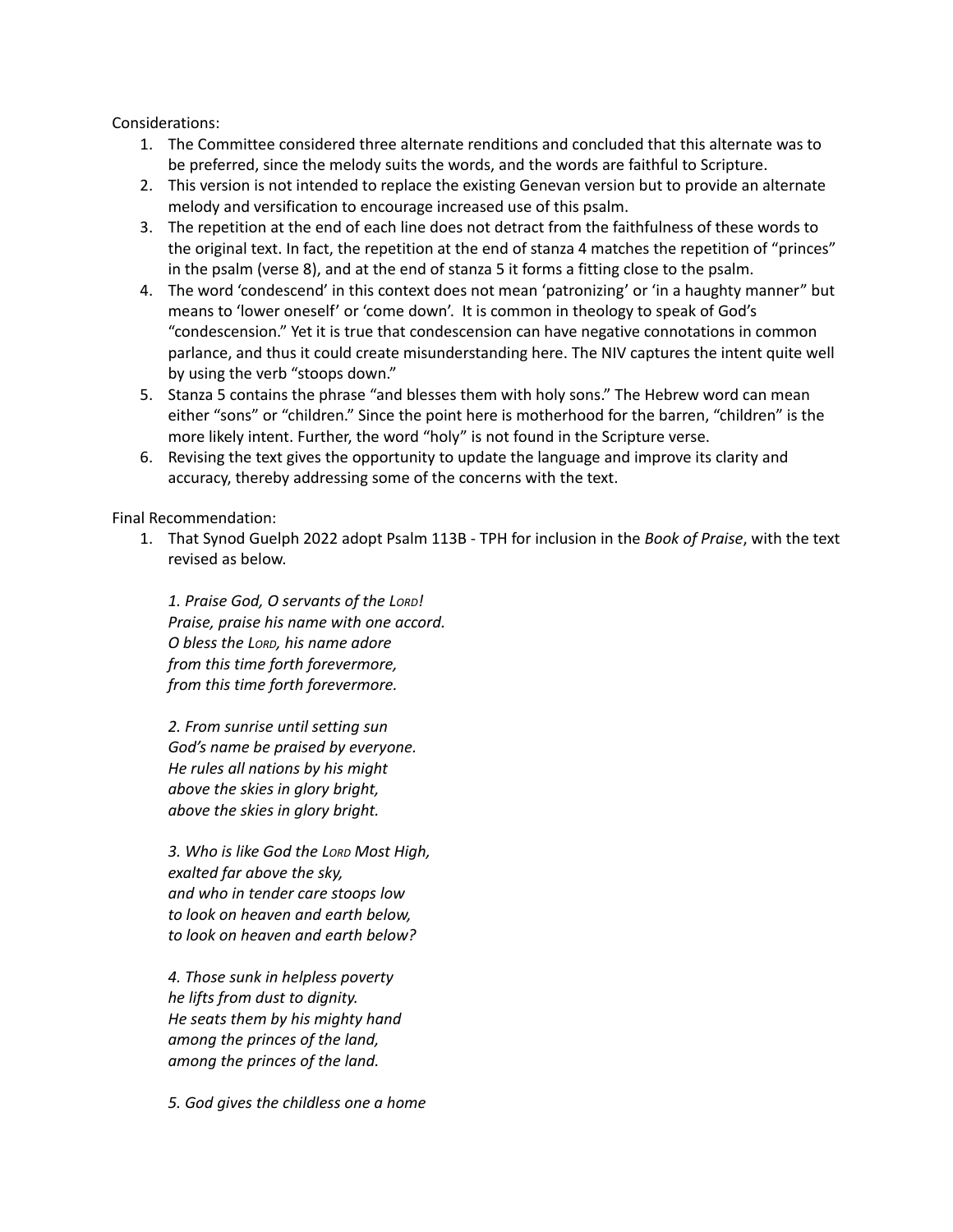Considerations:

1. The Committee considered three alternate renditions and concluded that this alternate was to be preferred, since the melody suits the words, and the words are faithful to Scripture.
2. This version is not intended to replace the existing Genevan version but to provide an alternate melody and versification to encourage increased use of this psalm.
3. The repetition at the end of each line does not detract from the faithfulness of these words to the original text. In fact, the repetition at the end of stanza 4 matches the repetition of "princes" in the psalm (verse 8), and at the end of stanza 5 it forms a fitting close to the psalm.
4. The word 'condescend' in this context does not mean 'patronizing' or 'in a haughty manner" but means to 'lower oneself' or 'come down'. It is common in theology to speak of God's "condescension." Yet it is true that condescension can have negative connotations in common parlance, and thus it could create misunderstanding here. The NIV captures the intent quite well by using the verb "stoops down."
5. Stanza 5 contains the phrase "and blesses them with holy sons." The Hebrew word can mean either "sons" or "children." Since the point here is motherhood for the barren, "children" is the more likely intent. Further, the word "holy" is not found in the Scripture verse.
6. Revising the text gives the opportunity to update the language and improve its clarity and accuracy, thereby addressing some of the concerns with the text.

Final Recommendation:

1. That Synod Guelph 2022 adopt Psalm 113B - TPH for inclusion in the *Book of Praise*, with the text revised as below.

   *1. Praise God, O servants of the LORD!*
   *Praise, praise his name with one accord.*
   *O bless the LORD, his name adore*
   *from this time forth forevermore,*
   *from this time forth forevermore.*

   *2. From sunrise until setting sun*
   *God's name be praised by everyone.*
   *He rules all nations by his might*
   *above the skies in glory bright,*
   *above the skies in glory bright.*

   *3. Who is like God the LORD Most High,*
   *exalted far above the sky,*
   *and who in tender care stoops low*
   *to look on heaven and earth below,*
   *to look on heaven and earth below?*

   *4. Those sunk in helpless poverty*
   *he lifts from dust to dignity.*
   *He seats them by his mighty hand*
   *among the princes of the land,*
   *among the princes of the land.*

   *5. God gives the childless one a home*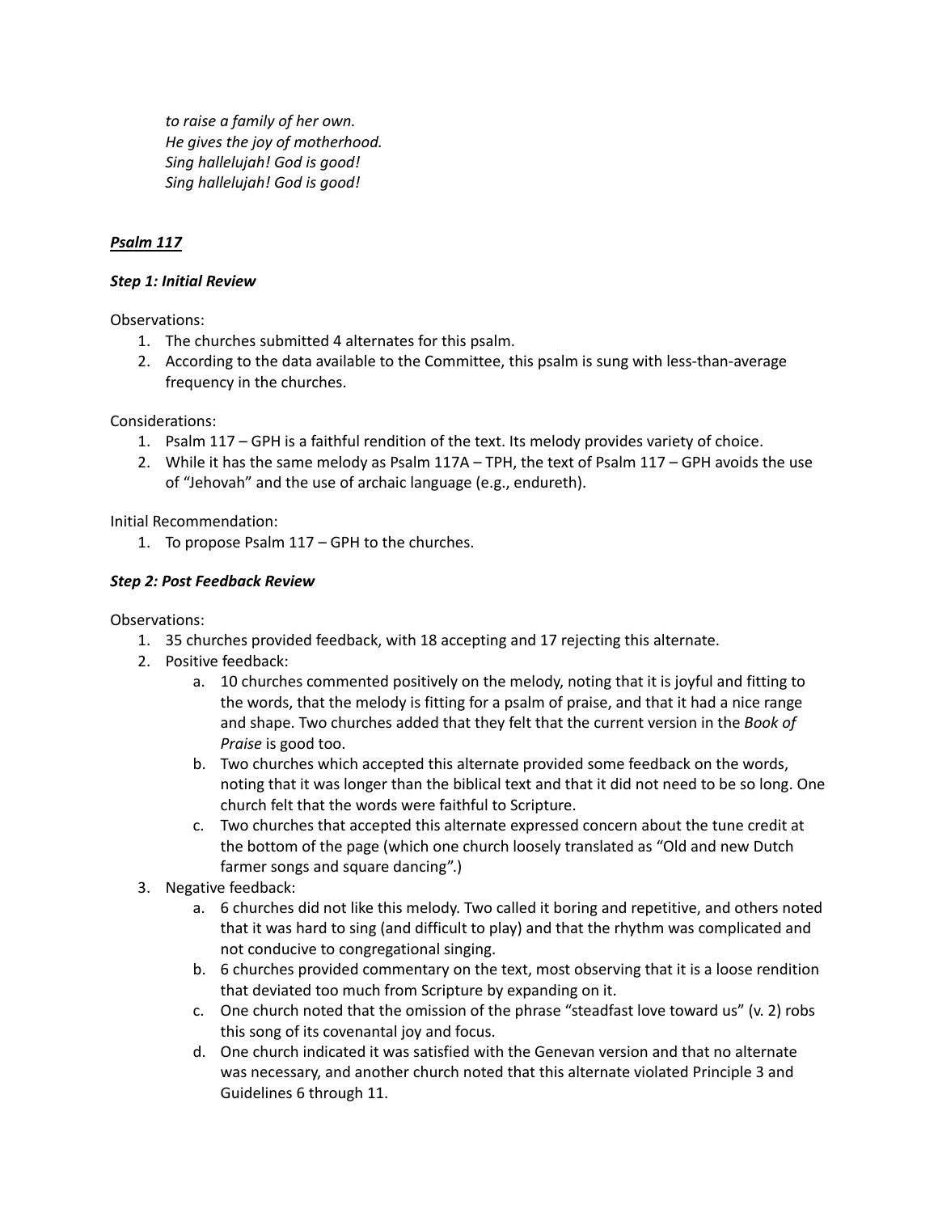*to raise a family of her own.*
*He gives the joy of motherhood.*
*Sing hallelujah! God is good!*
*Sing hallelujah! God is good!*

***<u>Psalm 117</u>***

***Step 1: Initial Review***

Observations:

1. The churches submitted 4 alternates for this psalm.
2. According to the data available to the Committee, this psalm is sung with less-than-average frequency in the churches.

Considerations:

1. Psalm 117 – GPH is a faithful rendition of the text. Its melody provides variety of choice.
2. While it has the same melody as Psalm 117A – TPH, the text of Psalm 117 – GPH avoids the use of "Jehovah" and the use of archaic language (e.g., endureth).

Initial Recommendation:

1. To propose Psalm 117 – GPH to the churches.

***Step 2: Post Feedback Review***

Observations:

1. 35 churches provided feedback, with 18 accepting and 17 rejecting this alternate.
2. Positive feedback:
   a. 10 churches commented positively on the melody, noting that it is joyful and fitting to the words, that the melody is fitting for a psalm of praise, and that it had a nice range and shape. Two churches added that they felt that the current version in the *Book of Praise* is good too.
   b. Two churches which accepted this alternate provided some feedback on the words, noting that it was longer than the biblical text and that it did not need to be so long. One church felt that the words were faithful to Scripture.
   c. Two churches that accepted this alternate expressed concern about the tune credit at the bottom of the page (which one church loosely translated as "Old and new Dutch farmer songs and square dancing".)
3. Negative feedback:
   a. 6 churches did not like this melody. Two called it boring and repetitive, and others noted that it was hard to sing (and difficult to play) and that the rhythm was complicated and not conducive to congregational singing.
   b. 6 churches provided commentary on the text, most observing that it is a loose rendition that deviated too much from Scripture by expanding on it.
   c. One church noted that the omission of the phrase "steadfast love toward us" (v. 2) robs this song of its covenantal joy and focus.
   d. One church indicated it was satisfied with the Genevan version and that no alternate was necessary, and another church noted that this alternate violated Principle 3 and Guidelines 6 through 11.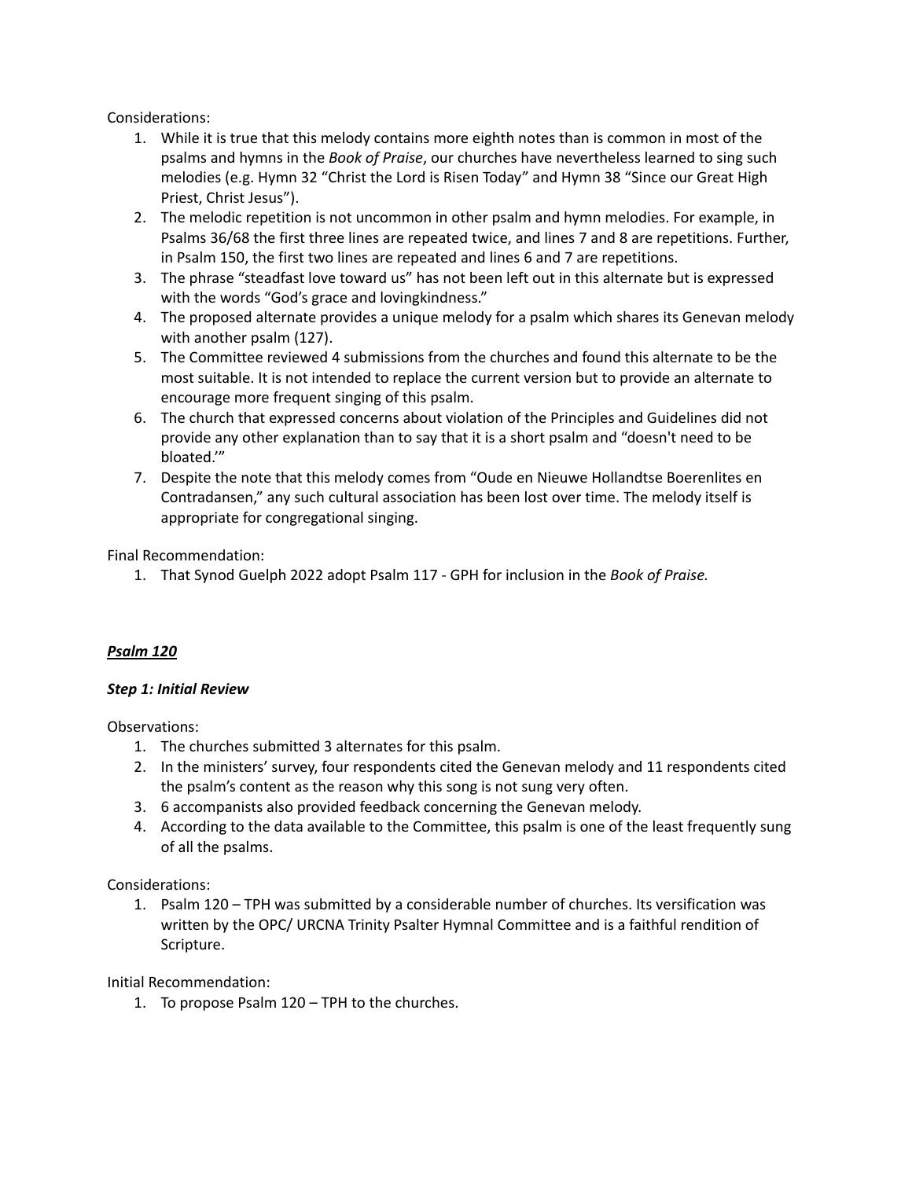Considerations:

1. While it is true that this melody contains more eighth notes than is common in most of the psalms and hymns in the *Book of Praise*, our churches have nevertheless learned to sing such melodies (e.g. Hymn 32 “Christ the Lord is Risen Today” and Hymn 38 “Since our Great High Priest, Christ Jesus”).
2. The melodic repetition is not uncommon in other psalm and hymn melodies. For example, in Psalms 36/68 the first three lines are repeated twice, and lines 7 and 8 are repetitions. Further, in Psalm 150, the first two lines are repeated and lines 6 and 7 are repetitions.
3. The phrase “steadfast love toward us” has not been left out in this alternate but is expressed with the words “God’s grace and lovingkindness.”
4. The proposed alternate provides a unique melody for a psalm which shares its Genevan melody with another psalm (127).
5. The Committee reviewed 4 submissions from the churches and found this alternate to be the most suitable. It is not intended to replace the current version but to provide an alternate to encourage more frequent singing of this psalm.
6. The church that expressed concerns about violation of the Principles and Guidelines did not provide any other explanation than to say that it is a short psalm and “doesn't need to be bloated.’”
7. Despite the note that this melody comes from “Oude en Nieuwe Hollandtse Boerenlites en Contradansen,” any such cultural association has been lost over time. The melody itself is appropriate for congregational singing.

Final Recommendation:

1. That Synod Guelph 2022 adopt Psalm 117 - GPH for inclusion in the *Book of Praise.*

***<u>Psalm 120</u>***

***Step 1: Initial Review***

Observations:

1. The churches submitted 3 alternates for this psalm.
2. In the ministers’ survey, four respondents cited the Genevan melody and 11 respondents cited the psalm’s content as the reason why this song is not sung very often.
3. 6 accompanists also provided feedback concerning the Genevan melody.
4. According to the data available to the Committee, this psalm is one of the least frequently sung of all the psalms.

Considerations:

1. Psalm 120 – TPH was submitted by a considerable number of churches. Its versification was written by the OPC/ URCNA Trinity Psalter Hymnal Committee and is a faithful rendition of Scripture.

Initial Recommendation:

1. To propose Psalm 120 – TPH to the churches.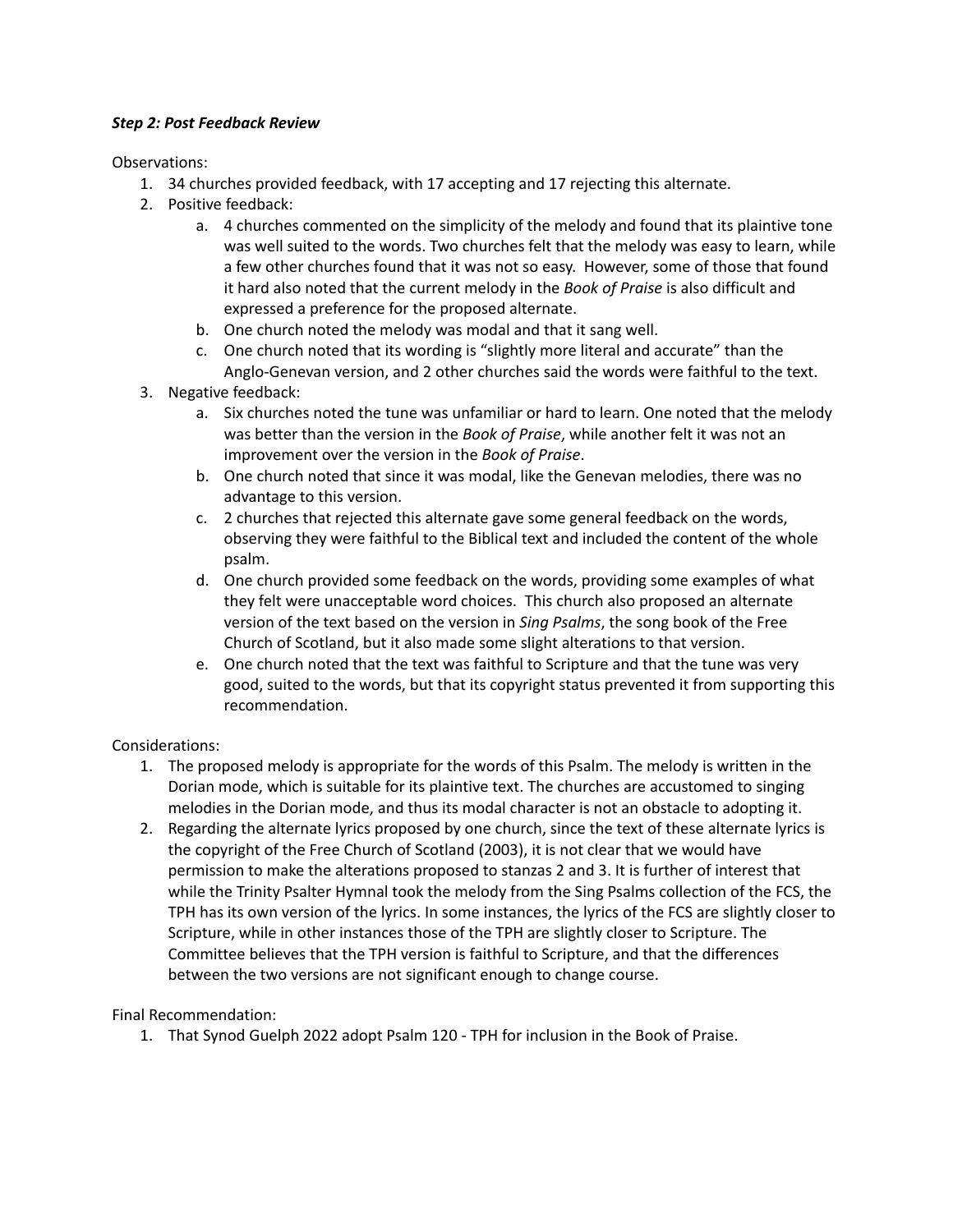***Step 2: Post Feedback Review***

Observations:

1. 34 churches provided feedback, with 17 accepting and 17 rejecting this alternate.
2. Positive feedback:
    a. 4 churches commented on the simplicity of the melody and found that its plaintive tone was well suited to the words. Two churches felt that the melody was easy to learn, while a few other churches found that it was not so easy. However, some of those that found it hard also noted that the current melody in the *Book of Praise* is also difficult and expressed a preference for the proposed alternate.
    b. One church noted the melody was modal and that it sang well.
    c. One church noted that its wording is "slightly more literal and accurate" than the Anglo-Genevan version, and 2 other churches said the words were faithful to the text.
3. Negative feedback:
    a. Six churches noted the tune was unfamiliar or hard to learn. One noted that the melody was better than the version in the *Book of Praise*, while another felt it was not an improvement over the version in the *Book of Praise*.
    b. One church noted that since it was modal, like the Genevan melodies, there was no advantage to this version.
    c. 2 churches that rejected this alternate gave some general feedback on the words, observing they were faithful to the Biblical text and included the content of the whole psalm.
    d. One church provided some feedback on the words, providing some examples of what they felt were unacceptable word choices. This church also proposed an alternate version of the text based on the version in *Sing Psalms*, the song book of the Free Church of Scotland, but it also made some slight alterations to that version.
    e. One church noted that the text was faithful to Scripture and that the tune was very good, suited to the words, but that its copyright status prevented it from supporting this recommendation.

Considerations:

1. The proposed melody is appropriate for the words of this Psalm. The melody is written in the Dorian mode, which is suitable for its plaintive text. The churches are accustomed to singing melodies in the Dorian mode, and thus its modal character is not an obstacle to adopting it.
2. Regarding the alternate lyrics proposed by one church, since the text of these alternate lyrics is the copyright of the Free Church of Scotland (2003), it is not clear that we would have permission to make the alterations proposed to stanzas 2 and 3. It is further of interest that while the Trinity Psalter Hymnal took the melody from the Sing Psalms collection of the FCS, the TPH has its own version of the lyrics. In some instances, the lyrics of the FCS are slightly closer to Scripture, while in other instances those of the TPH are slightly closer to Scripture. The Committee believes that the TPH version is faithful to Scripture, and that the differences between the two versions are not significant enough to change course.

Final Recommendation:

1. That Synod Guelph 2022 adopt Psalm 120 - TPH for inclusion in the Book of Praise.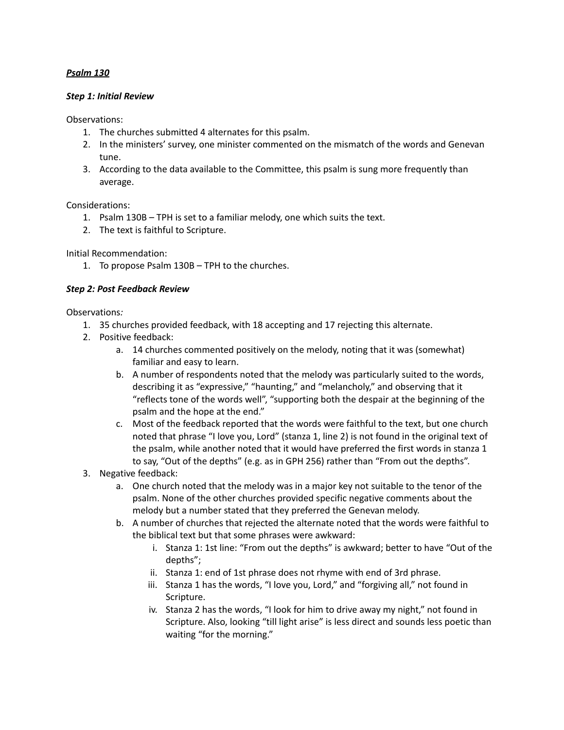***Psalm 130***

***Step 1: Initial Review***

Observations:

1. The churches submitted 4 alternates for this psalm.
2. In the ministers' survey, one minister commented on the mismatch of the words and Genevan tune.
3. According to the data available to the Committee, this psalm is sung more frequently than average.

Considerations:

1. Psalm 130B – TPH is set to a familiar melody, one which suits the text.
2. The text is faithful to Scripture.

Initial Recommendation:

1. To propose Psalm 130B – TPH to the churches.

***Step 2: Post Feedback Review***

Observations*:*

1. 35 churches provided feedback, with 18 accepting and 17 rejecting this alternate.
2. Positive feedback:
    a. 14 churches commented positively on the melody, noting that it was (somewhat) familiar and easy to learn.
    b. A number of respondents noted that the melody was particularly suited to the words, describing it as "expressive," "haunting," and "melancholy," and observing that it "reflects tone of the words well", "supporting both the despair at the beginning of the psalm and the hope at the end."
    c. Most of the feedback reported that the words were faithful to the text, but one church noted that phrase "I love you, Lord" (stanza 1, line 2) is not found in the original text of the psalm, while another noted that it would have preferred the first words in stanza 1 to say, "Out of the depths" (e.g. as in GPH 256) rather than "From out the depths".
3. Negative feedback:
    a. One church noted that the melody was in a major key not suitable to the tenor of the psalm. None of the other churches provided specific negative comments about the melody but a number stated that they preferred the Genevan melody.
    b. A number of churches that rejected the alternate noted that the words were faithful to the biblical text but that some phrases were awkward:
        i. Stanza 1: 1st line: "From out the depths" is awkward; better to have "Out of the depths";
        ii. Stanza 1: end of 1st phrase does not rhyme with end of 3rd phrase.
        iii. Stanza 1 has the words, "I love you, Lord," and "forgiving all," not found in Scripture.
        iv. Stanza 2 has the words, "I look for him to drive away my night," not found in Scripture. Also, looking "till light arise" is less direct and sounds less poetic than waiting "for the morning."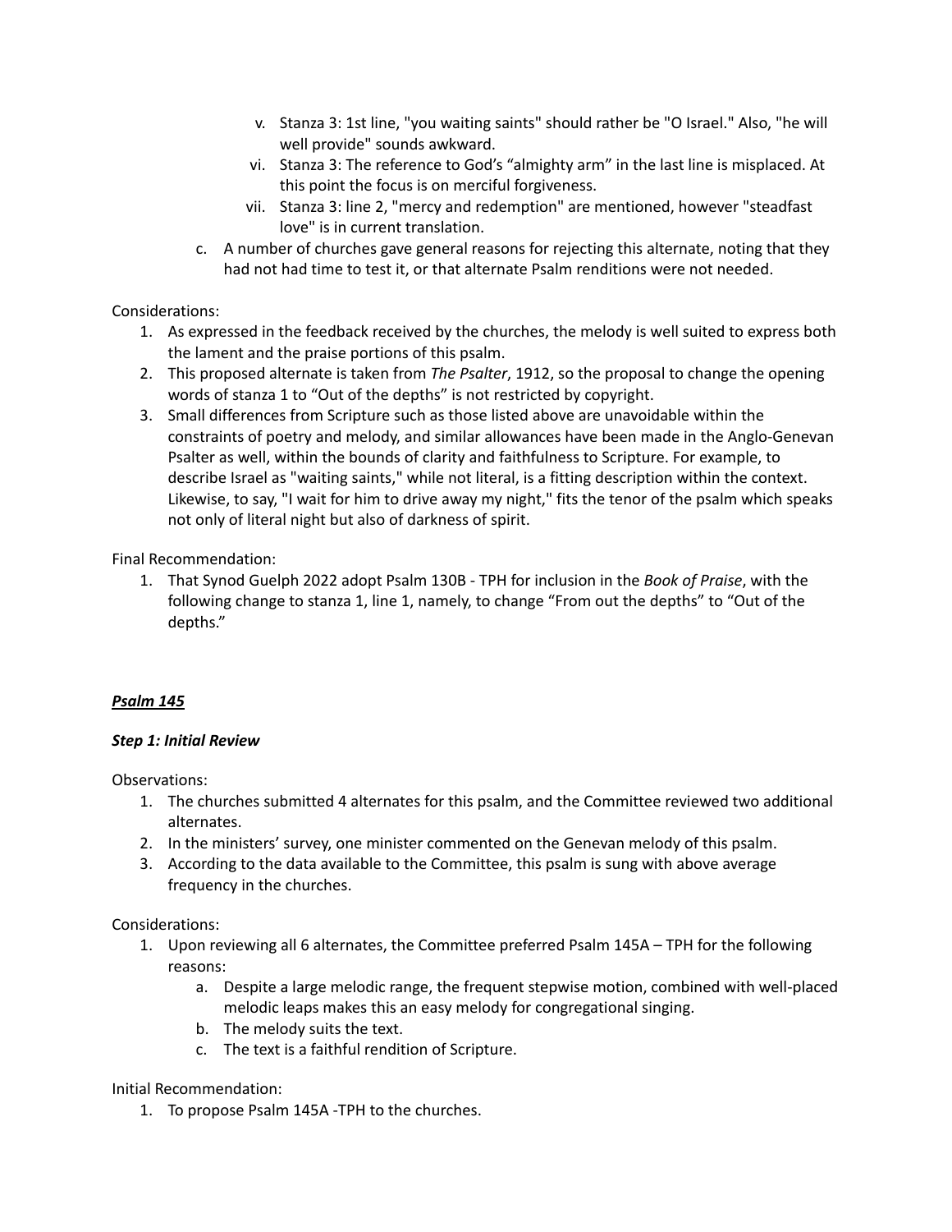v. Stanza 3: 1st line, "you waiting saints" should rather be "O Israel." Also, "he will well provide" sounds awkward.
   vi. Stanza 3: The reference to God's "almighty arm" in the last line is misplaced. At this point the focus is on merciful forgiveness.
   vii. Stanza 3: line 2, "mercy and redemption" are mentioned, however "steadfast love" is in current translation.

c. A number of churches gave general reasons for rejecting this alternate, noting that they had not had time to test it, or that alternate Psalm renditions were not needed.

Considerations:

1. As expressed in the feedback received by the churches, the melody is well suited to express both the lament and the praise portions of this psalm.
2. This proposed alternate is taken from *The Psalter*, 1912, so the proposal to change the opening words of stanza 1 to "Out of the depths" is not restricted by copyright.
3. Small differences from Scripture such as those listed above are unavoidable within the constraints of poetry and melody, and similar allowances have been made in the Anglo-Genevan Psalter as well, within the bounds of clarity and faithfulness to Scripture. For example, to describe Israel as "waiting saints," while not literal, is a fitting description within the context. Likewise, to say, "I wait for him to drive away my night," fits the tenor of the psalm which speaks not only of literal night but also of darkness of spirit.

Final Recommendation:

1. That Synod Guelph 2022 adopt Psalm 130B - TPH for inclusion in the *Book of Praise*, with the following change to stanza 1, line 1, namely, to change "From out the depths" to "Out of the depths."

### ***Psalm 145***

#### ***Step 1: Initial Review***

Observations:

1. The churches submitted 4 alternates for this psalm, and the Committee reviewed two additional alternates.
2. In the ministers' survey, one minister commented on the Genevan melody of this psalm.
3. According to the data available to the Committee, this psalm is sung with above average frequency in the churches.

Considerations:

1. Upon reviewing all 6 alternates, the Committee preferred Psalm 145A – TPH for the following reasons:
   a. Despite a large melodic range, the frequent stepwise motion, combined with well-placed melodic leaps makes this an easy melody for congregational singing.
   b. The melody suits the text.
   c. The text is a faithful rendition of Scripture.

Initial Recommendation:

1. To propose Psalm 145A -TPH to the churches.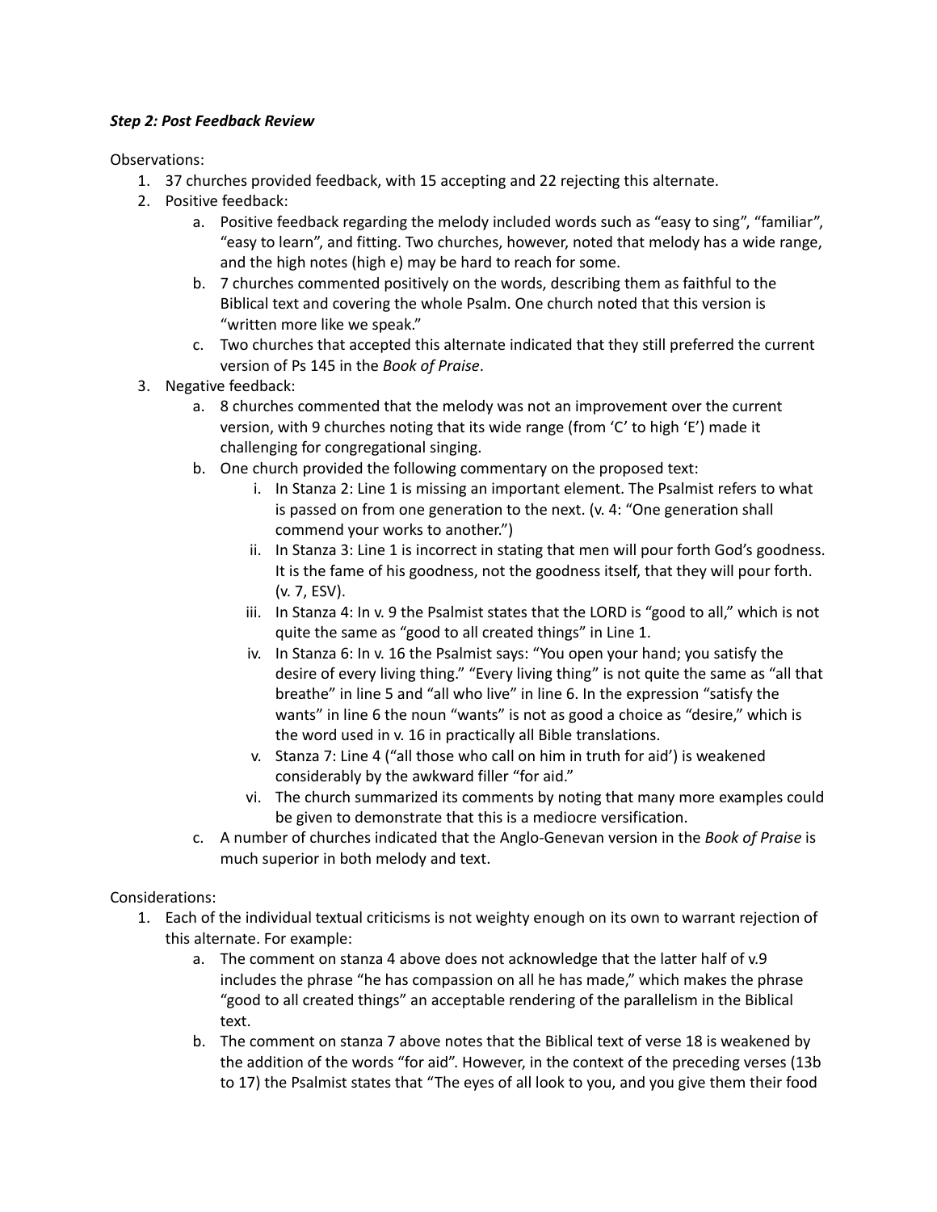***Step 2: Post Feedback Review***

Observations:

1. 37 churches provided feedback, with 15 accepting and 22 rejecting this alternate.
2. Positive feedback:
   a. Positive feedback regarding the melody included words such as “easy to sing”, “familiar”, “easy to learn”, and fitting. Two churches, however, noted that melody has a wide range, and the high notes (high e) may be hard to reach for some.
   b. 7 churches commented positively on the words, describing them as faithful to the Biblical text and covering the whole Psalm. One church noted that this version is “written more like we speak.”
   c. Two churches that accepted this alternate indicated that they still preferred the current version of Ps 145 in the *Book of Praise*.
3. Negative feedback:
   a. 8 churches commented that the melody was not an improvement over the current version, with 9 churches noting that its wide range (from ‘C’ to high ‘E’) made it challenging for congregational singing.
   b. One church provided the following commentary on the proposed text:
      i. In Stanza 2: Line 1 is missing an important element. The Psalmist refers to what is passed on from one generation to the next. (v. 4: “One generation shall commend your works to another.”)
      ii. In Stanza 3: Line 1 is incorrect in stating that men will pour forth God’s goodness. It is the fame of his goodness, not the goodness itself, that they will pour forth. (v. 7, ESV).
      iii. In Stanza 4: In v. 9 the Psalmist states that the LORD is “good to all,” which is not quite the same as “good to all created things” in Line 1.
      iv. In Stanza 6: In v. 16 the Psalmist says: “You open your hand; you satisfy the desire of every living thing.” “Every living thing” is not quite the same as “all that breathe” in line 5 and “all who live” in line 6. In the expression “satisfy the wants” in line 6 the noun “wants” is not as good a choice as “desire,” which is the word used in v. 16 in practically all Bible translations.
      v. Stanza 7: Line 4 (“all those who call on him in truth for aid’) is weakened considerably by the awkward filler “for aid.”
      vi. The church summarized its comments by noting that many more examples could be given to demonstrate that this is a mediocre versification.
   c. A number of churches indicated that the Anglo-Genevan version in the *Book of Praise* is much superior in both melody and text.

Considerations:

1. Each of the individual textual criticisms is not weighty enough on its own to warrant rejection of this alternate. For example:
   a. The comment on stanza 4 above does not acknowledge that the latter half of v.9 includes the phrase “he has compassion on all he has made,” which makes the phrase “good to all created things” an acceptable rendering of the parallelism in the Biblical text.
   b. The comment on stanza 7 above notes that the Biblical text of verse 18 is weakened by the addition of the words “for aid”. However, in the context of the preceding verses (13b to 17) the Psalmist states that “The eyes of all look to you, and you give them their food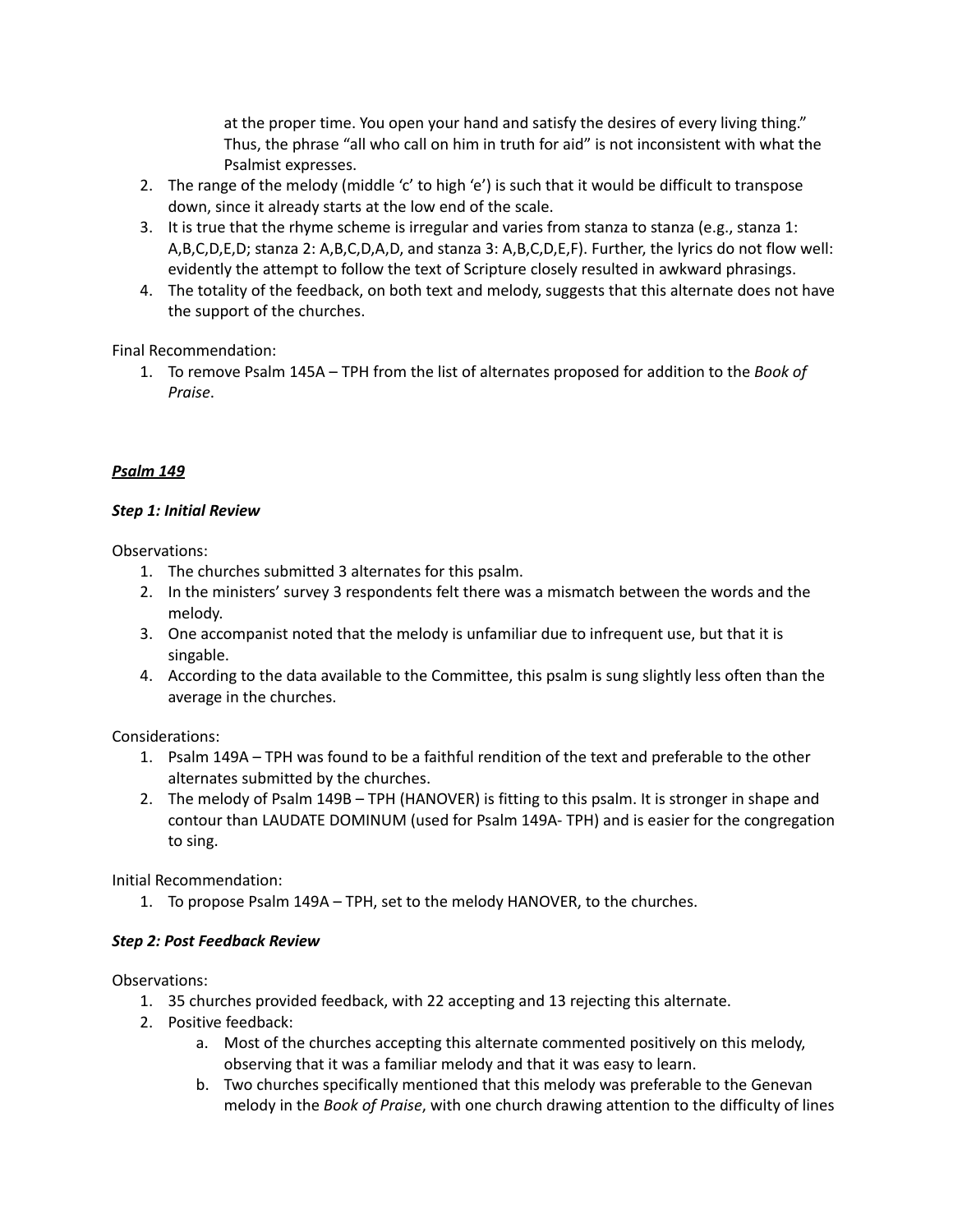at the proper time. You open your hand and satisfy the desires of every living thing." Thus, the phrase "all who call on him in truth for aid" is not inconsistent with what the Psalmist expresses.

2. The range of the melody (middle 'c' to high 'e') is such that it would be difficult to transpose down, since it already starts at the low end of the scale.
3. It is true that the rhyme scheme is irregular and varies from stanza to stanza (e.g., stanza 1: A,B,C,D,E,D; stanza 2: A,B,C,D,A,D, and stanza 3: A,B,C,D,E,F). Further, the lyrics do not flow well: evidently the attempt to follow the text of Scripture closely resulted in awkward phrasings.
4. The totality of the feedback, on both text and melody, suggests that this alternate does not have the support of the churches.

Final Recommendation:

1. To remove Psalm 145A – TPH from the list of alternates proposed for addition to the *Book of Praise*.

## ***Psalm 149***

### ***Step 1: Initial Review***

Observations:

1. The churches submitted 3 alternates for this psalm.
2. In the ministers' survey 3 respondents felt there was a mismatch between the words and the melody.
3. One accompanist noted that the melody is unfamiliar due to infrequent use, but that it is singable.
4. According to the data available to the Committee, this psalm is sung slightly less often than the average in the churches.

Considerations:

1. Psalm 149A – TPH was found to be a faithful rendition of the text and preferable to the other alternates submitted by the churches.
2. The melody of Psalm 149B – TPH (HANOVER) is fitting to this psalm. It is stronger in shape and contour than LAUDATE DOMINUM (used for Psalm 149A- TPH) and is easier for the congregation to sing.

Initial Recommendation:

1. To propose Psalm 149A – TPH, set to the melody HANOVER, to the churches.

### ***Step 2: Post Feedback Review***

Observations:

1. 35 churches provided feedback, with 22 accepting and 13 rejecting this alternate.
2. Positive feedback:
   a. Most of the churches accepting this alternate commented positively on this melody, observing that it was a familiar melody and that it was easy to learn.
   b. Two churches specifically mentioned that this melody was preferable to the Genevan melody in the *Book of Praise*, with one church drawing attention to the difficulty of lines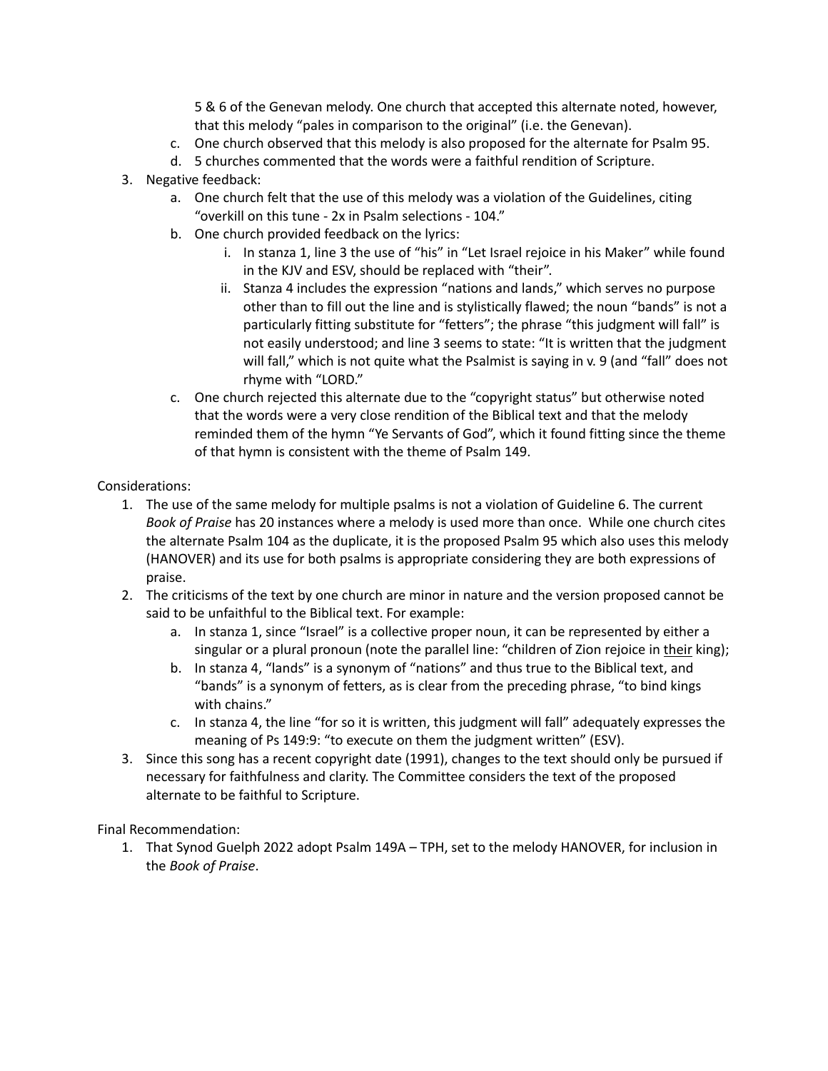5 & 6 of the Genevan melody. One church that accepted this alternate noted, however, that this melody "pales in comparison to the original" (i.e. the Genevan).

   c. One church observed that this melody is also proposed for the alternate for Psalm 95.
   d. 5 churches commented that the words were a faithful rendition of Scripture.

3. Negative feedback:
   a. One church felt that the use of this melody was a violation of the Guidelines, citing "overkill on this tune - 2x in Psalm selections - 104."
   b. One church provided feedback on the lyrics:
      i. In stanza 1, line 3 the use of "his" in "Let Israel rejoice in his Maker" while found in the KJV and ESV, should be replaced with "their".
      ii. Stanza 4 includes the expression "nations and lands," which serves no purpose other than to fill out the line and is stylistically flawed; the noun "bands" is not a particularly fitting substitute for "fetters"; the phrase "this judgment will fall" is not easily understood; and line 3 seems to state: "It is written that the judgment will fall," which is not quite what the Psalmist is saying in v. 9 (and "fall" does not rhyme with "LORD."
   c. One church rejected this alternate due to the "copyright status" but otherwise noted that the words were a very close rendition of the Biblical text and that the melody reminded them of the hymn "Ye Servants of God", which it found fitting since the theme of that hymn is consistent with the theme of Psalm 149.

Considerations:

1. The use of the same melody for multiple psalms is not a violation of Guideline 6. The current *Book of Praise* has 20 instances where a melody is used more than once. While one church cites the alternate Psalm 104 as the duplicate, it is the proposed Psalm 95 which also uses this melody (HANOVER) and its use for both psalms is appropriate considering they are both expressions of praise.
2. The criticisms of the text by one church are minor in nature and the version proposed cannot be said to be unfaithful to the Biblical text. For example:
   a. In stanza 1, since "Israel" is a collective proper noun, it can be represented by either a singular or a plural pronoun (note the parallel line: "children of Zion rejoice in <u>their</u> king);
   b. In stanza 4, "lands" is a synonym of "nations" and thus true to the Biblical text, and "bands" is a synonym of fetters, as is clear from the preceding phrase, "to bind kings with chains."
   c. In stanza 4, the line "for so it is written, this judgment will fall" adequately expresses the meaning of Ps 149:9: "to execute on them the judgment written" (ESV).
3. Since this song has a recent copyright date (1991), changes to the text should only be pursued if necessary for faithfulness and clarity. The Committee considers the text of the proposed alternate to be faithful to Scripture.

Final Recommendation:

1. That Synod Guelph 2022 adopt Psalm 149A – TPH, set to the melody HANOVER, for inclusion in the *Book of Praise*.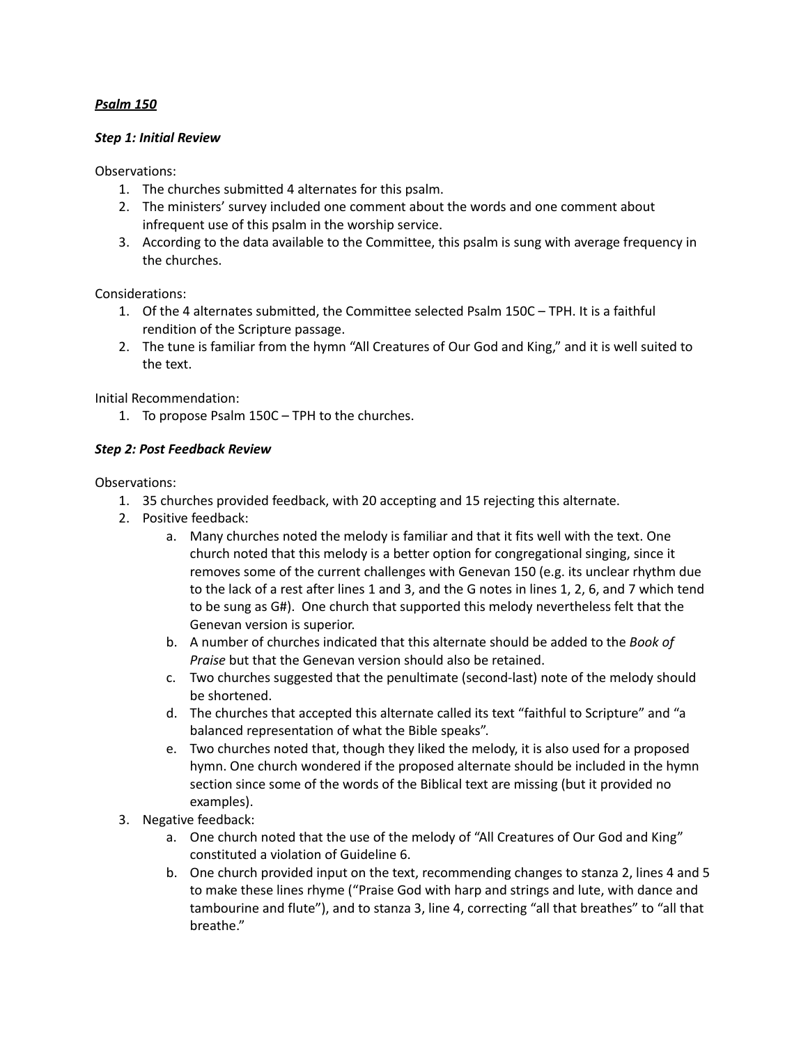***Psalm 150***

***Step 1: Initial Review***

Observations:

1. The churches submitted 4 alternates for this psalm.
2. The ministers' survey included one comment about the words and one comment about infrequent use of this psalm in the worship service.
3. According to the data available to the Committee, this psalm is sung with average frequency in the churches.

Considerations:

1. Of the 4 alternates submitted, the Committee selected Psalm 150C – TPH. It is a faithful rendition of the Scripture passage.
2. The tune is familiar from the hymn "All Creatures of Our God and King," and it is well suited to the text.

Initial Recommendation:

1. To propose Psalm 150C – TPH to the churches.

***Step 2: Post Feedback Review***

Observations:

1. 35 churches provided feedback, with 20 accepting and 15 rejecting this alternate.
2. Positive feedback:
   a. Many churches noted the melody is familiar and that it fits well with the text. One church noted that this melody is a better option for congregational singing, since it removes some of the current challenges with Genevan 150 (e.g. its unclear rhythm due to the lack of a rest after lines 1 and 3, and the G notes in lines 1, 2, 6, and 7 which tend to be sung as G#). One church that supported this melody nevertheless felt that the Genevan version is superior.
   b. A number of churches indicated that this alternate should be added to the *Book of Praise* but that the Genevan version should also be retained.
   c. Two churches suggested that the penultimate (second-last) note of the melody should be shortened.
   d. The churches that accepted this alternate called its text "faithful to Scripture" and "a balanced representation of what the Bible speaks".
   e. Two churches noted that, though they liked the melody, it is also used for a proposed hymn. One church wondered if the proposed alternate should be included in the hymn section since some of the words of the Biblical text are missing (but it provided no examples).
3. Negative feedback:
   a. One church noted that the use of the melody of "All Creatures of Our God and King" constituted a violation of Guideline 6.
   b. One church provided input on the text, recommending changes to stanza 2, lines 4 and 5 to make these lines rhyme ("Praise God with harp and strings and lute, with dance and tambourine and flute"), and to stanza 3, line 4, correcting "all that breathes" to "all that breathe."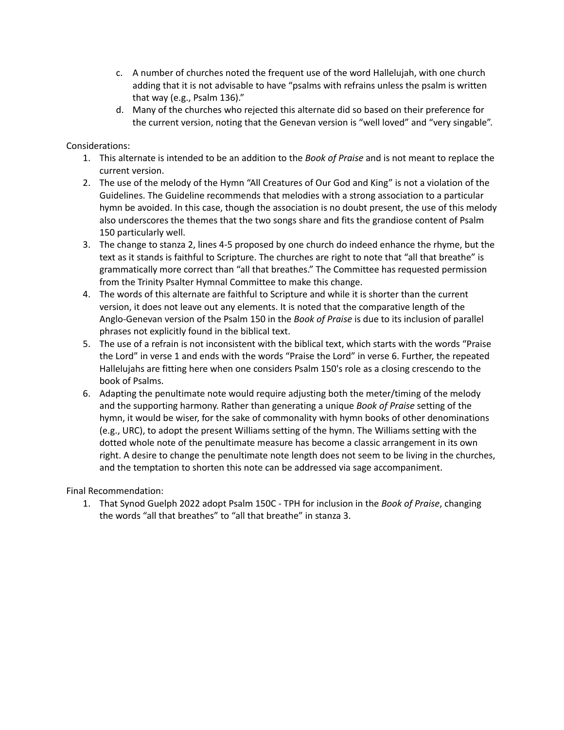c. A number of churches noted the frequent use of the word Hallelujah, with one church adding that it is not advisable to have "psalms with refrains unless the psalm is written that way (e.g., Psalm 136)."

d. Many of the churches who rejected this alternate did so based on their preference for the current version, noting that the Genevan version is "well loved" and "very singable".

Considerations:

1. This alternate is intended to be an addition to the *Book of Praise* and is not meant to replace the current version.
2. The use of the melody of the Hymn "All Creatures of Our God and King" is not a violation of the Guidelines. The Guideline recommends that melodies with a strong association to a particular hymn be avoided. In this case, though the association is no doubt present, the use of this melody also underscores the themes that the two songs share and fits the grandiose content of Psalm 150 particularly well.
3. The change to stanza 2, lines 4-5 proposed by one church do indeed enhance the rhyme, but the text as it stands is faithful to Scripture. The churches are right to note that "all that breathe" is grammatically more correct than "all that breathes." The Committee has requested permission from the Trinity Psalter Hymnal Committee to make this change.
4. The words of this alternate are faithful to Scripture and while it is shorter than the current version, it does not leave out any elements. It is noted that the comparative length of the Anglo-Genevan version of the Psalm 150 in the *Book of Praise* is due to its inclusion of parallel phrases not explicitly found in the biblical text.
5. The use of a refrain is not inconsistent with the biblical text, which starts with the words "Praise the Lord" in verse 1 and ends with the words "Praise the Lord" in verse 6. Further, the repeated Hallelujahs are fitting here when one considers Psalm 150's role as a closing crescendo to the book of Psalms.
6. Adapting the penultimate note would require adjusting both the meter/timing of the melody and the supporting harmony. Rather than generating a unique *Book of Praise* setting of the hymn, it would be wiser, for the sake of commonality with hymn books of other denominations (e.g., URC), to adopt the present Williams setting of the hymn. The Williams setting with the dotted whole note of the penultimate measure has become a classic arrangement in its own right. A desire to change the penultimate note length does not seem to be living in the churches, and the temptation to shorten this note can be addressed via sage accompaniment.

Final Recommendation:

1. That Synod Guelph 2022 adopt Psalm 150C - TPH for inclusion in the *Book of Praise*, changing the words "all that breathes" to "all that breathe" in stanza 3.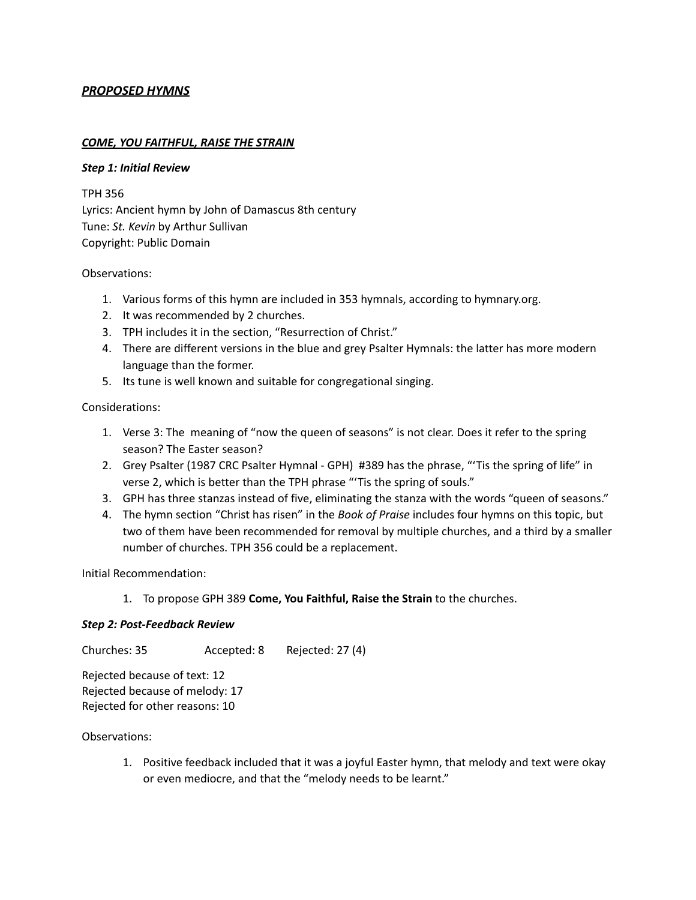## ***PROPOSED HYMNS***

### ***COME, YOU FAITHFUL, RAISE THE STRAIN***

***Step 1: Initial Review***

TPH 356
Lyrics: Ancient hymn by John of Damascus 8th century
Tune: *St. Kevin* by Arthur Sullivan
Copyright: Public Domain

Observations:

1. Various forms of this hymn are included in 353 hymnals, according to hymnary.org.
2. It was recommended by 2 churches.
3. TPH includes it in the section, "Resurrection of Christ."
4. There are different versions in the blue and grey Psalter Hymnals: the latter has more modern language than the former.
5. Its tune is well known and suitable for congregational singing.

Considerations:

1. Verse 3: The meaning of "now the queen of seasons" is not clear. Does it refer to the spring season? The Easter season?
2. Grey Psalter (1987 CRC Psalter Hymnal - GPH) #389 has the phrase, "'Tis the spring of life" in verse 2, which is better than the TPH phrase "'Tis the spring of souls."
3. GPH has three stanzas instead of five, eliminating the stanza with the words "queen of seasons."
4. The hymn section "Christ has risen" in the *Book of Praise* includes four hymns on this topic, but two of them have been recommended for removal by multiple churches, and a third by a smaller number of churches. TPH 356 could be a replacement.

Initial Recommendation:

1. To propose GPH 389 **Come, You Faithful, Raise the Strain** to the churches.

***Step 2: Post-Feedback Review***

Churches: 35 Accepted: 8 Rejected: 27 (4)

Rejected because of text: 12
Rejected because of melody: 17
Rejected for other reasons: 10

Observations:

1. Positive feedback included that it was a joyful Easter hymn, that melody and text were okay or even mediocre, and that the "melody needs to be learnt."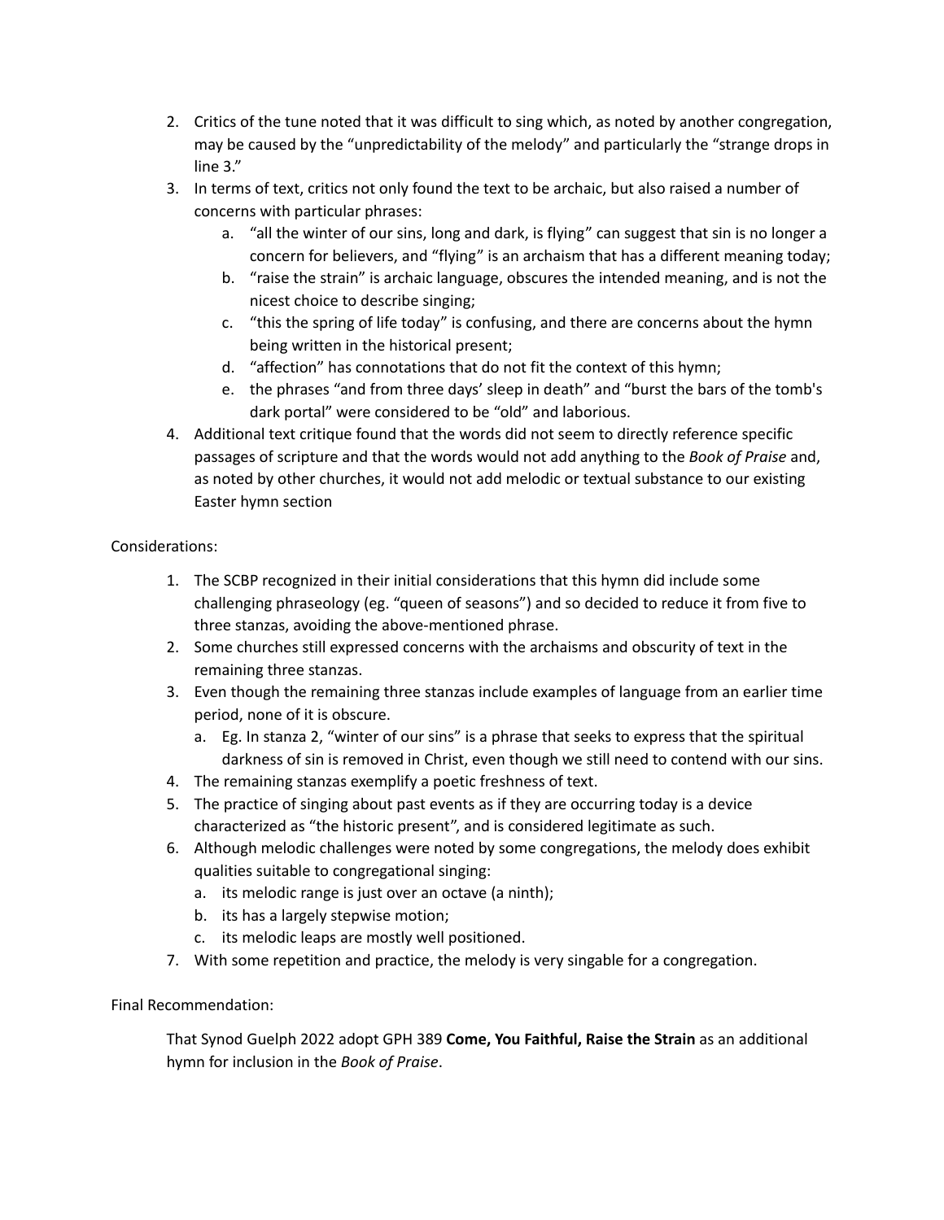2. Critics of the tune noted that it was difficult to sing which, as noted by another congregation, may be caused by the "unpredictability of the melody" and particularly the "strange drops in line 3."
3. In terms of text, critics not only found the text to be archaic, but also raised a number of concerns with particular phrases:
    a. "all the winter of our sins, long and dark, is flying" can suggest that sin is no longer a concern for believers, and "flying" is an archaism that has a different meaning today;
    b. "raise the strain" is archaic language, obscures the intended meaning, and is not the nicest choice to describe singing;
    c. "this the spring of life today" is confusing, and there are concerns about the hymn being written in the historical present;
    d. "affection" has connotations that do not fit the context of this hymn;
    e. the phrases "and from three days' sleep in death" and "burst the bars of the tomb's dark portal" were considered to be "old" and laborious.
4. Additional text critique found that the words did not seem to directly reference specific passages of scripture and that the words would not add anything to the *Book of Praise* and, as noted by other churches, it would not add melodic or textual substance to our existing Easter hymn section

Considerations:

1. The SCBP recognized in their initial considerations that this hymn did include some challenging phraseology (eg. "queen of seasons") and so decided to reduce it from five to three stanzas, avoiding the above-mentioned phrase.
2. Some churches still expressed concerns with the archaisms and obscurity of text in the remaining three stanzas.
3. Even though the remaining three stanzas include examples of language from an earlier time period, none of it is obscure.
    a. Eg. In stanza 2, "winter of our sins" is a phrase that seeks to express that the spiritual darkness of sin is removed in Christ, even though we still need to contend with our sins.
4. The remaining stanzas exemplify a poetic freshness of text.
5. The practice of singing about past events as if they are occurring today is a device characterized as "the historic present", and is considered legitimate as such.
6. Although melodic challenges were noted by some congregations, the melody does exhibit qualities suitable to congregational singing:
    a. its melodic range is just over an octave (a ninth);
    b. its has a largely stepwise motion;
    c. its melodic leaps are mostly well positioned.
7. With some repetition and practice, the melody is very singable for a congregation.

Final Recommendation:

That Synod Guelph 2022 adopt GPH 389 **Come, You Faithful, Raise the Strain** as an additional hymn for inclusion in the *Book of Praise*.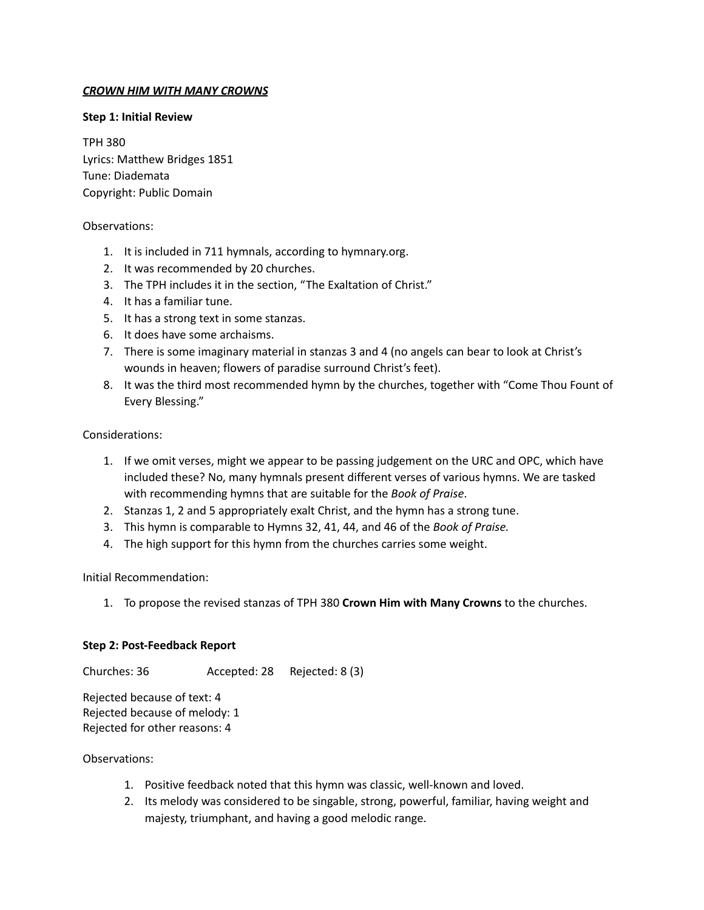***CROWN HIM WITH MANY CROWNS***

**Step 1: Initial Review**

TPH 380
Lyrics: Matthew Bridges 1851
Tune: Diademata
Copyright: Public Domain

Observations:

1. It is included in 711 hymnals, according to hymnary.org.
2. It was recommended by 20 churches.
3. The TPH includes it in the section, "The Exaltation of Christ."
4. It has a familiar tune.
5. It has a strong text in some stanzas.
6. It does have some archaisms.
7. There is some imaginary material in stanzas 3 and 4 (no angels can bear to look at Christ's wounds in heaven; flowers of paradise surround Christ's feet).
8. It was the third most recommended hymn by the churches, together with "Come Thou Fount of Every Blessing."

Considerations:

1. If we omit verses, might we appear to be passing judgement on the URC and OPC, which have included these? No, many hymnals present different verses of various hymns. We are tasked with recommending hymns that are suitable for the *Book of Praise*.
2. Stanzas 1, 2 and 5 appropriately exalt Christ, and the hymn has a strong tune.
3. This hymn is comparable to Hymns 32, 41, 44, and 46 of the *Book of Praise.*
4. The high support for this hymn from the churches carries some weight.

Initial Recommendation:

1. To propose the revised stanzas of TPH 380 **Crown Him with Many Crowns** to the churches.

**Step 2: Post-Feedback Report**

Churches: 36 Accepted: 28 Rejected: 8 (3)

Rejected because of text: 4
Rejected because of melody: 1
Rejected for other reasons: 4

Observations:

1. Positive feedback noted that this hymn was classic, well-known and loved.
2. Its melody was considered to be singable, strong, powerful, familiar, having weight and majesty, triumphant, and having a good melodic range.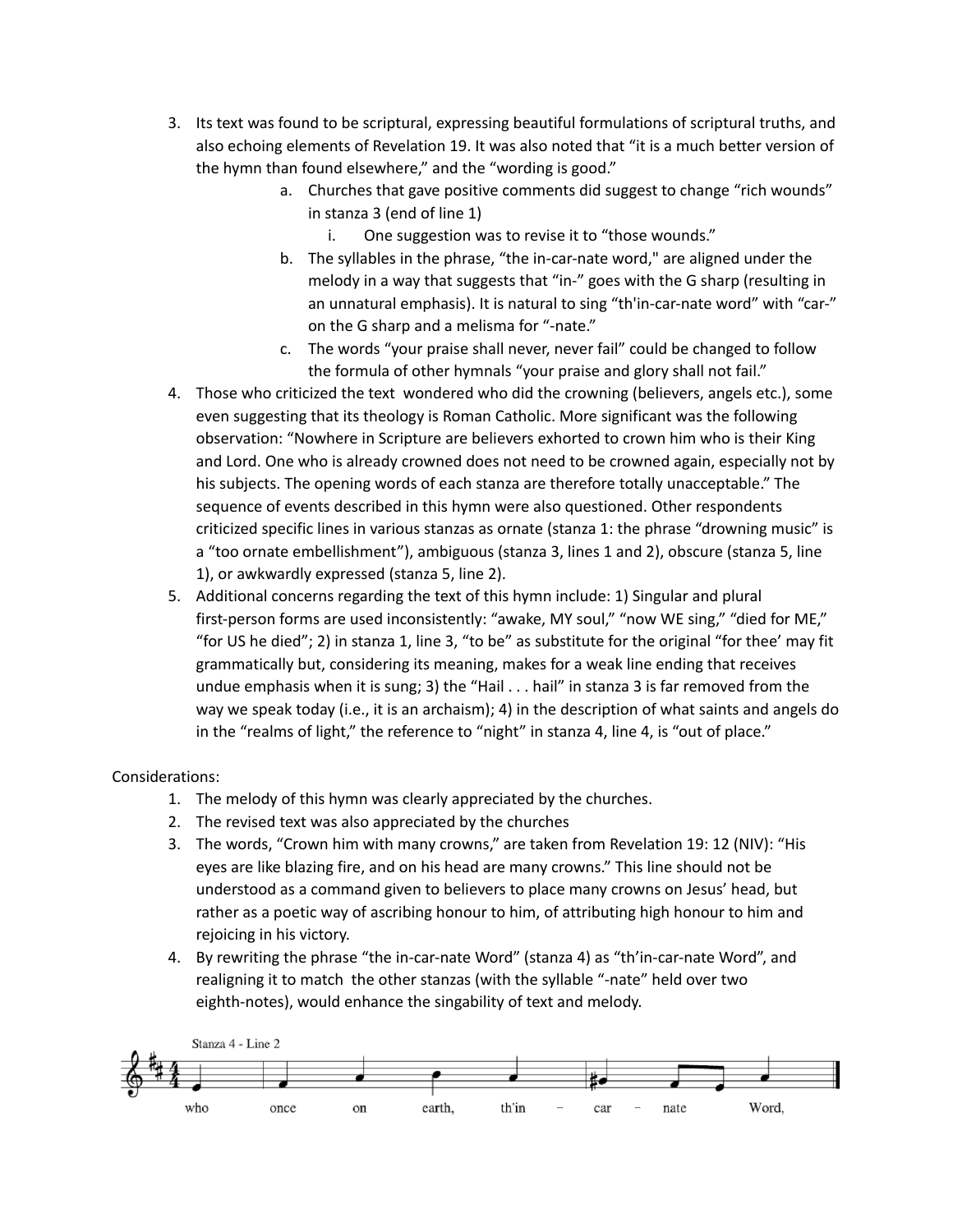3. Its text was found to be scriptural, expressing beautiful formulations of scriptural truths, and also echoing elements of Revelation 19. It was also noted that "it is a much better version of the hymn than found elsewhere," and the "wording is good."
    a. Churches that gave positive comments did suggest to change "rich wounds" in stanza 3 (end of line 1)
        i. One suggestion was to revise it to "those wounds."
    b. The syllables in the phrase, "the in-car-nate word," are aligned under the melody in a way that suggests that "in-" goes with the G sharp (resulting in an unnatural emphasis). It is natural to sing "th'in-car-nate word" with "car-" on the G sharp and a melisma for "-nate."
    c. The words "your praise shall never, never fail" could be changed to follow the formula of other hymnals "your praise and glory shall not fail."
4. Those who criticized the text wondered who did the crowning (believers, angels etc.), some even suggesting that its theology is Roman Catholic. More significant was the following observation: "Nowhere in Scripture are believers exhorted to crown him who is their King and Lord. One who is already crowned does not need to be crowned again, especially not by his subjects. The opening words of each stanza are therefore totally unacceptable." The sequence of events described in this hymn were also questioned. Other respondents criticized specific lines in various stanzas as ornate (stanza 1: the phrase "drowning music" is a "too ornate embellishment"), ambiguous (stanza 3, lines 1 and 2), obscure (stanza 5, line 1), or awkwardly expressed (stanza 5, line 2).
5. Additional concerns regarding the text of this hymn include: 1) Singular and plural first-person forms are used inconsistently: "awake, MY soul," "now WE sing," "died for ME," "for US he died"; 2) in stanza 1, line 3, "to be" as substitute for the original "for thee' may fit grammatically but, considering its meaning, makes for a weak line ending that receives undue emphasis when it is sung; 3) the "Hail . . . hail" in stanza 3 is far removed from the way we speak today (i.e., it is an archaism); 4) in the description of what saints and angels do in the "realms of light," the reference to "night" in stanza 4, line 4, is "out of place."

Considerations:

1. The melody of this hymn was clearly appreciated by the churches.
2. The revised text was also appreciated by the churches
3. The words, "Crown him with many crowns," are taken from Revelation 19: 12 (NIV): "His eyes are like blazing fire, and on his head are many crowns." This line should not be understood as a command given to believers to place many crowns on Jesus' head, but rather as a poetic way of ascribing honour to him, of attributing high honour to him and rejoicing in his victory.
4. By rewriting the phrase "the in-car-nate Word" (stanza 4) as "th'in-car-nate Word", and realigning it to match the other stanzas (with the syllable "-nate" held over two eighth-notes), would enhance the singability of text and melody.

Stanza 4 - Line 2

who once on earth, th'in – car – nate Word,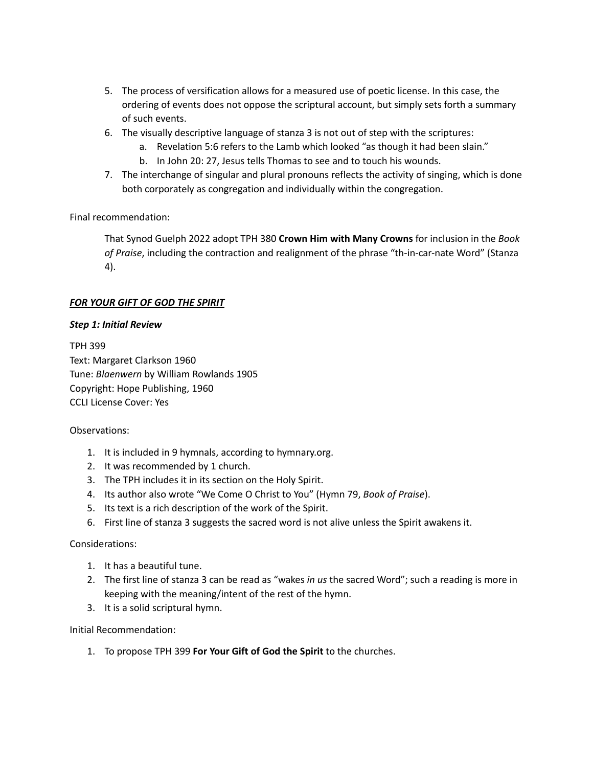5. The process of versification allows for a measured use of poetic license. In this case, the ordering of events does not oppose the scriptural account, but simply sets forth a summary of such events.
6. The visually descriptive language of stanza 3 is not out of step with the scriptures:
   a. Revelation 5:6 refers to the Lamb which looked "as though it had been slain."
   b. In John 20: 27, Jesus tells Thomas to see and to touch his wounds.
7. The interchange of singular and plural pronouns reflects the activity of singing, which is done both corporately as congregation and individually within the congregation.

Final recommendation:

> That Synod Guelph 2022 adopt TPH 380 **Crown Him with Many Crowns** for inclusion in the *Book of Praise*, including the contraction and realignment of the phrase "th-in-car-nate Word" (Stanza 4).

***<u>FOR YOUR GIFT OF GOD THE SPIRIT</u>***

***Step 1: Initial Review***

TPH 399
Text: Margaret Clarkson 1960
Tune: *Blaenwern* by William Rowlands 1905
Copyright: Hope Publishing, 1960
CCLI License Cover: Yes

Observations:

1. It is included in 9 hymnals, according to hymnary.org.
2. It was recommended by 1 church.
3. The TPH includes it in its section on the Holy Spirit.
4. Its author also wrote "We Come O Christ to You" (Hymn 79, *Book of Praise*).
5. Its text is a rich description of the work of the Spirit.
6. First line of stanza 3 suggests the sacred word is not alive unless the Spirit awakens it.

Considerations:

1. It has a beautiful tune.
2. The first line of stanza 3 can be read as "wakes *in us* the sacred Word"; such a reading is more in keeping with the meaning/intent of the rest of the hymn.
3. It is a solid scriptural hymn.

Initial Recommendation:

1. To propose TPH 399 **For Your Gift of God the Spirit** to the churches.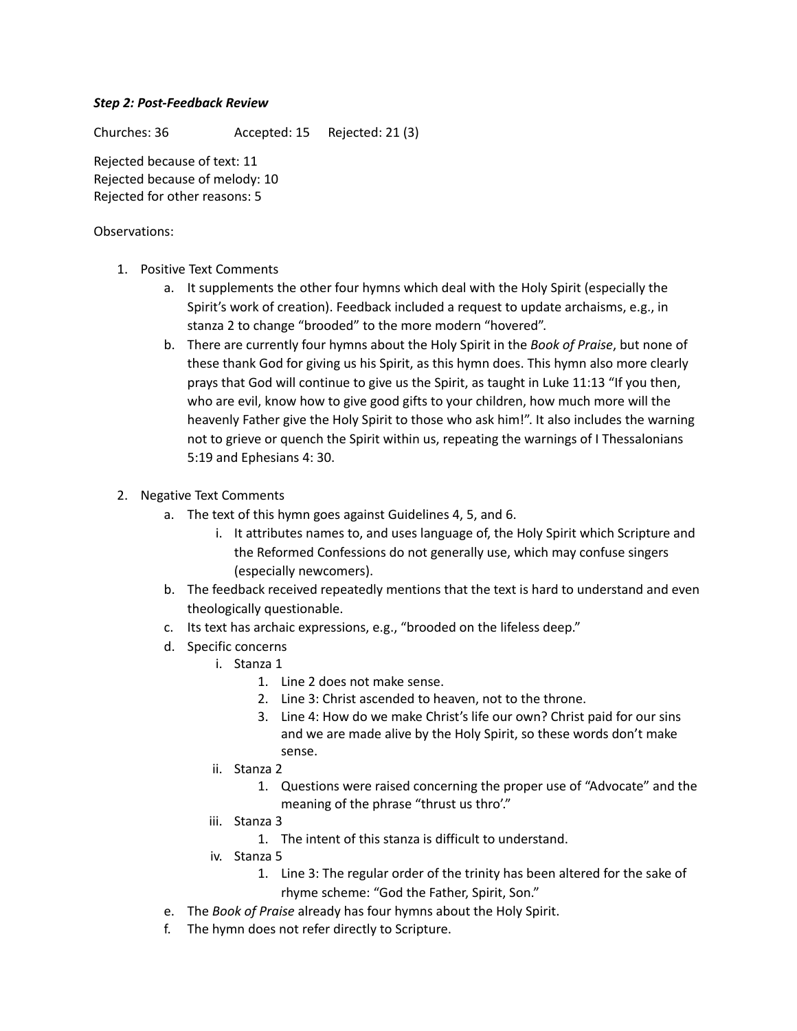***Step 2: Post-Feedback Review***

Churches: 36 Accepted: 15 Rejected: 21 (3)

Rejected because of text: 11
Rejected because of melody: 10
Rejected for other reasons: 5

Observations:

1. Positive Text Comments
    a. It supplements the other four hymns which deal with the Holy Spirit (especially the Spirit's work of creation). Feedback included a request to update archaisms, e.g., in stanza 2 to change "brooded" to the more modern "hovered".
    b. There are currently four hymns about the Holy Spirit in the *Book of Praise*, but none of these thank God for giving us his Spirit, as this hymn does. This hymn also more clearly prays that God will continue to give us the Spirit, as taught in Luke 11:13 "If you then, who are evil, know how to give good gifts to your children, how much more will the heavenly Father give the Holy Spirit to those who ask him!". It also includes the warning not to grieve or quench the Spirit within us, repeating the warnings of I Thessalonians 5:19 and Ephesians 4: 30.

2. Negative Text Comments
    a. The text of this hymn goes against Guidelines 4, 5, and 6.
        i. It attributes names to, and uses language of, the Holy Spirit which Scripture and the Reformed Confessions do not generally use, which may confuse singers (especially newcomers).
    b. The feedback received repeatedly mentions that the text is hard to understand and even theologically questionable.
    c. Its text has archaic expressions, e.g., "brooded on the lifeless deep."
    d. Specific concerns
        i. Stanza 1
            1. Line 2 does not make sense.
            2. Line 3: Christ ascended to heaven, not to the throne.
            3. Line 4: How do we make Christ's life our own? Christ paid for our sins and we are made alive by the Holy Spirit, so these words don't make sense.
        ii. Stanza 2
            1. Questions were raised concerning the proper use of "Advocate" and the meaning of the phrase "thrust us thro'."
        iii. Stanza 3
            1. The intent of this stanza is difficult to understand.
        iv. Stanza 5
            1. Line 3: The regular order of the trinity has been altered for the sake of rhyme scheme: "God the Father, Spirit, Son."
    e. The *Book of Praise* already has four hymns about the Holy Spirit.
    f. The hymn does not refer directly to Scripture.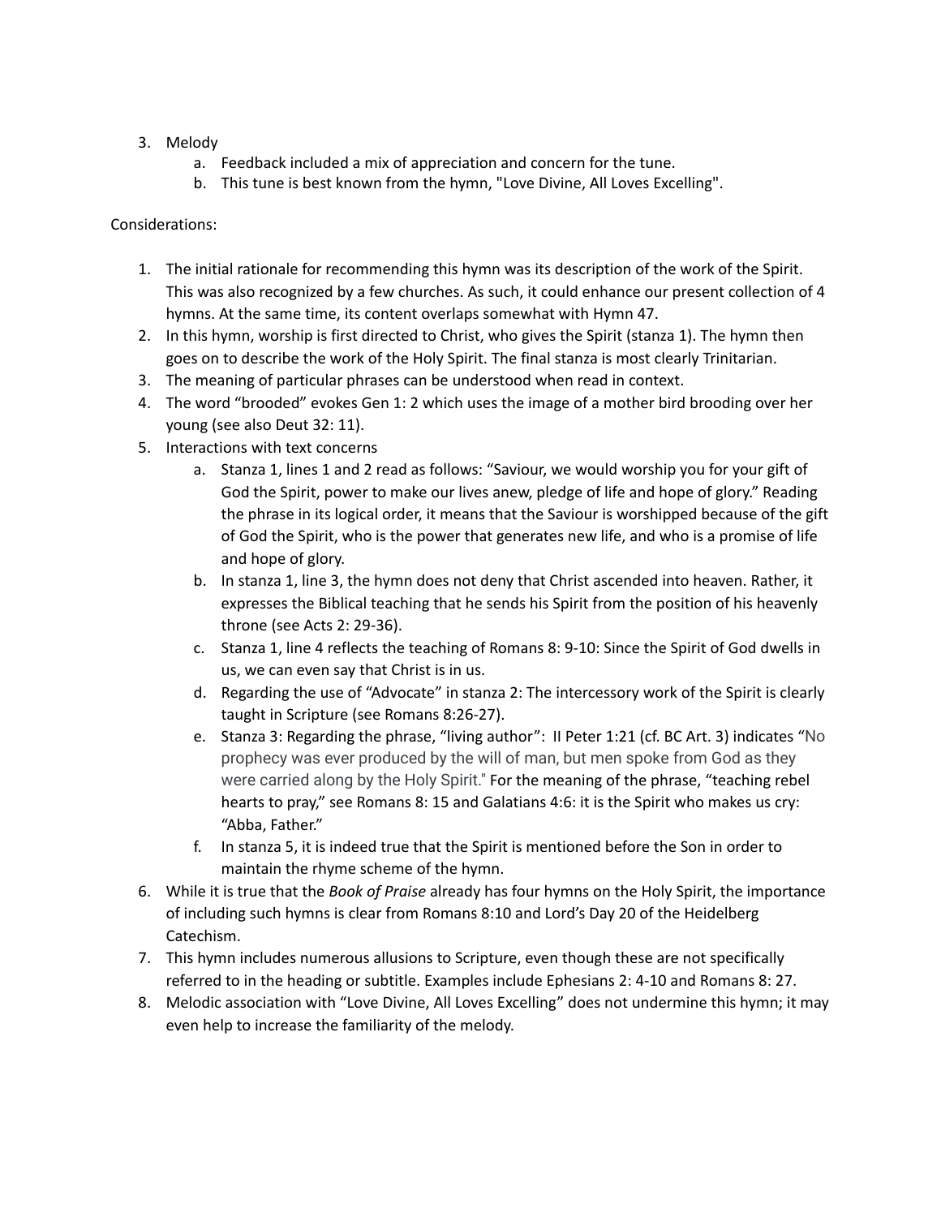3. Melody
    a. Feedback included a mix of appreciation and concern for the tune.
    b. This tune is best known from the hymn, "Love Divine, All Loves Excelling".

Considerations:

1. The initial rationale for recommending this hymn was its description of the work of the Spirit. This was also recognized by a few churches. As such, it could enhance our present collection of 4 hymns. At the same time, its content overlaps somewhat with Hymn 47.
2. In this hymn, worship is first directed to Christ, who gives the Spirit (stanza 1). The hymn then goes on to describe the work of the Holy Spirit. The final stanza is most clearly Trinitarian.
3. The meaning of particular phrases can be understood when read in context.
4. The word "brooded" evokes Gen 1: 2 which uses the image of a mother bird brooding over her young (see also Deut 32: 11).
5. Interactions with text concerns
    a. Stanza 1, lines 1 and 2 read as follows: "Saviour, we would worship you for your gift of God the Spirit, power to make our lives anew, pledge of life and hope of glory." Reading the phrase in its logical order, it means that the Saviour is worshipped because of the gift of God the Spirit, who is the power that generates new life, and who is a promise of life and hope of glory.
    b. In stanza 1, line 3, the hymn does not deny that Christ ascended into heaven. Rather, it expresses the Biblical teaching that he sends his Spirit from the position of his heavenly throne (see Acts 2: 29-36).
    c. Stanza 1, line 4 reflects the teaching of Romans 8: 9-10: Since the Spirit of God dwells in us, we can even say that Christ is in us.
    d. Regarding the use of "Advocate" in stanza 2: The intercessory work of the Spirit is clearly taught in Scripture (see Romans 8:26-27).
    e. Stanza 3: Regarding the phrase, "living author": II Peter 1:21 (cf. BC Art. 3) indicates "No prophecy was ever produced by the will of man, but men spoke from God as they were carried along by the Holy Spirit." For the meaning of the phrase, "teaching rebel hearts to pray," see Romans 8: 15 and Galatians 4:6: it is the Spirit who makes us cry: "Abba, Father."
    f. In stanza 5, it is indeed true that the Spirit is mentioned before the Son in order to maintain the rhyme scheme of the hymn.
6. While it is true that the *Book of Praise* already has four hymns on the Holy Spirit, the importance of including such hymns is clear from Romans 8:10 and Lord's Day 20 of the Heidelberg Catechism.
7. This hymn includes numerous allusions to Scripture, even though these are not specifically referred to in the heading or subtitle. Examples include Ephesians 2: 4-10 and Romans 8: 27.
8. Melodic association with "Love Divine, All Loves Excelling" does not undermine this hymn; it may even help to increase the familiarity of the melody.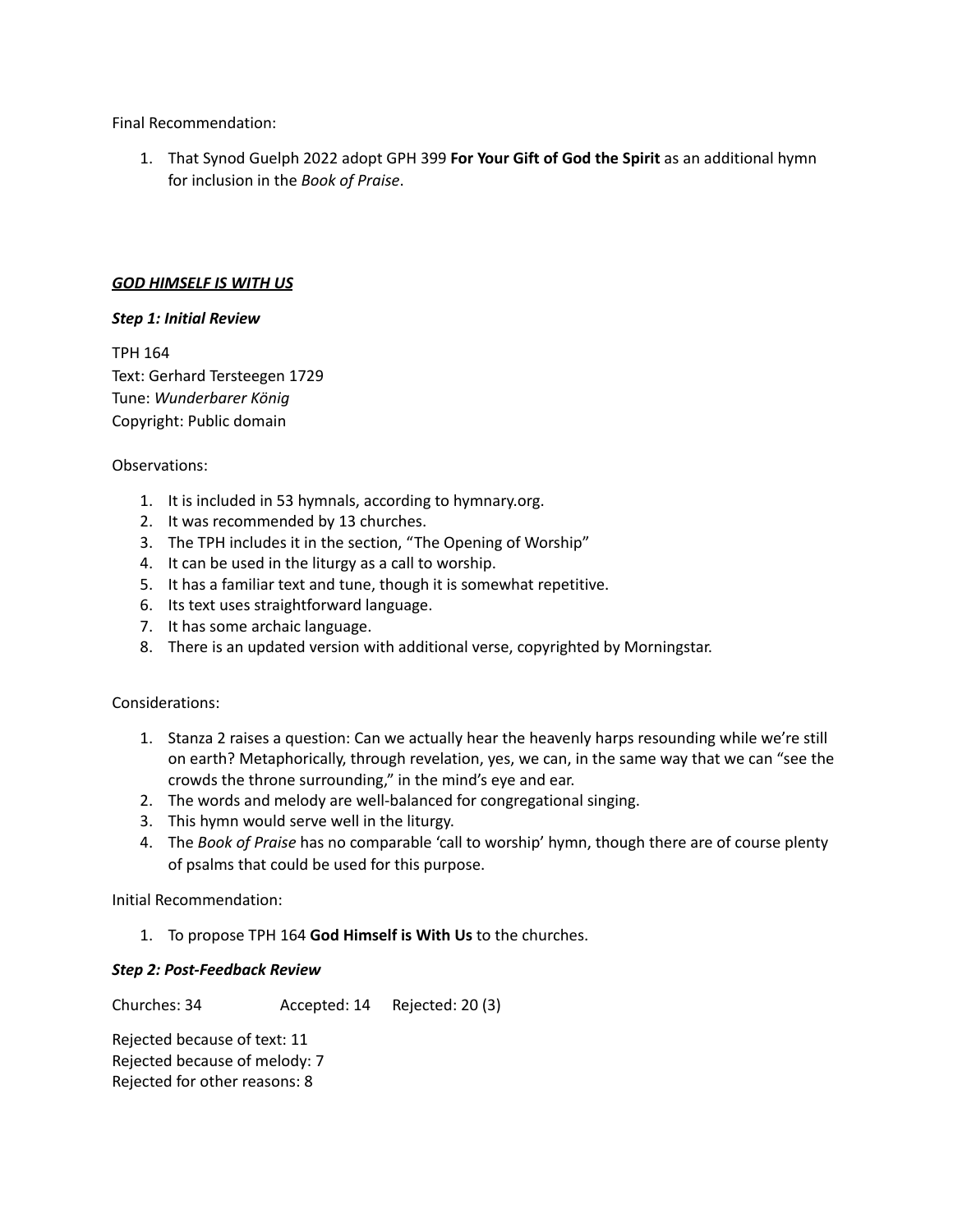Final Recommendation:

1. That Synod Guelph 2022 adopt GPH 399 **For Your Gift of God the Spirit** as an additional hymn for inclusion in the *Book of Praise*.

***<u>GOD HIMSELF IS WITH US</u>***

***Step 1: Initial Review***

TPH 164
Text: Gerhard Tersteegen 1729
Tune: *Wunderbarer König*
Copyright: Public domain

Observations:

1. It is included in 53 hymnals, according to hymnary.org.
2. It was recommended by 13 churches.
3. The TPH includes it in the section, "The Opening of Worship"
4. It can be used in the liturgy as a call to worship.
5. It has a familiar text and tune, though it is somewhat repetitive.
6. Its text uses straightforward language.
7. It has some archaic language.
8. There is an updated version with additional verse, copyrighted by Morningstar.

Considerations:

1. Stanza 2 raises a question: Can we actually hear the heavenly harps resounding while we're still on earth? Metaphorically, through revelation, yes, we can, in the same way that we can "see the crowds the throne surrounding," in the mind's eye and ear.
2. The words and melody are well-balanced for congregational singing.
3. This hymn would serve well in the liturgy.
4. The *Book of Praise* has no comparable 'call to worship' hymn, though there are of course plenty of psalms that could be used for this purpose.

Initial Recommendation:

1. To propose TPH 164 **God Himself is With Us** to the churches.

***Step 2: Post-Feedback Review***

Churches: 34 Accepted: 14 Rejected: 20 (3)

Rejected because of text: 11
Rejected because of melody: 7
Rejected for other reasons: 8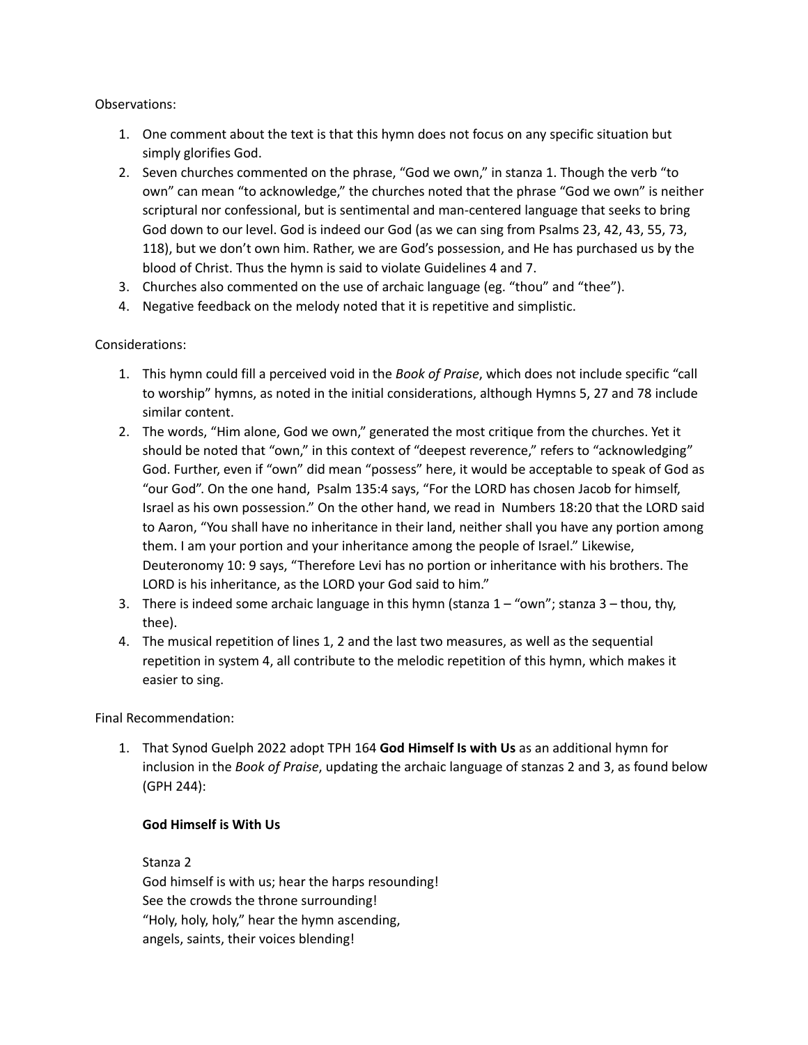Observations:

1. One comment about the text is that this hymn does not focus on any specific situation but simply glorifies God.
2. Seven churches commented on the phrase, "God we own," in stanza 1. Though the verb "to own" can mean "to acknowledge," the churches noted that the phrase "God we own" is neither scriptural nor confessional, but is sentimental and man-centered language that seeks to bring God down to our level. God is indeed our God (as we can sing from Psalms 23, 42, 43, 55, 73, 118), but we don't own him. Rather, we are God's possession, and He has purchased us by the blood of Christ. Thus the hymn is said to violate Guidelines 4 and 7.
3. Churches also commented on the use of archaic language (eg. "thou" and "thee").
4. Negative feedback on the melody noted that it is repetitive and simplistic.

Considerations:

1. This hymn could fill a perceived void in the *Book of Praise*, which does not include specific "call to worship" hymns, as noted in the initial considerations, although Hymns 5, 27 and 78 include similar content.
2. The words, "Him alone, God we own," generated the most critique from the churches. Yet it should be noted that "own," in this context of "deepest reverence," refers to "acknowledging" God. Further, even if "own" did mean "possess" here, it would be acceptable to speak of God as "our God". On the one hand, Psalm 135:4 says, "For the LORD has chosen Jacob for himself, Israel as his own possession." On the other hand, we read in Numbers 18:20 that the LORD said to Aaron, "You shall have no inheritance in their land, neither shall you have any portion among them. I am your portion and your inheritance among the people of Israel." Likewise, Deuteronomy 10: 9 says, "Therefore Levi has no portion or inheritance with his brothers. The LORD is his inheritance, as the LORD your God said to him."
3. There is indeed some archaic language in this hymn (stanza 1 – "own"; stanza 3 – thou, thy, thee).
4. The musical repetition of lines 1, 2 and the last two measures, as well as the sequential repetition in system 4, all contribute to the melodic repetition of this hymn, which makes it easier to sing.

Final Recommendation:

1. That Synod Guelph 2022 adopt TPH 164 **God Himself Is with Us** as an additional hymn for inclusion in the *Book of Praise*, updating the archaic language of stanzas 2 and 3, as found below (GPH 244):

   **God Himself is With Us**

   Stanza 2
   God himself is with us; hear the harps resounding!
   See the crowds the throne surrounding!
   "Holy, holy, holy," hear the hymn ascending,
   angels, saints, their voices blending!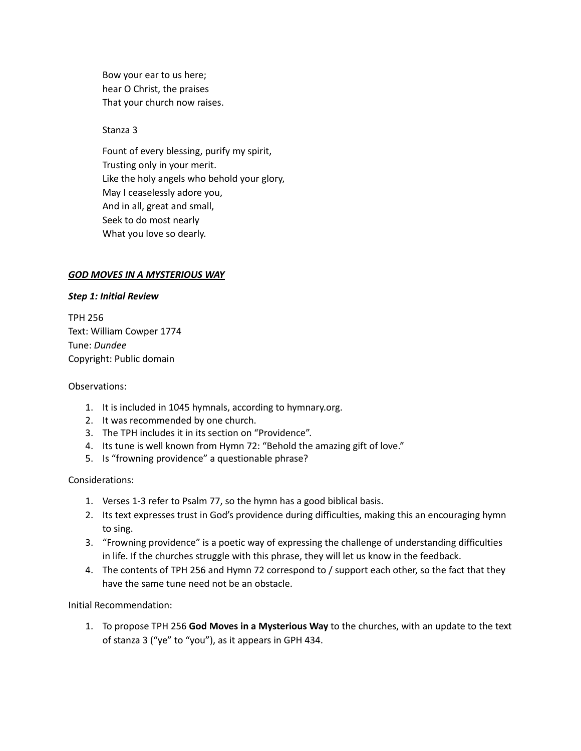Bow your ear to us here;
hear O Christ, the praises
That your church now raises.

Stanza 3

Fount of every blessing, purify my spirit,
Trusting only in your merit.
Like the holy angels who behold your glory,
May I ceaselessly adore you,
And in all, great and small,
Seek to do most nearly
What you love so dearly.

## ***GOD MOVES IN A MYSTERIOUS WAY***

### ***Step 1: Initial Review***

TPH 256
Text: William Cowper 1774
Tune: *Dundee*
Copyright: Public domain

Observations:

1. It is included in 1045 hymnals, according to hymnary.org.
2. It was recommended by one church.
3. The TPH includes it in its section on "Providence".
4. Its tune is well known from Hymn 72: "Behold the amazing gift of love."
5. Is "frowning providence" a questionable phrase?

Considerations:

1. Verses 1-3 refer to Psalm 77, so the hymn has a good biblical basis.
2. Its text expresses trust in God's providence during difficulties, making this an encouraging hymn to sing.
3. "Frowning providence" is a poetic way of expressing the challenge of understanding difficulties in life. If the churches struggle with this phrase, they will let us know in the feedback.
4. The contents of TPH 256 and Hymn 72 correspond to / support each other, so the fact that they have the same tune need not be an obstacle.

Initial Recommendation:

1. To propose TPH 256 **God Moves in a Mysterious Way** to the churches, with an update to the text of stanza 3 ("ye" to "you"), as it appears in GPH 434.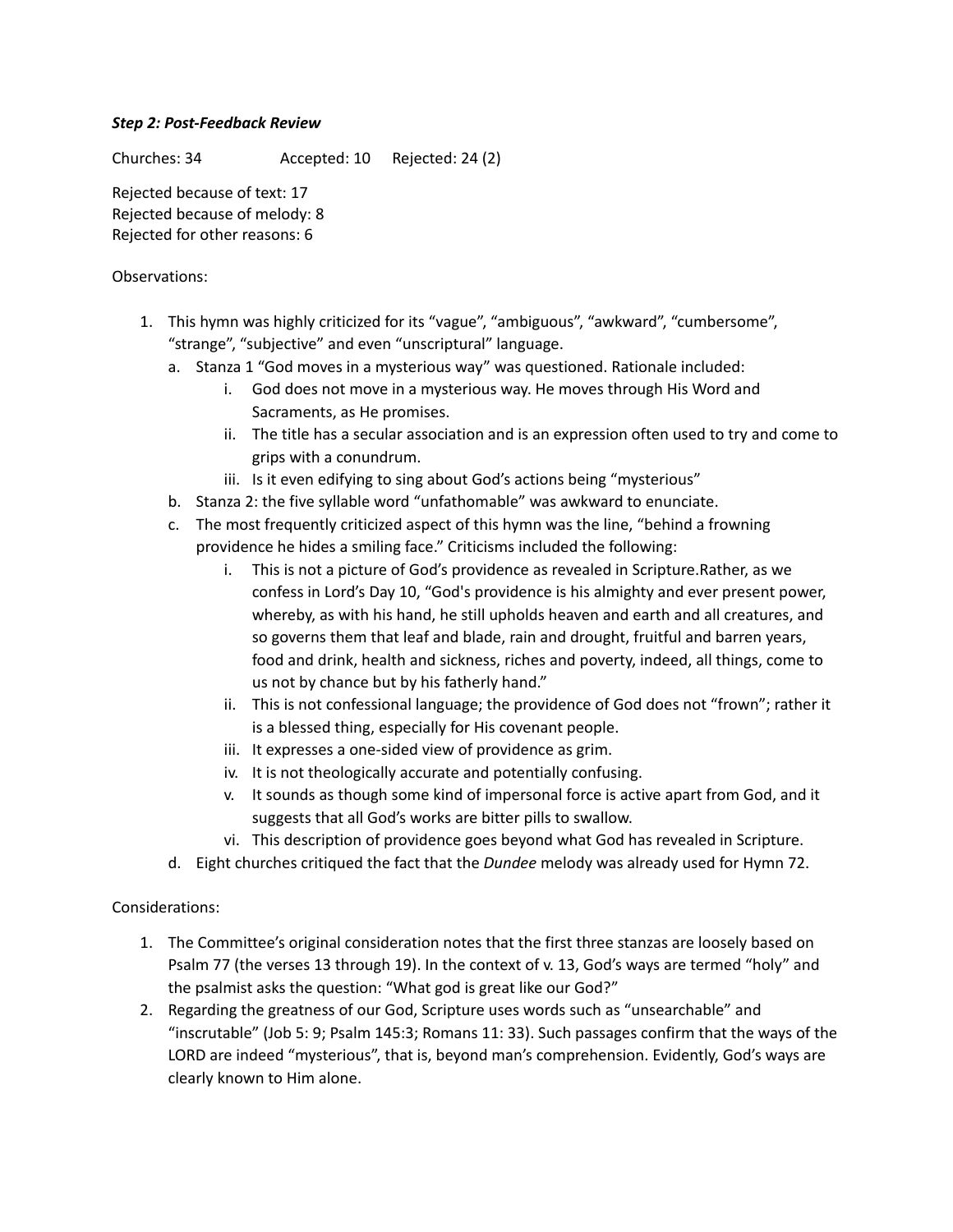***Step 2: Post-Feedback Review***

Churches: 34 Accepted: 10 Rejected: 24 (2)

Rejected because of text: 17
Rejected because of melody: 8
Rejected for other reasons: 6

Observations:

1. This hymn was highly criticized for its “vague”, “ambiguous”, “awkward”, “cumbersome”, “strange”, “subjective” and even “unscriptural” language.
   a. Stanza 1 “God moves in a mysterious way” was questioned. Rationale included:
      i. God does not move in a mysterious way. He moves through His Word and Sacraments, as He promises.
      ii. The title has a secular association and is an expression often used to try and come to grips with a conundrum.
      iii. Is it even edifying to sing about God’s actions being “mysterious”
   b. Stanza 2: the five syllable word “unfathomable” was awkward to enunciate.
   c. The most frequently criticized aspect of this hymn was the line, “behind a frowning providence he hides a smiling face.” Criticisms included the following:
      i. This is not a picture of God’s providence as revealed in Scripture.Rather, as we confess in Lord’s Day 10, “God's providence is his almighty and ever present power, whereby, as with his hand, he still upholds heaven and earth and all creatures, and so governs them that leaf and blade, rain and drought, fruitful and barren years, food and drink, health and sickness, riches and poverty, indeed, all things, come to us not by chance but by his fatherly hand.”
      ii. This is not confessional language; the providence of God does not “frown”; rather it is a blessed thing, especially for His covenant people.
      iii. It expresses a one-sided view of providence as grim.
      iv. It is not theologically accurate and potentially confusing.
      v. It sounds as though some kind of impersonal force is active apart from God, and it suggests that all God’s works are bitter pills to swallow.
      vi. This description of providence goes beyond what God has revealed in Scripture.
   d. Eight churches critiqued the fact that the *Dundee* melody was already used for Hymn 72.

Considerations:

1. The Committee’s original consideration notes that the first three stanzas are loosely based on Psalm 77 (the verses 13 through 19). In the context of v. 13, God’s ways are termed “holy” and the psalmist asks the question: “What god is great like our God?”
2. Regarding the greatness of our God, Scripture uses words such as “unsearchable” and “inscrutable” (Job 5: 9; Psalm 145:3; Romans 11: 33). Such passages confirm that the ways of the LORD are indeed “mysterious”, that is, beyond man’s comprehension. Evidently, God’s ways are clearly known to Him alone.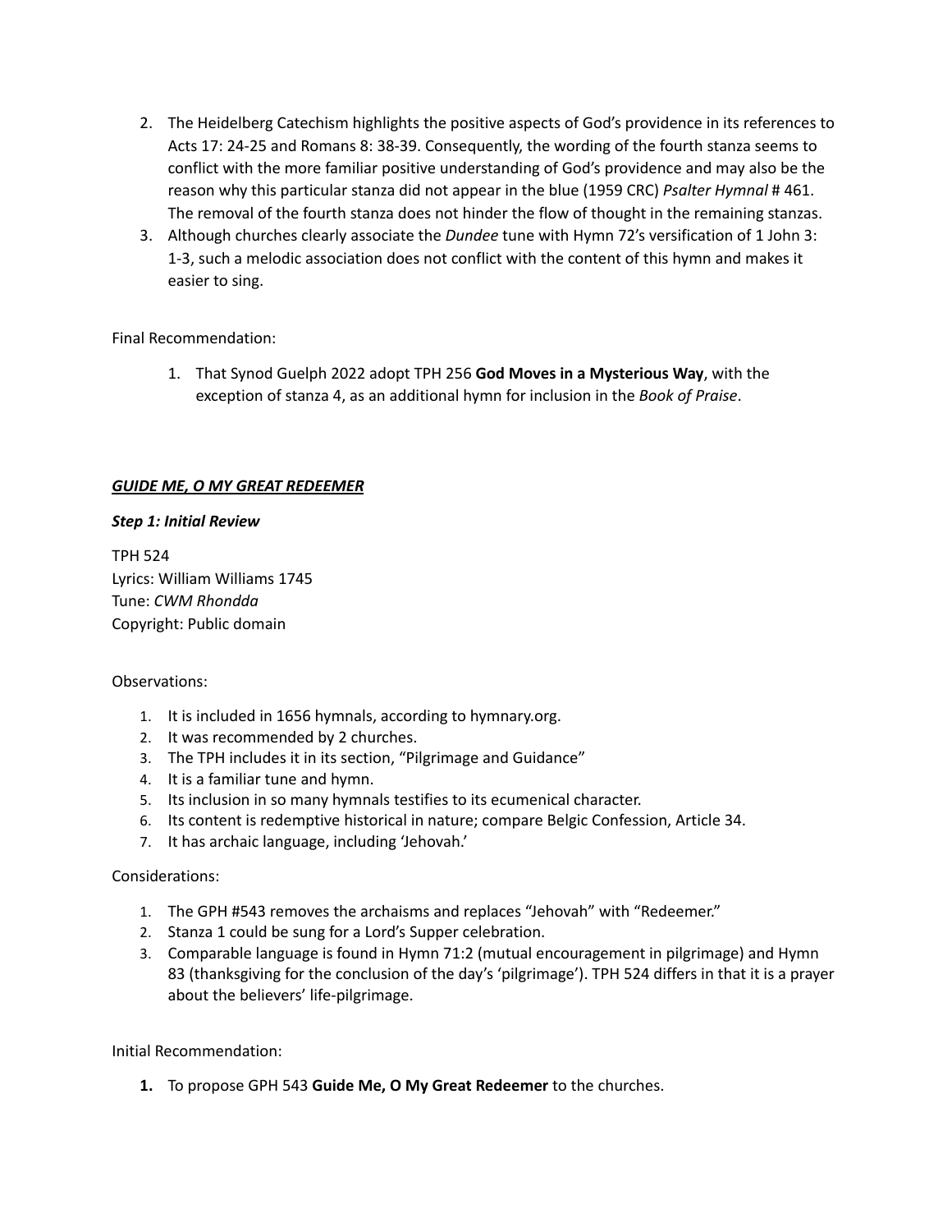2. The Heidelberg Catechism highlights the positive aspects of God's providence in its references to Acts 17: 24-25 and Romans 8: 38-39. Consequently, the wording of the fourth stanza seems to conflict with the more familiar positive understanding of God's providence and may also be the reason why this particular stanza did not appear in the blue (1959 CRC) *Psalter Hymnal* # 461. The removal of the fourth stanza does not hinder the flow of thought in the remaining stanzas.
3. Although churches clearly associate the *Dundee* tune with Hymn 72's versification of 1 John 3: 1-3, such a melodic association does not conflict with the content of this hymn and makes it easier to sing.

Final Recommendation:

1. That Synod Guelph 2022 adopt TPH 256 **God Moves in a Mysterious Way**, with the exception of stanza 4, as an additional hymn for inclusion in the *Book of Praise*.

## ***GUIDE ME, O MY GREAT REDEEMER***

### ***Step 1: Initial Review***

TPH 524
Lyrics: William Williams 1745
Tune: *CWM Rhondda*
Copyright: Public domain

Observations:

1. It is included in 1656 hymnals, according to hymnary.org.
2. It was recommended by 2 churches.
3. The TPH includes it in its section, "Pilgrimage and Guidance"
4. It is a familiar tune and hymn.
5. Its inclusion in so many hymnals testifies to its ecumenical character.
6. Its content is redemptive historical in nature; compare Belgic Confession, Article 34.
7. It has archaic language, including 'Jehovah.'

Considerations:

1. The GPH #543 removes the archaisms and replaces "Jehovah" with "Redeemer."
2. Stanza 1 could be sung for a Lord's Supper celebration.
3. Comparable language is found in Hymn 71:2 (mutual encouragement in pilgrimage) and Hymn 83 (thanksgiving for the conclusion of the day's 'pilgrimage'). TPH 524 differs in that it is a prayer about the believers' life-pilgrimage.

Initial Recommendation:

1. To propose GPH 543 **Guide Me, O My Great Redeemer** to the churches.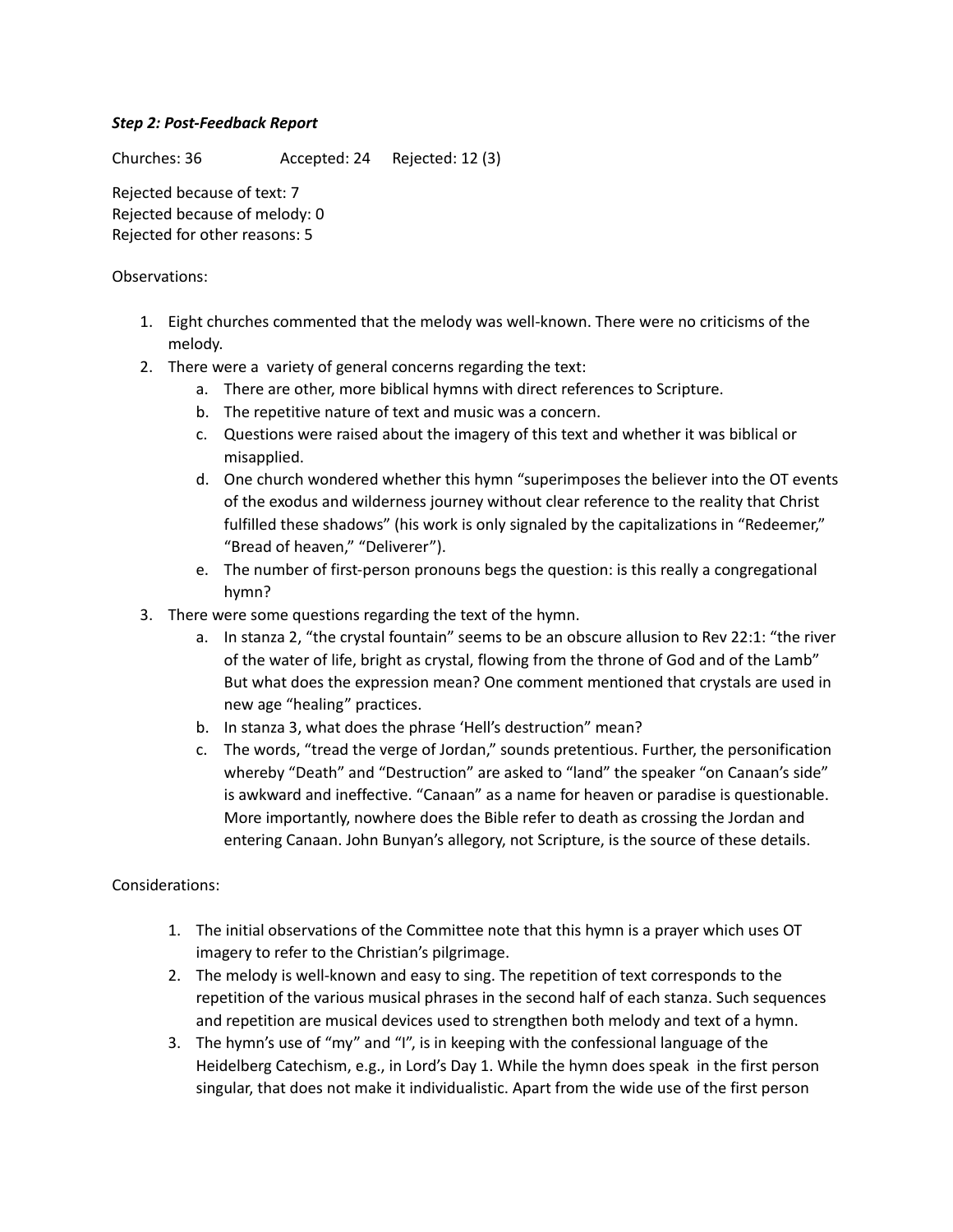***Step 2: Post-Feedback Report***

Churches: 36 Accepted: 24 Rejected: 12 (3)

Rejected because of text: 7
Rejected because of melody: 0
Rejected for other reasons: 5

Observations:

1. Eight churches commented that the melody was well-known. There were no criticisms of the melody.
2. There were a variety of general concerns regarding the text:
   a. There are other, more biblical hymns with direct references to Scripture.
   b. The repetitive nature of text and music was a concern.
   c. Questions were raised about the imagery of this text and whether it was biblical or misapplied.
   d. One church wondered whether this hymn "superimposes the believer into the OT events of the exodus and wilderness journey without clear reference to the reality that Christ fulfilled these shadows" (his work is only signaled by the capitalizations in "Redeemer," "Bread of heaven," "Deliverer").
   e. The number of first-person pronouns begs the question: is this really a congregational hymn?
3. There were some questions regarding the text of the hymn.
   a. In stanza 2, "the crystal fountain" seems to be an obscure allusion to Rev 22:1: "the river of the water of life, bright as crystal, flowing from the throne of God and of the Lamb" But what does the expression mean? One comment mentioned that crystals are used in new age "healing" practices.
   b. In stanza 3, what does the phrase 'Hell's destruction" mean?
   c. The words, "tread the verge of Jordan," sounds pretentious. Further, the personification whereby "Death" and "Destruction" are asked to "land" the speaker "on Canaan's side" is awkward and ineffective. "Canaan" as a name for heaven or paradise is questionable. More importantly, nowhere does the Bible refer to death as crossing the Jordan and entering Canaan. John Bunyan's allegory, not Scripture, is the source of these details.

Considerations:

1. The initial observations of the Committee note that this hymn is a prayer which uses OT imagery to refer to the Christian's pilgrimage.
2. The melody is well-known and easy to sing. The repetition of text corresponds to the repetition of the various musical phrases in the second half of each stanza. Such sequences and repetition are musical devices used to strengthen both melody and text of a hymn.
3. The hymn's use of "my" and "I", is in keeping with the confessional language of the Heidelberg Catechism, e.g., in Lord's Day 1. While the hymn does speak in the first person singular, that does not make it individualistic. Apart from the wide use of the first person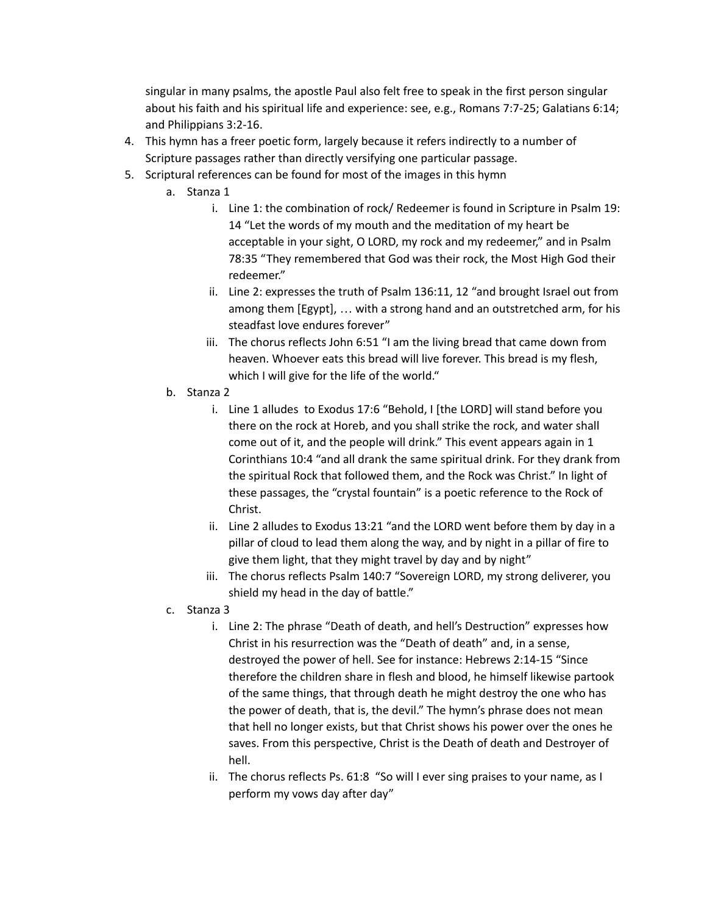singular in many psalms, the apostle Paul also felt free to speak in the first person singular about his faith and his spiritual life and experience: see, e.g., Romans 7:7-25; Galatians 6:14; and Philippians 3:2-16.

4. This hymn has a freer poetic form, largely because it refers indirectly to a number of Scripture passages rather than directly versifying one particular passage.
5. Scriptural references can be found for most of the images in this hymn
   a. Stanza 1
      i. Line 1: the combination of rock/ Redeemer is found in Scripture in Psalm 19: 14 "Let the words of my mouth and the meditation of my heart be acceptable in your sight, O LORD, my rock and my redeemer," and in Psalm 78:35 "They remembered that God was their rock, the Most High God their redeemer."
      ii. Line 2: expresses the truth of Psalm 136:11, 12 "and brought Israel out from among them [Egypt], … with a strong hand and an outstretched arm, for his steadfast love endures forever"
      iii. The chorus reflects John 6:51 "I am the living bread that came down from heaven. Whoever eats this bread will live forever. This bread is my flesh, which I will give for the life of the world."
   b. Stanza 2
      i. Line 1 alludes to Exodus 17:6 "Behold, I [the LORD] will stand before you there on the rock at Horeb, and you shall strike the rock, and water shall come out of it, and the people will drink." This event appears again in 1 Corinthians 10:4 "and all drank the same spiritual drink. For they drank from the spiritual Rock that followed them, and the Rock was Christ." In light of these passages, the "crystal fountain" is a poetic reference to the Rock of Christ.
      ii. Line 2 alludes to Exodus 13:21 "and the LORD went before them by day in a pillar of cloud to lead them along the way, and by night in a pillar of fire to give them light, that they might travel by day and by night"
      iii. The chorus reflects Psalm 140:7 "Sovereign LORD, my strong deliverer, you shield my head in the day of battle."
   c. Stanza 3
      i. Line 2: The phrase "Death of death, and hell's Destruction" expresses how Christ in his resurrection was the "Death of death" and, in a sense, destroyed the power of hell. See for instance: Hebrews 2:14-15 "Since therefore the children share in flesh and blood, he himself likewise partook of the same things, that through death he might destroy the one who has the power of death, that is, the devil." The hymn's phrase does not mean that hell no longer exists, but that Christ shows his power over the ones he saves. From this perspective, Christ is the Death of death and Destroyer of hell.
      ii. The chorus reflects Ps. 61:8 "So will I ever sing praises to your name, as I perform my vows day after day"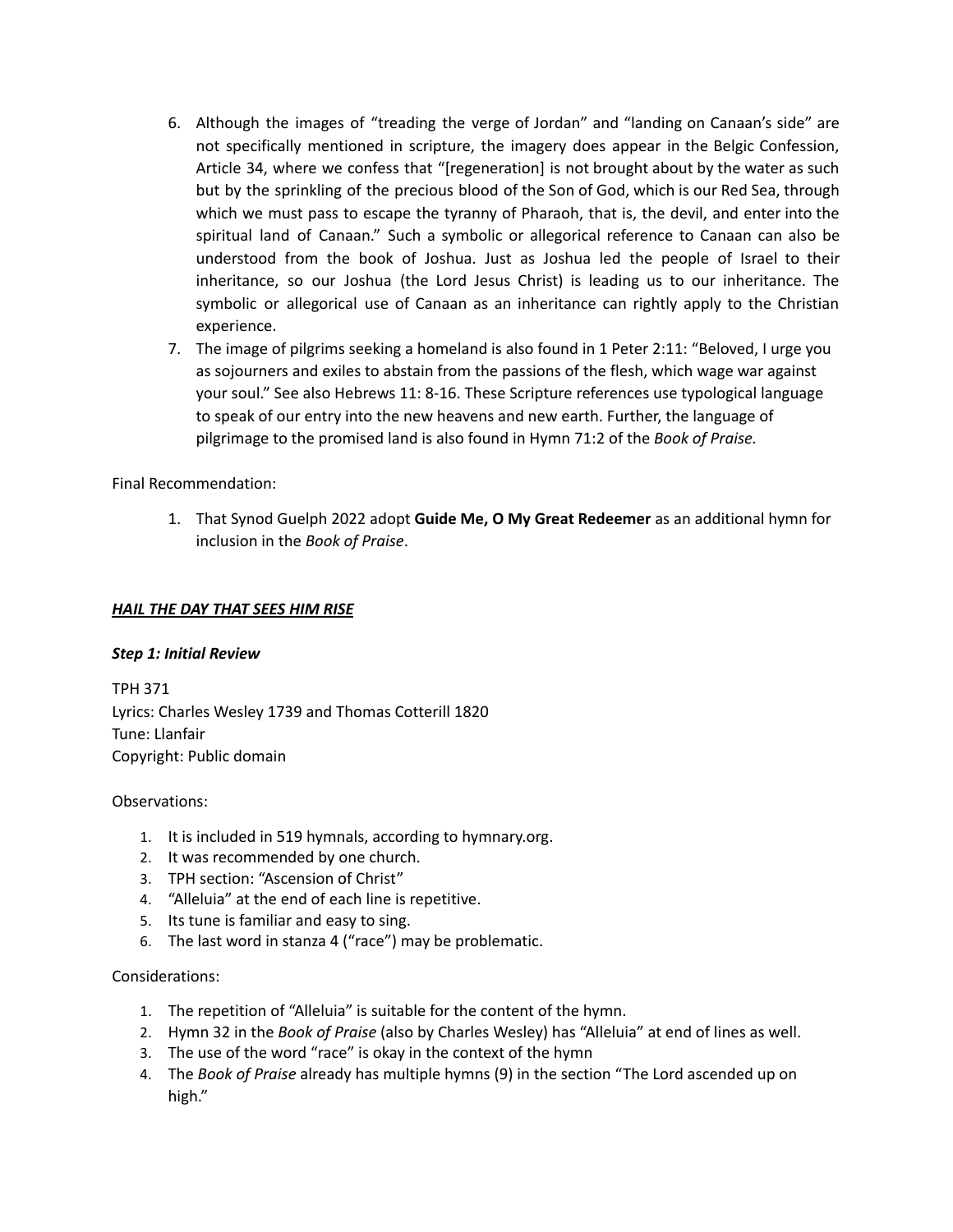6. Although the images of "treading the verge of Jordan" and "landing on Canaan's side" are not specifically mentioned in scripture, the imagery does appear in the Belgic Confession, Article 34, where we confess that "[regeneration] is not brought about by the water as such but by the sprinkling of the precious blood of the Son of God, which is our Red Sea, through which we must pass to escape the tyranny of Pharaoh, that is, the devil, and enter into the spiritual land of Canaan." Such a symbolic or allegorical reference to Canaan can also be understood from the book of Joshua. Just as Joshua led the people of Israel to their inheritance, so our Joshua (the Lord Jesus Christ) is leading us to our inheritance. The symbolic or allegorical use of Canaan as an inheritance can rightly apply to the Christian experience.
7. The image of pilgrims seeking a homeland is also found in 1 Peter 2:11: "Beloved, I urge you as sojourners and exiles to abstain from the passions of the flesh, which wage war against your soul." See also Hebrews 11: 8-16. These Scripture references use typological language to speak of our entry into the new heavens and new earth. Further, the language of pilgrimage to the promised land is also found in Hymn 71:2 of the *Book of Praise.*

Final Recommendation:

1. That Synod Guelph 2022 adopt **Guide Me, O My Great Redeemer** as an additional hymn for inclusion in the *Book of Praise*.

## ***HAIL THE DAY THAT SEES HIM RISE***

### ***Step 1: Initial Review***

TPH 371
Lyrics: Charles Wesley 1739 and Thomas Cotterill 1820
Tune: Llanfair
Copyright: Public domain

Observations:

1. It is included in 519 hymnals, according to hymnary.org.
2. It was recommended by one church.
3. TPH section: "Ascension of Christ"
4. "Alleluia" at the end of each line is repetitive.
5. Its tune is familiar and easy to sing.
6. The last word in stanza 4 ("race") may be problematic.

Considerations:

1. The repetition of "Alleluia" is suitable for the content of the hymn.
2. Hymn 32 in the *Book of Praise* (also by Charles Wesley) has "Alleluia" at end of lines as well.
3. The use of the word "race" is okay in the context of the hymn
4. The *Book of Praise* already has multiple hymns (9) in the section "The Lord ascended up on high."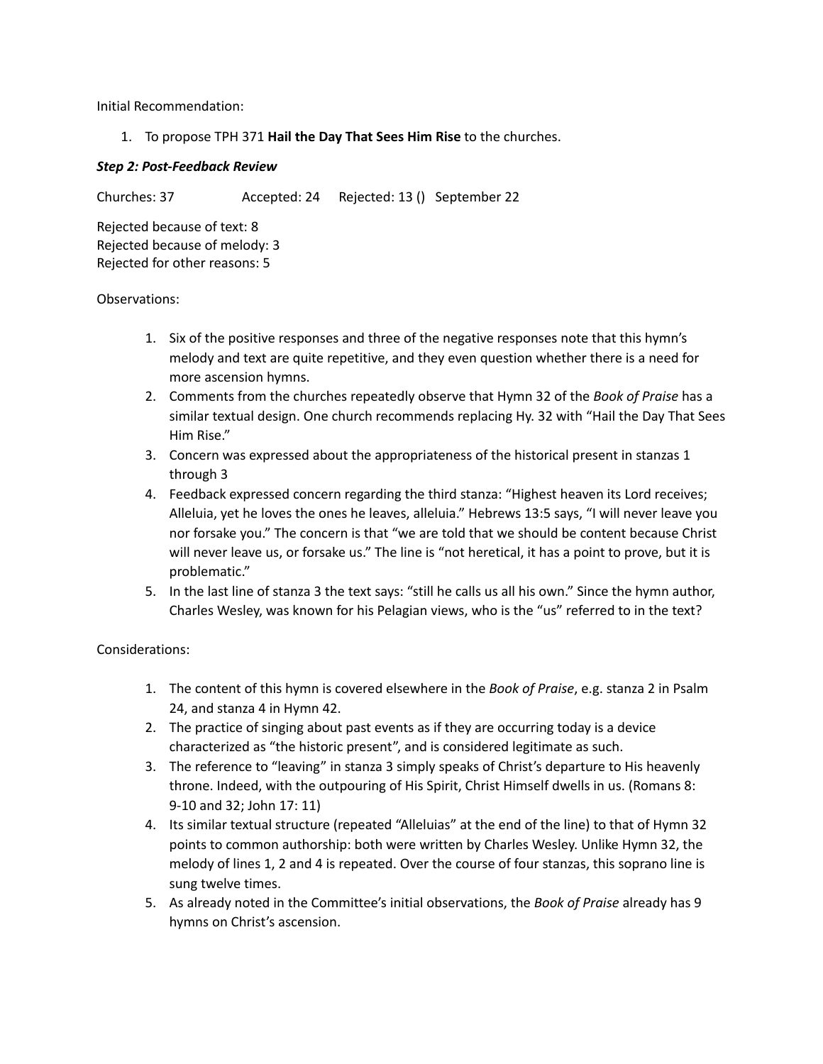Initial Recommendation:

1. To propose TPH 371 **Hail the Day That Sees Him Rise** to the churches.

***Step 2: Post-Feedback Review***

Churches: 37 Accepted: 24 Rejected: 13 () September 22

Rejected because of text: 8
Rejected because of melody: 3
Rejected for other reasons: 5

Observations:

1. Six of the positive responses and three of the negative responses note that this hymn's melody and text are quite repetitive, and they even question whether there is a need for more ascension hymns.
2. Comments from the churches repeatedly observe that Hymn 32 of the *Book of Praise* has a similar textual design. One church recommends replacing Hy. 32 with "Hail the Day That Sees Him Rise."
3. Concern was expressed about the appropriateness of the historical present in stanzas 1 through 3
4. Feedback expressed concern regarding the third stanza: "Highest heaven its Lord receives; Alleluia, yet he loves the ones he leaves, alleluia." Hebrews 13:5 says, "I will never leave you nor forsake you." The concern is that "we are told that we should be content because Christ will never leave us, or forsake us." The line is "not heretical, it has a point to prove, but it is problematic."
5. In the last line of stanza 3 the text says: "still he calls us all his own." Since the hymn author, Charles Wesley, was known for his Pelagian views, who is the "us" referred to in the text?

Considerations:

1. The content of this hymn is covered elsewhere in the *Book of Praise*, e.g. stanza 2 in Psalm 24, and stanza 4 in Hymn 42.
2. The practice of singing about past events as if they are occurring today is a device characterized as "the historic present", and is considered legitimate as such.
3. The reference to "leaving" in stanza 3 simply speaks of Christ's departure to His heavenly throne. Indeed, with the outpouring of His Spirit, Christ Himself dwells in us. (Romans 8: 9-10 and 32; John 17: 11)
4. Its similar textual structure (repeated "Alleluias" at the end of the line) to that of Hymn 32 points to common authorship: both were written by Charles Wesley. Unlike Hymn 32, the melody of lines 1, 2 and 4 is repeated. Over the course of four stanzas, this soprano line is sung twelve times.
5. As already noted in the Committee's initial observations, the *Book of Praise* already has 9 hymns on Christ's ascension.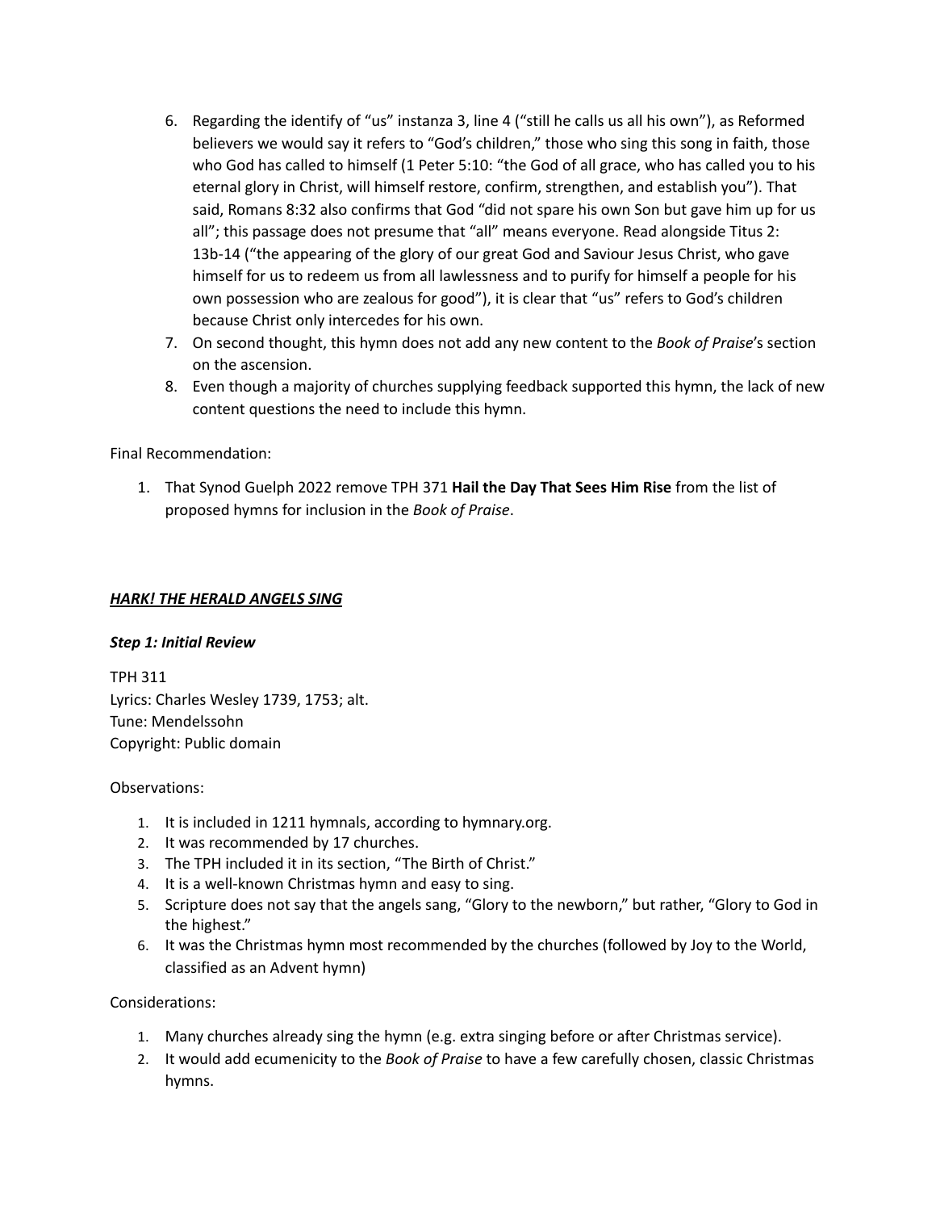6. Regarding the identify of "us" instanza 3, line 4 ("still he calls us all his own"), as Reformed believers we would say it refers to "God's children," those who sing this song in faith, those who God has called to himself (1 Peter 5:10: "the God of all grace, who has called you to his eternal glory in Christ, will himself restore, confirm, strengthen, and establish you"). That said, Romans 8:32 also confirms that God "did not spare his own Son but gave him up for us all"; this passage does not presume that "all" means everyone. Read alongside Titus 2: 13b-14 ("the appearing of the glory of our great God and Saviour Jesus Christ, who gave himself for us to redeem us from all lawlessness and to purify for himself a people for his own possession who are zealous for good"), it is clear that "us" refers to God's children because Christ only intercedes for his own.
7. On second thought, this hymn does not add any new content to the *Book of Praise*'s section on the ascension.
8. Even though a majority of churches supplying feedback supported this hymn, the lack of new content questions the need to include this hymn.

Final Recommendation:

1. That Synod Guelph 2022 remove TPH 371 **Hail the Day That Sees Him Rise** from the list of proposed hymns for inclusion in the *Book of Praise*.

## ***HARK! THE HERALD ANGELS SING***

### ***Step 1: Initial Review***

TPH 311
Lyrics: Charles Wesley 1739, 1753; alt.
Tune: Mendelssohn
Copyright: Public domain

Observations:

1. It is included in 1211 hymnals, according to hymnary.org.
2. It was recommended by 17 churches.
3. The TPH included it in its section, "The Birth of Christ."
4. It is a well-known Christmas hymn and easy to sing.
5. Scripture does not say that the angels sang, "Glory to the newborn," but rather, "Glory to God in the highest."
6. It was the Christmas hymn most recommended by the churches (followed by Joy to the World, classified as an Advent hymn)

Considerations:

1. Many churches already sing the hymn (e.g. extra singing before or after Christmas service).
2. It would add ecumenicity to the *Book of Praise* to have a few carefully chosen, classic Christmas hymns.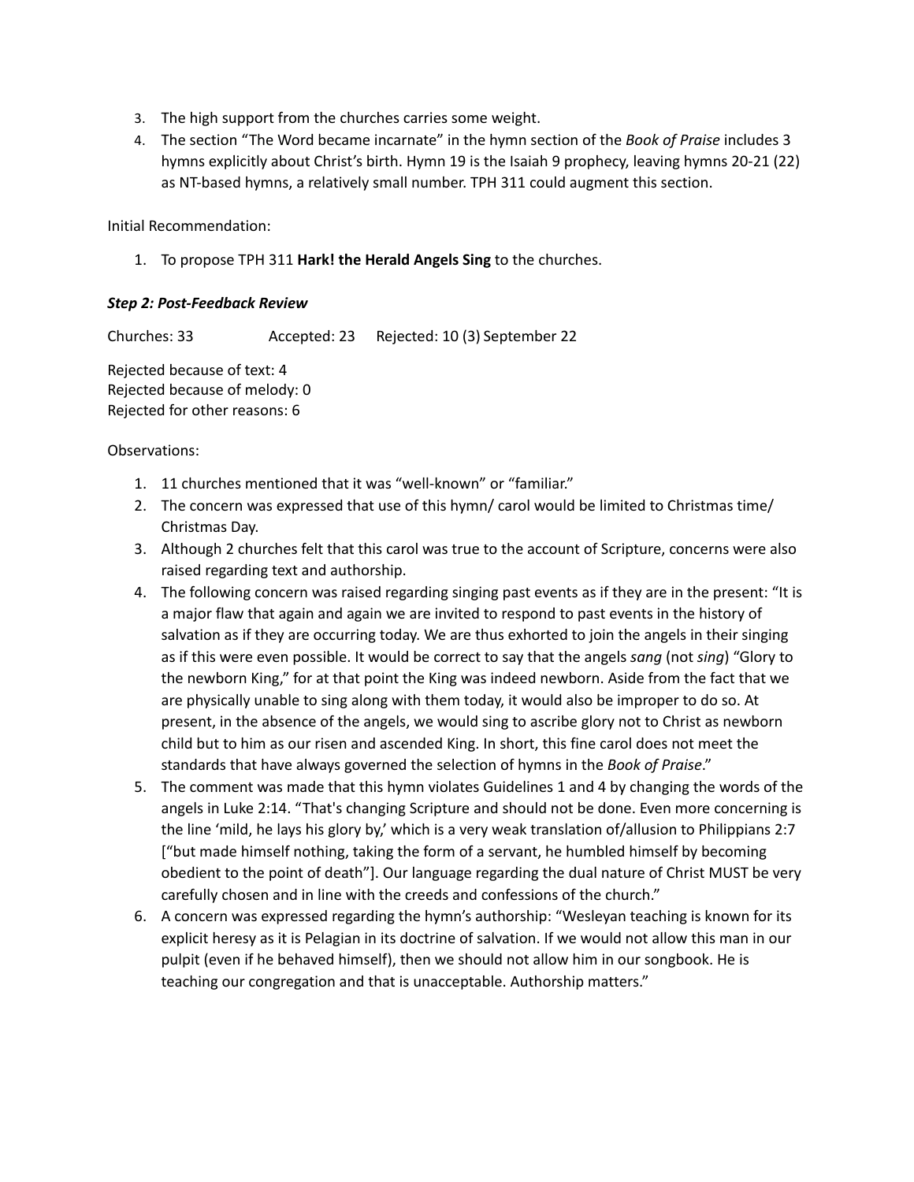3. The high support from the churches carries some weight.
4. The section "The Word became incarnate" in the hymn section of the *Book of Praise* includes 3 hymns explicitly about Christ's birth. Hymn 19 is the Isaiah 9 prophecy, leaving hymns 20-21 (22) as NT-based hymns, a relatively small number. TPH 311 could augment this section.

Initial Recommendation:

1. To propose TPH 311 **Hark! the Herald Angels Sing** to the churches.

***Step 2: Post-Feedback Review***

Churches: 33 Accepted: 23 Rejected: 10 (3) September 22

Rejected because of text: 4
Rejected because of melody: 0
Rejected for other reasons: 6

Observations:

1. 11 churches mentioned that it was "well-known" or "familiar."
2. The concern was expressed that use of this hymn/ carol would be limited to Christmas time/ Christmas Day.
3. Although 2 churches felt that this carol was true to the account of Scripture, concerns were also raised regarding text and authorship.
4. The following concern was raised regarding singing past events as if they are in the present: "It is a major flaw that again and again we are invited to respond to past events in the history of salvation as if they are occurring today. We are thus exhorted to join the angels in their singing as if this were even possible. It would be correct to say that the angels *sang* (not *sing*) "Glory to the newborn King," for at that point the King was indeed newborn. Aside from the fact that we are physically unable to sing along with them today, it would also be improper to do so. At present, in the absence of the angels, we would sing to ascribe glory not to Christ as newborn child but to him as our risen and ascended King. In short, this fine carol does not meet the standards that have always governed the selection of hymns in the *Book of Praise*."
5. The comment was made that this hymn violates Guidelines 1 and 4 by changing the words of the angels in Luke 2:14. "That's changing Scripture and should not be done. Even more concerning is the line 'mild, he lays his glory by,' which is a very weak translation of/allusion to Philippians 2:7 ["but made himself nothing, taking the form of a servant, he humbled himself by becoming obedient to the point of death"]. Our language regarding the dual nature of Christ MUST be very carefully chosen and in line with the creeds and confessions of the church."
6. A concern was expressed regarding the hymn's authorship: "Wesleyan teaching is known for its explicit heresy as it is Pelagian in its doctrine of salvation. If we would not allow this man in our pulpit (even if he behaved himself), then we should not allow him in our songbook. He is teaching our congregation and that is unacceptable. Authorship matters."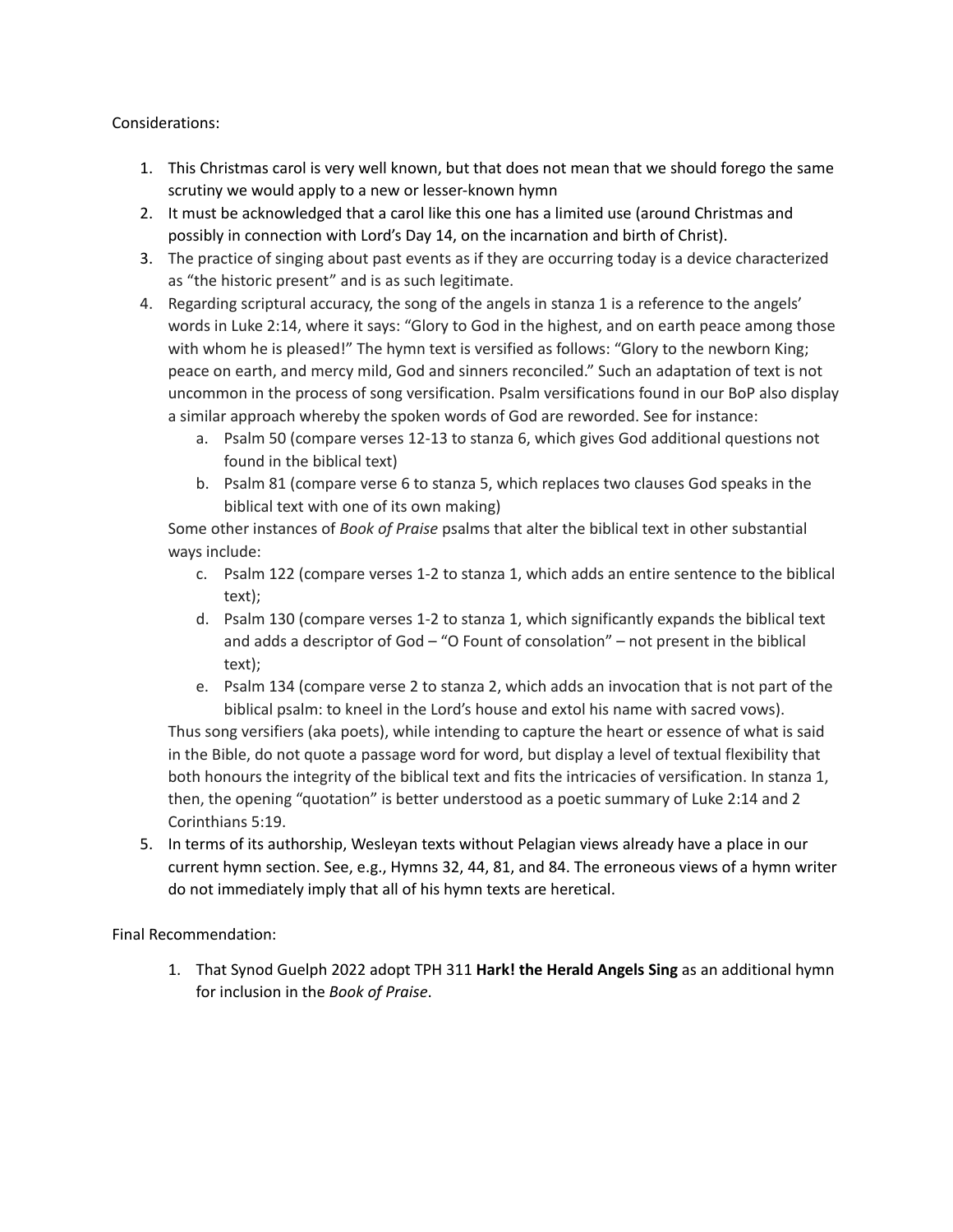Considerations:

1. This Christmas carol is very well known, but that does not mean that we should forego the same scrutiny we would apply to a new or lesser-known hymn
2. It must be acknowledged that a carol like this one has a limited use (around Christmas and possibly in connection with Lord's Day 14, on the incarnation and birth of Christ).
3. The practice of singing about past events as if they are occurring today is a device characterized as "the historic present" and is as such legitimate.
4. Regarding scriptural accuracy, the song of the angels in stanza 1 is a reference to the angels' words in Luke 2:14, where it says: "Glory to God in the highest, and on earth peace among those with whom he is pleased!" The hymn text is versified as follows: "Glory to the newborn King; peace on earth, and mercy mild, God and sinners reconciled." Such an adaptation of text is not uncommon in the process of song versification. Psalm versifications found in our BoP also display a similar approach whereby the spoken words of God are reworded. See for instance:
   a. Psalm 50 (compare verses 12-13 to stanza 6, which gives God additional questions not found in the biblical text)
   b. Psalm 81 (compare verse 6 to stanza 5, which replaces two clauses God speaks in the biblical text with one of its own making)

   Some other instances of *Book of Praise* psalms that alter the biblical text in other substantial ways include:

   c. Psalm 122 (compare verses 1-2 to stanza 1, which adds an entire sentence to the biblical text);
   d. Psalm 130 (compare verses 1-2 to stanza 1, which significantly expands the biblical text and adds a descriptor of God – "O Fount of consolation" – not present in the biblical text);
   e. Psalm 134 (compare verse 2 to stanza 2, which adds an invocation that is not part of the biblical psalm: to kneel in the Lord's house and extol his name with sacred vows).

   Thus song versifiers (aka poets), while intending to capture the heart or essence of what is said in the Bible, do not quote a passage word for word, but display a level of textual flexibility that both honours the integrity of the biblical text and fits the intricacies of versification. In stanza 1, then, the opening "quotation" is better understood as a poetic summary of Luke 2:14 and 2 Corinthians 5:19.
5. In terms of its authorship, Wesleyan texts without Pelagian views already have a place in our current hymn section. See, e.g., Hymns 32, 44, 81, and 84. The erroneous views of a hymn writer do not immediately imply that all of his hymn texts are heretical.

Final Recommendation:

1. That Synod Guelph 2022 adopt TPH 311 **Hark! the Herald Angels Sing** as an additional hymn for inclusion in the *Book of Praise*.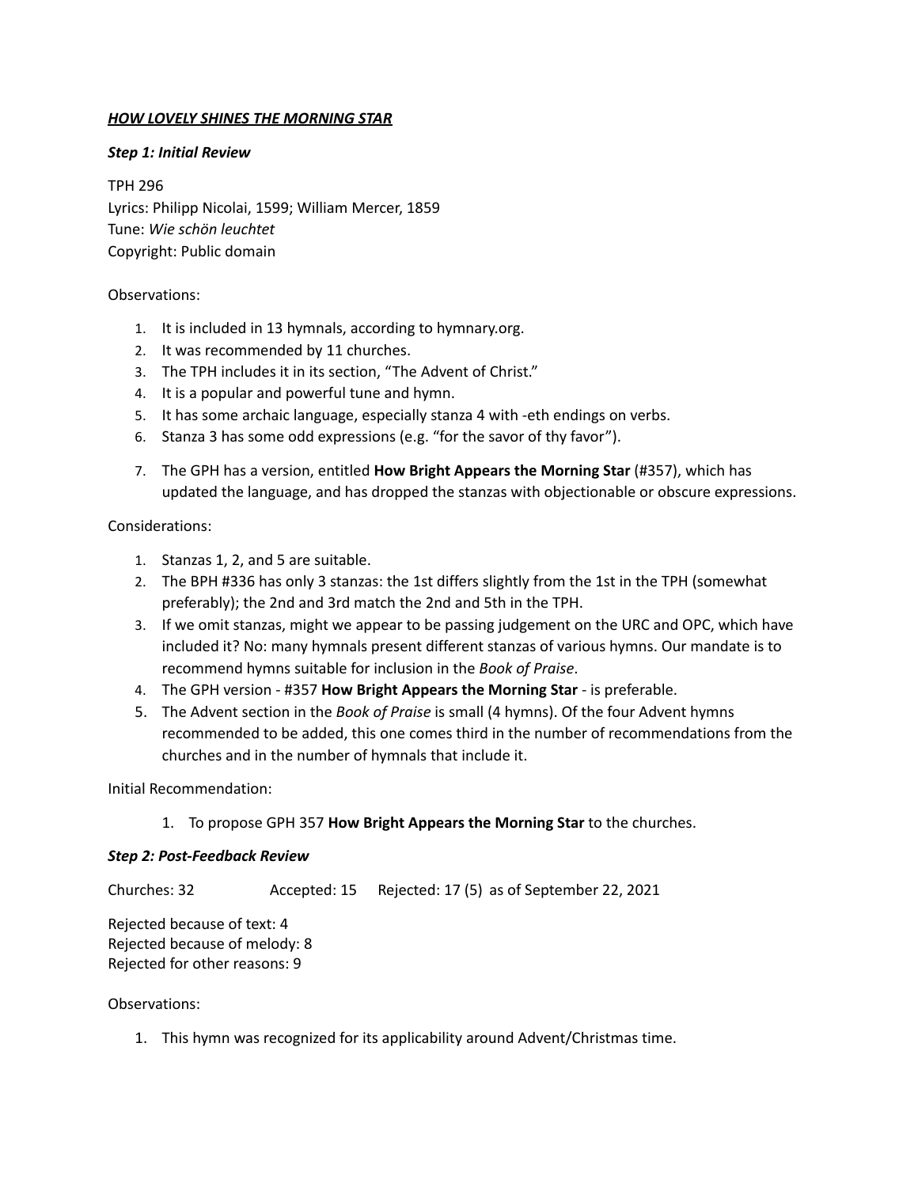***HOW LOVELY SHINES THE MORNING STAR***

***Step 1: Initial Review***

TPH 296
Lyrics: Philipp Nicolai, 1599; William Mercer, 1859
Tune: *Wie schön leuchtet*
Copyright: Public domain

Observations:

1. It is included in 13 hymnals, according to hymnary.org.
2. It was recommended by 11 churches.
3. The TPH includes it in its section, "The Advent of Christ."
4. It is a popular and powerful tune and hymn.
5. It has some archaic language, especially stanza 4 with -eth endings on verbs.
6. Stanza 3 has some odd expressions (e.g. "for the savor of thy favor").
7. The GPH has a version, entitled **How Bright Appears the Morning Star** (#357), which has updated the language, and has dropped the stanzas with objectionable or obscure expressions.

Considerations:

1. Stanzas 1, 2, and 5 are suitable.
2. The BPH #336 has only 3 stanzas: the 1st differs slightly from the 1st in the TPH (somewhat preferably); the 2nd and 3rd match the 2nd and 5th in the TPH.
3. If we omit stanzas, might we appear to be passing judgement on the URC and OPC, which have included it? No: many hymnals present different stanzas of various hymns. Our mandate is to recommend hymns suitable for inclusion in the *Book of Praise*.
4. The GPH version - #357 **How Bright Appears the Morning Star** - is preferable.
5. The Advent section in the *Book of Praise* is small (4 hymns). Of the four Advent hymns recommended to be added, this one comes third in the number of recommendations from the churches and in the number of hymnals that include it.

Initial Recommendation:

1. To propose GPH 357 **How Bright Appears the Morning Star** to the churches.

***Step 2: Post-Feedback Review***

Churches: 32 Accepted: 15 Rejected: 17 (5) as of September 22, 2021

Rejected because of text: 4
Rejected because of melody: 8
Rejected for other reasons: 9

Observations:

1. This hymn was recognized for its applicability around Advent/Christmas time.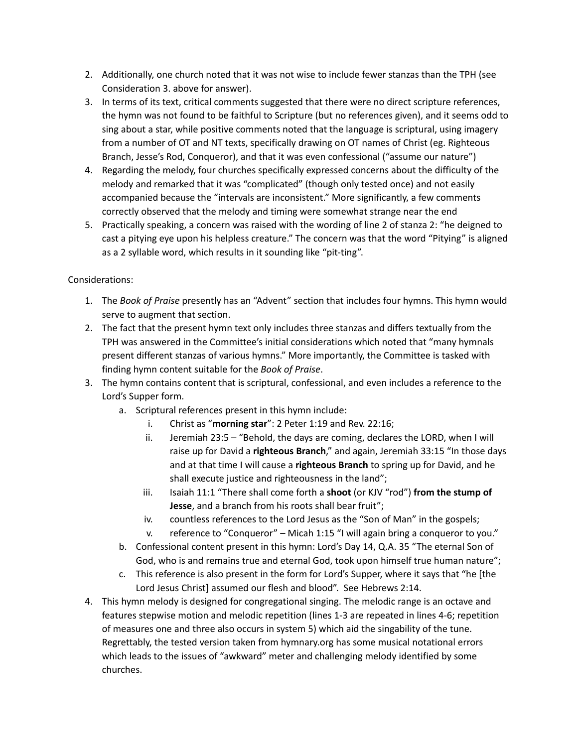2. Additionally, one church noted that it was not wise to include fewer stanzas than the TPH (see Consideration 3. above for answer).
3. In terms of its text, critical comments suggested that there were no direct scripture references, the hymn was not found to be faithful to Scripture (but no references given), and it seems odd to sing about a star, while positive comments noted that the language is scriptural, using imagery from a number of OT and NT texts, specifically drawing on OT names of Christ (eg. Righteous Branch, Jesse's Rod, Conqueror), and that it was even confessional ("assume our nature")
4. Regarding the melody, four churches specifically expressed concerns about the difficulty of the melody and remarked that it was "complicated" (though only tested once) and not easily accompanied because the "intervals are inconsistent." More significantly, a few comments correctly observed that the melody and timing were somewhat strange near the end
5. Practically speaking, a concern was raised with the wording of line 2 of stanza 2: "he deigned to cast a pitying eye upon his helpless creature." The concern was that the word "Pitying" is aligned as a 2 syllable word, which results in it sounding like "pit-ting".

Considerations:

1. The *Book of Praise* presently has an "Advent" section that includes four hymns. This hymn would serve to augment that section.
2. The fact that the present hymn text only includes three stanzas and differs textually from the TPH was answered in the Committee's initial considerations which noted that "many hymnals present different stanzas of various hymns." More importantly, the Committee is tasked with finding hymn content suitable for the *Book of Praise*.
3. The hymn contains content that is scriptural, confessional, and even includes a reference to the Lord's Supper form.
    a. Scriptural references present in this hymn include:
        i. Christ as "**morning star**": 2 Peter 1:19 and Rev. 22:16;
        ii. Jeremiah 23:5 – "Behold, the days are coming, declares the LORD, when I will raise up for David a **righteous Branch**," and again, Jeremiah 33:15 "In those days and at that time I will cause a **righteous Branch** to spring up for David, and he shall execute justice and righteousness in the land";
        iii. Isaiah 11:1 "There shall come forth a **shoot** (or KJV "rod") **from the stump of Jesse**, and a branch from his roots shall bear fruit";
        iv. countless references to the Lord Jesus as the "Son of Man" in the gospels;
        v. reference to "Conqueror" – Micah 1:15 "I will again bring a conqueror to you."
    b. Confessional content present in this hymn: Lord's Day 14, Q.A. 35 "The eternal Son of God, who is and remains true and eternal God, took upon himself true human nature";
    c. This reference is also present in the form for Lord's Supper, where it says that "he [the Lord Jesus Christ] assumed our flesh and blood". See Hebrews 2:14.
4. This hymn melody is designed for congregational singing. The melodic range is an octave and features stepwise motion and melodic repetition (lines 1-3 are repeated in lines 4-6; repetition of measures one and three also occurs in system 5) which aid the singability of the tune. Regrettably, the tested version taken from hymnary.org has some musical notational errors which leads to the issues of "awkward" meter and challenging melody identified by some churches.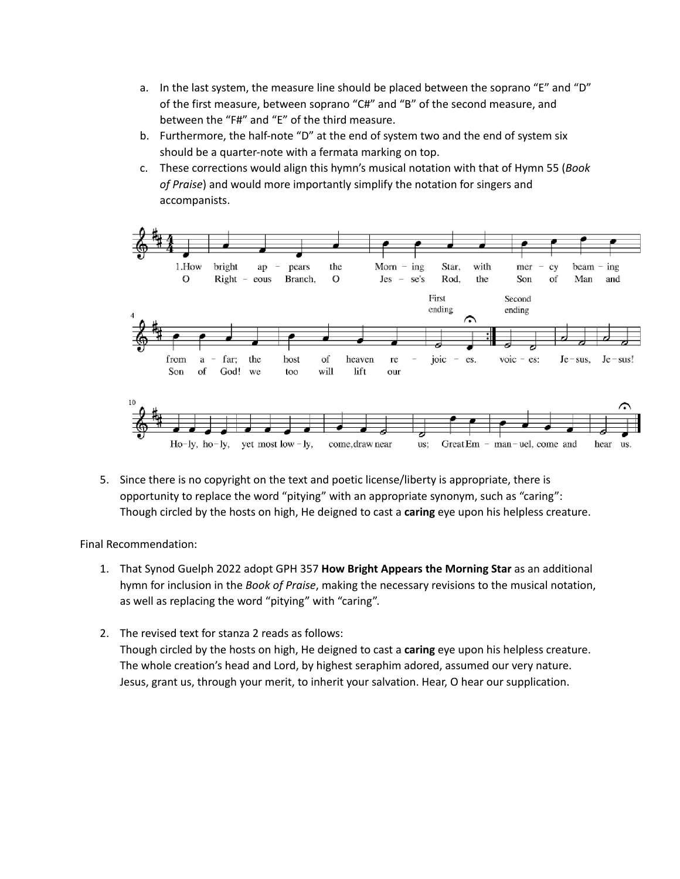a. In the last system, the measure line should be placed between the soprano "E" and "D" of the first measure, between soprano "C#" and "B" of the second measure, and between the "F#" and "E" of the third measure.
b. Furthermore, the half-note "D" at the end of system two and the end of system six should be a quarter-note with a fermata marking on top.
c. These corrections would align this hymn's musical notation with that of Hymn 55 (*Book of Praise*) and would more importantly simplify the notation for singers and accompanists.

5. Since there is no copyright on the text and poetic license/liberty is appropriate, there is opportunity to replace the word "pitying" with an appropriate synonym, such as "caring": Though circled by the hosts on high, He deigned to cast a **caring** eye upon his helpless creature.

Final Recommendation:

1. That Synod Guelph 2022 adopt GPH 357 **How Bright Appears the Morning Star** as an additional hymn for inclusion in the *Book of Praise*, making the necessary revisions to the musical notation, as well as replacing the word "pitying" with "caring".

2. The revised text for stanza 2 reads as follows:
Though circled by the hosts on high, He deigned to cast a **caring** eye upon his helpless creature.
The whole creation's head and Lord, by highest seraphim adored, assumed our very nature.
Jesus, grant us, through your merit, to inherit your salvation. Hear, O hear our supplication.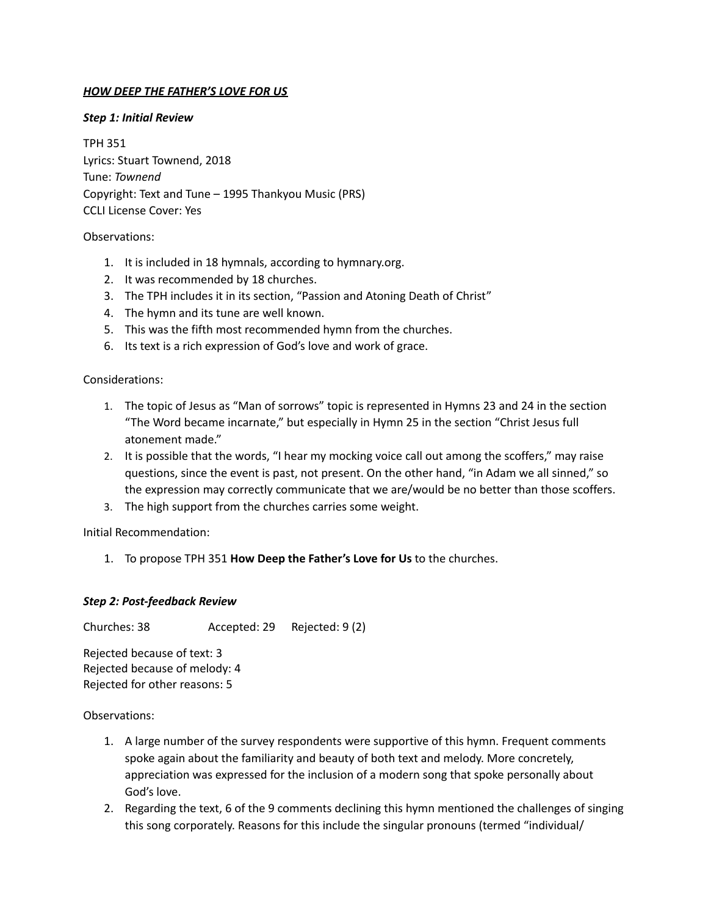***HOW DEEP THE FATHER'S LOVE FOR US***

***Step 1: Initial Review***

TPH 351
Lyrics: Stuart Townend, 2018
Tune: *Townend*
Copyright: Text and Tune – 1995 Thankyou Music (PRS)
CCLI License Cover: Yes

Observations:

1. It is included in 18 hymnals, according to hymnary.org.
2. It was recommended by 18 churches.
3. The TPH includes it in its section, "Passion and Atoning Death of Christ"
4. The hymn and its tune are well known.
5. This was the fifth most recommended hymn from the churches.
6. Its text is a rich expression of God's love and work of grace.

Considerations:

1. The topic of Jesus as "Man of sorrows" topic is represented in Hymns 23 and 24 in the section "The Word became incarnate," but especially in Hymn 25 in the section "Christ Jesus full atonement made."
2. It is possible that the words, "I hear my mocking voice call out among the scoffers," may raise questions, since the event is past, not present. On the other hand, "in Adam we all sinned," so the expression may correctly communicate that we are/would be no better than those scoffers.
3. The high support from the churches carries some weight.

Initial Recommendation:

1. To propose TPH 351 **How Deep the Father's Love for Us** to the churches.

***Step 2: Post-feedback Review***

Churches: 38 Accepted: 29 Rejected: 9 (2)

Rejected because of text: 3
Rejected because of melody: 4
Rejected for other reasons: 5

Observations:

1. A large number of the survey respondents were supportive of this hymn. Frequent comments spoke again about the familiarity and beauty of both text and melody. More concretely, appreciation was expressed for the inclusion of a modern song that spoke personally about God's love.
2. Regarding the text, 6 of the 9 comments declining this hymn mentioned the challenges of singing this song corporately. Reasons for this include the singular pronouns (termed "individual/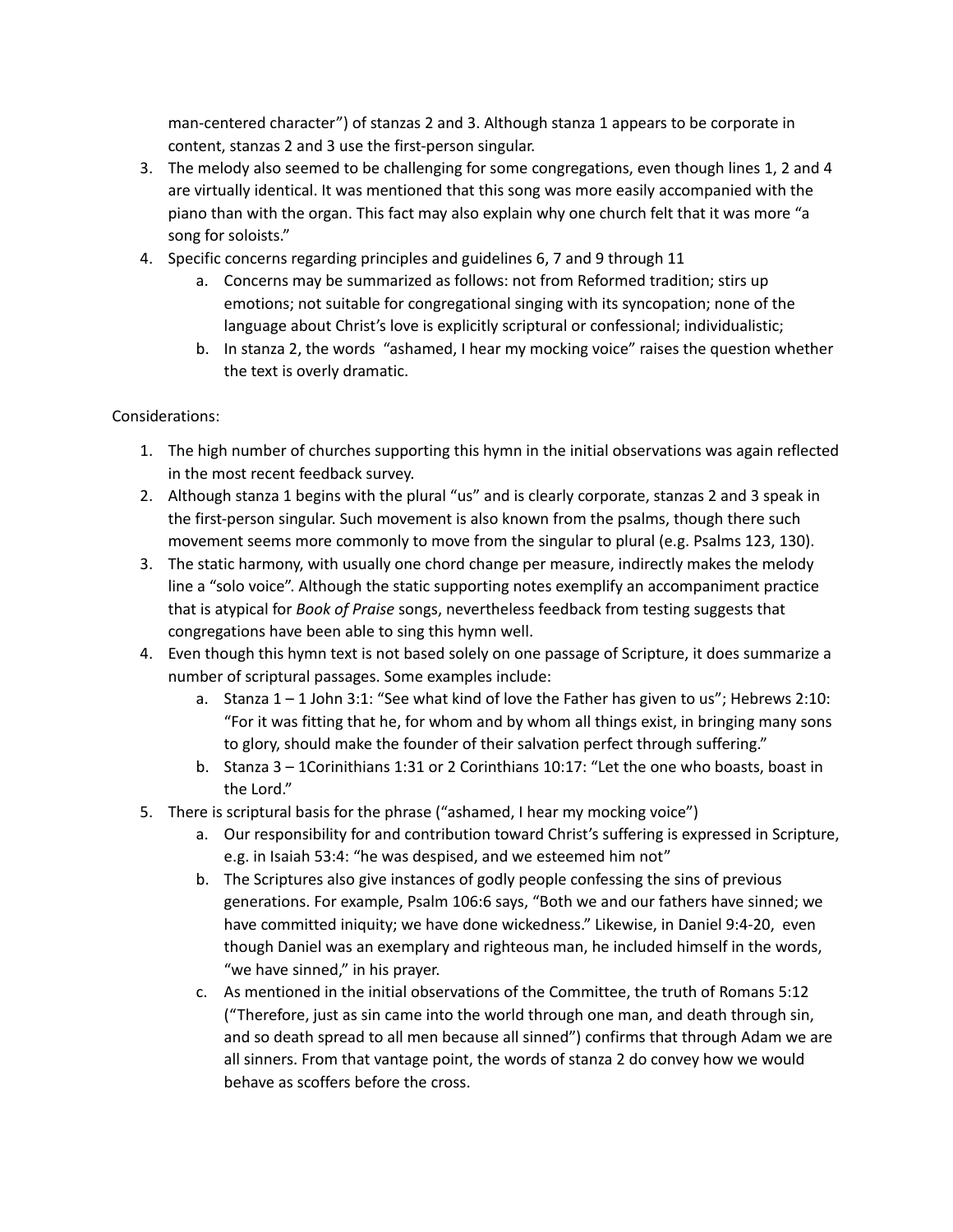man-centered character") of stanzas 2 and 3. Although stanza 1 appears to be corporate in content, stanzas 2 and 3 use the first-person singular.

3. The melody also seemed to be challenging for some congregations, even though lines 1, 2 and 4 are virtually identical. It was mentioned that this song was more easily accompanied with the piano than with the organ. This fact may also explain why one church felt that it was more "a song for soloists."
4. Specific concerns regarding principles and guidelines 6, 7 and 9 through 11
    a. Concerns may be summarized as follows: not from Reformed tradition; stirs up emotions; not suitable for congregational singing with its syncopation; none of the language about Christ's love is explicitly scriptural or confessional; individualistic;
    b. In stanza 2, the words "ashamed, I hear my mocking voice" raises the question whether the text is overly dramatic.

Considerations:

1. The high number of churches supporting this hymn in the initial observations was again reflected in the most recent feedback survey.
2. Although stanza 1 begins with the plural "us" and is clearly corporate, stanzas 2 and 3 speak in the first-person singular. Such movement is also known from the psalms, though there such movement seems more commonly to move from the singular to plural (e.g. Psalms 123, 130).
3. The static harmony, with usually one chord change per measure, indirectly makes the melody line a "solo voice". Although the static supporting notes exemplify an accompaniment practice that is atypical for *Book of Praise* songs, nevertheless feedback from testing suggests that congregations have been able to sing this hymn well.
4. Even though this hymn text is not based solely on one passage of Scripture, it does summarize a number of scriptural passages. Some examples include:
    a. Stanza 1 – 1 John 3:1: "See what kind of love the Father has given to us"; Hebrews 2:10: "For it was fitting that he, for whom and by whom all things exist, in bringing many sons to glory, should make the founder of their salvation perfect through suffering."
    b. Stanza 3 – 1Corinithians 1:31 or 2 Corinthians 10:17: "Let the one who boasts, boast in the Lord."
5. There is scriptural basis for the phrase ("ashamed, I hear my mocking voice")
    a. Our responsibility for and contribution toward Christ's suffering is expressed in Scripture, e.g. in Isaiah 53:4: "he was despised, and we esteemed him not"
    b. The Scriptures also give instances of godly people confessing the sins of previous generations. For example, Psalm 106:6 says, "Both we and our fathers have sinned; we have committed iniquity; we have done wickedness." Likewise, in Daniel 9:4-20, even though Daniel was an exemplary and righteous man, he included himself in the words, "we have sinned," in his prayer.
    c. As mentioned in the initial observations of the Committee, the truth of Romans 5:12 ("Therefore, just as sin came into the world through one man, and death through sin, and so death spread to all men because all sinned") confirms that through Adam we are all sinners. From that vantage point, the words of stanza 2 do convey how we would behave as scoffers before the cross.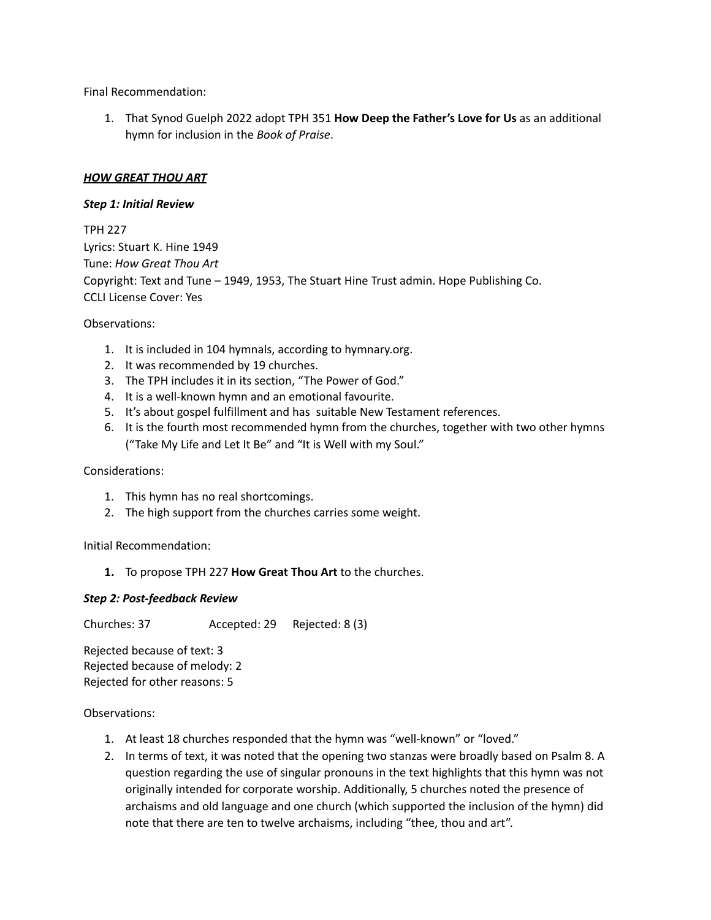Final Recommendation:

1. That Synod Guelph 2022 adopt TPH 351 **How Deep the Father's Love for Us** as an additional hymn for inclusion in the *Book of Praise*.

***<u>HOW GREAT THOU ART</u>***

***Step 1: Initial Review***

TPH 227
Lyrics: Stuart K. Hine 1949
Tune: *How Great Thou Art*
Copyright: Text and Tune – 1949, 1953, The Stuart Hine Trust admin. Hope Publishing Co.
CCLI License Cover: Yes

Observations:

1. It is included in 104 hymnals, according to hymnary.org.
2. It was recommended by 19 churches.
3. The TPH includes it in its section, "The Power of God."
4. It is a well-known hymn and an emotional favourite.
5. It's about gospel fulfillment and has suitable New Testament references.
6. It is the fourth most recommended hymn from the churches, together with two other hymns ("Take My Life and Let It Be" and "It is Well with my Soul."

Considerations:

1. This hymn has no real shortcomings.
2. The high support from the churches carries some weight.

Initial Recommendation:

1. To propose TPH 227 **How Great Thou Art** to the churches.

***Step 2: Post-feedback Review***

Churches: 37 Accepted: 29 Rejected: 8 (3)

Rejected because of text: 3
Rejected because of melody: 2
Rejected for other reasons: 5

Observations:

1. At least 18 churches responded that the hymn was "well-known" or "loved."
2. In terms of text, it was noted that the opening two stanzas were broadly based on Psalm 8. A question regarding the use of singular pronouns in the text highlights that this hymn was not originally intended for corporate worship. Additionally, 5 churches noted the presence of archaisms and old language and one church (which supported the inclusion of the hymn) did note that there are ten to twelve archaisms, including "thee, thou and art".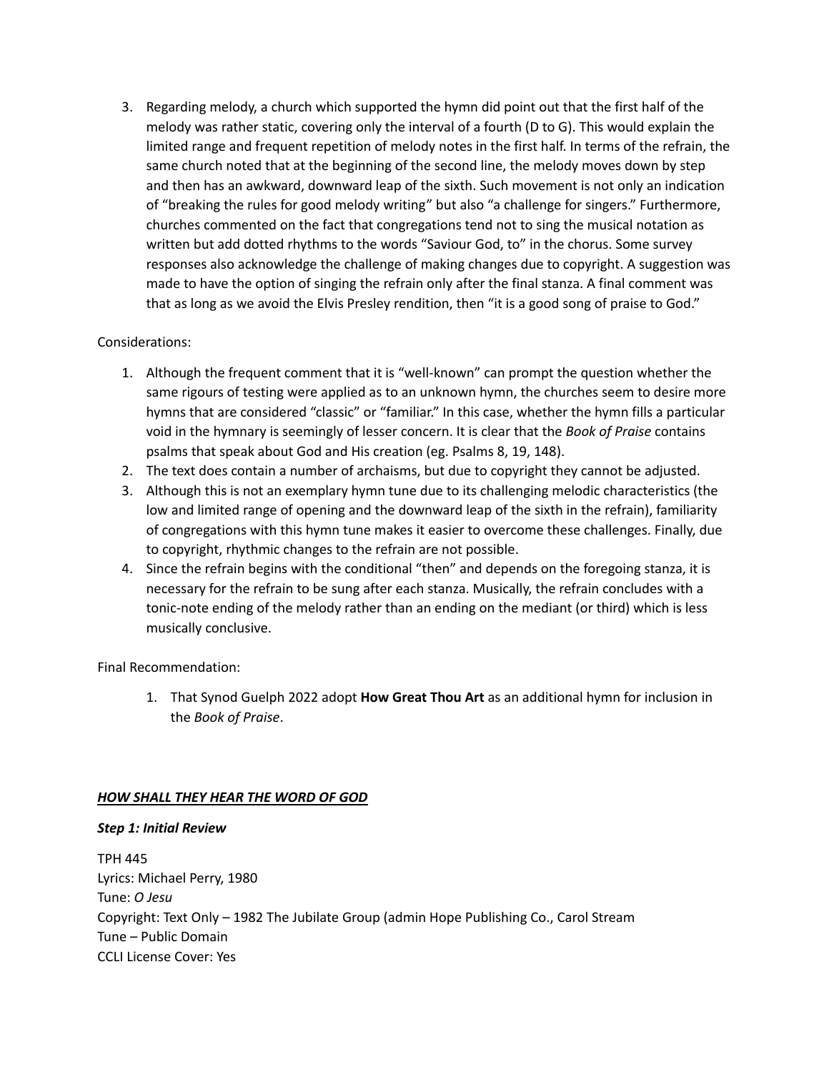3. Regarding melody, a church which supported the hymn did point out that the first half of the melody was rather static, covering only the interval of a fourth (D to G). This would explain the limited range and frequent repetition of melody notes in the first half. In terms of the refrain, the same church noted that at the beginning of the second line, the melody moves down by step and then has an awkward, downward leap of the sixth. Such movement is not only an indication of "breaking the rules for good melody writing" but also "a challenge for singers." Furthermore, churches commented on the fact that congregations tend not to sing the musical notation as written but add dotted rhythms to the words "Saviour God, to" in the chorus. Some survey responses also acknowledge the challenge of making changes due to copyright. A suggestion was made to have the option of singing the refrain only after the final stanza. A final comment was that as long as we avoid the Elvis Presley rendition, then "it is a good song of praise to God."

Considerations:

1. Although the frequent comment that it is "well-known" can prompt the question whether the same rigours of testing were applied as to an unknown hymn, the churches seem to desire more hymns that are considered "classic" or "familiar." In this case, whether the hymn fills a particular void in the hymnary is seemingly of lesser concern. It is clear that the *Book of Praise* contains psalms that speak about God and His creation (eg. Psalms 8, 19, 148).
2. The text does contain a number of archaisms, but due to copyright they cannot be adjusted.
3. Although this is not an exemplary hymn tune due to its challenging melodic characteristics (the low and limited range of opening and the downward leap of the sixth in the refrain), familiarity of congregations with this hymn tune makes it easier to overcome these challenges. Finally, due to copyright, rhythmic changes to the refrain are not possible.
4. Since the refrain begins with the conditional "then" and depends on the foregoing stanza, it is necessary for the refrain to be sung after each stanza. Musically, the refrain concludes with a tonic-note ending of the melody rather than an ending on the mediant (or third) which is less musically conclusive.

Final Recommendation:

1. That Synod Guelph 2022 adopt **How Great Thou Art** as an additional hymn for inclusion in the *Book of Praise*.

## ***HOW SHALL THEY HEAR THE WORD OF GOD***

### ***Step 1: Initial Review***

TPH 445
Lyrics: Michael Perry, 1980
Tune: *O Jesu*
Copyright: Text Only – 1982 The Jubilate Group (admin Hope Publishing Co., Carol Stream
Tune – Public Domain
CCLI License Cover: Yes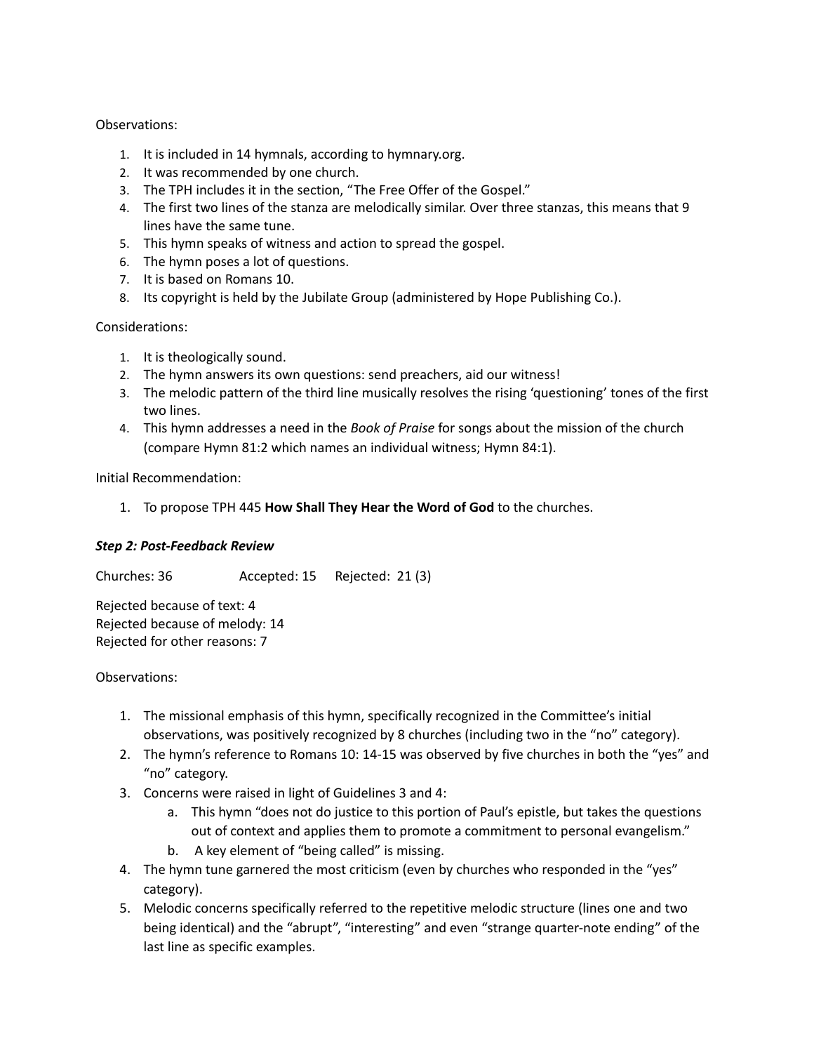Observations:

1. It is included in 14 hymnals, according to hymnary.org.
2. It was recommended by one church.
3. The TPH includes it in the section, "The Free Offer of the Gospel."
4. The first two lines of the stanza are melodically similar. Over three stanzas, this means that 9 lines have the same tune.
5. This hymn speaks of witness and action to spread the gospel.
6. The hymn poses a lot of questions.
7. It is based on Romans 10.
8. Its copyright is held by the Jubilate Group (administered by Hope Publishing Co.).

Considerations:

1. It is theologically sound.
2. The hymn answers its own questions: send preachers, aid our witness!
3. The melodic pattern of the third line musically resolves the rising 'questioning' tones of the first two lines.
4. This hymn addresses a need in the *Book of Praise* for songs about the mission of the church (compare Hymn 81:2 which names an individual witness; Hymn 84:1).

Initial Recommendation:

1. To propose TPH 445 **How Shall They Hear the Word of God** to the churches.

***Step 2: Post-Feedback Review***

Churches: 36 Accepted: 15 Rejected: 21 (3)

Rejected because of text: 4
Rejected because of melody: 14
Rejected for other reasons: 7

Observations:

1. The missional emphasis of this hymn, specifically recognized in the Committee's initial observations, was positively recognized by 8 churches (including two in the "no" category).
2. The hymn's reference to Romans 10: 14-15 was observed by five churches in both the "yes" and "no" category.
3. Concerns were raised in light of Guidelines 3 and 4:
    a. This hymn "does not do justice to this portion of Paul's epistle, but takes the questions out of context and applies them to promote a commitment to personal evangelism."
    b. A key element of "being called" is missing.
4. The hymn tune garnered the most criticism (even by churches who responded in the "yes" category).
5. Melodic concerns specifically referred to the repetitive melodic structure (lines one and two being identical) and the "abrupt", "interesting" and even "strange quarter-note ending" of the last line as specific examples.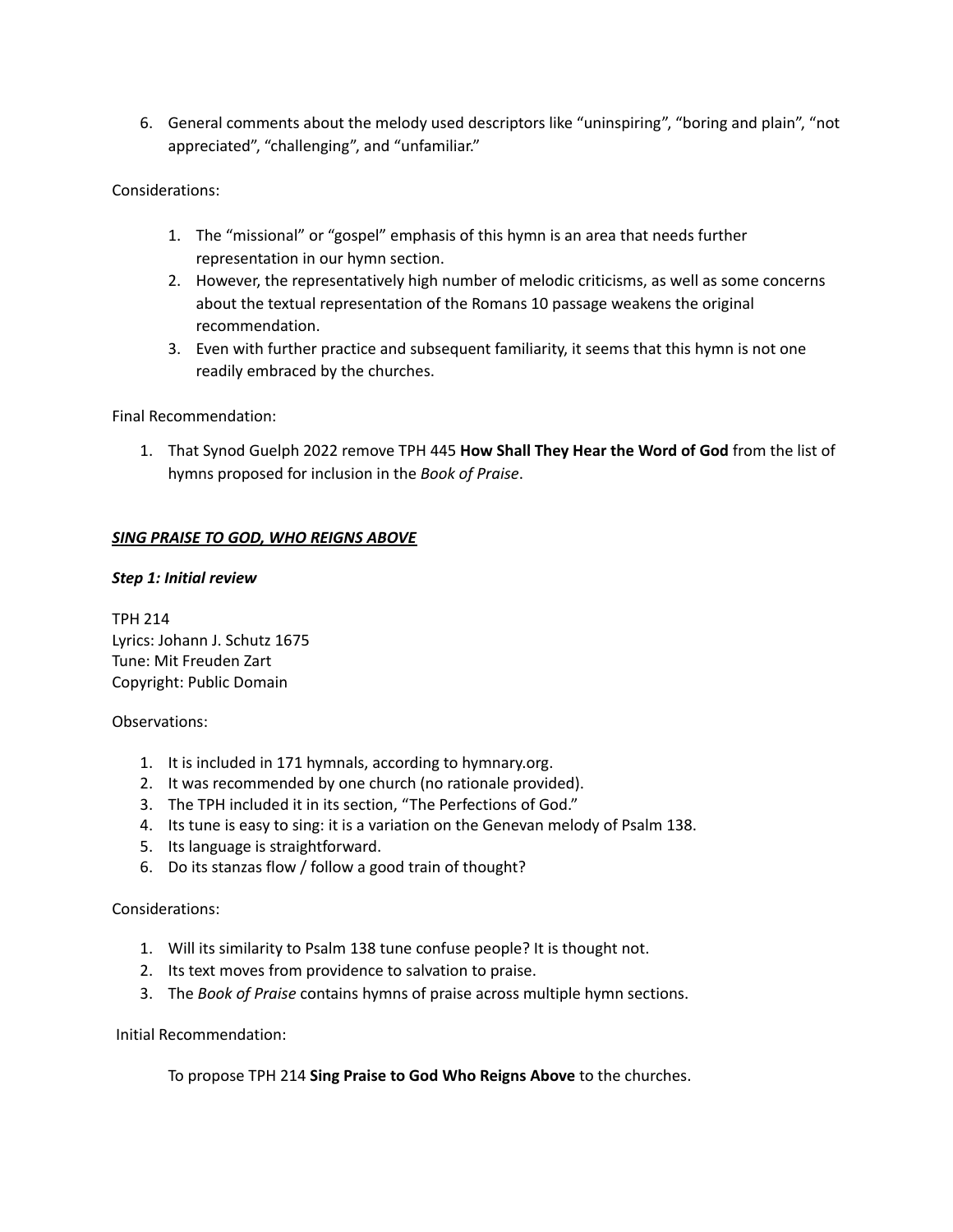6. General comments about the melody used descriptors like "uninspiring", "boring and plain", "not appreciated", "challenging", and "unfamiliar."

Considerations:

1. The "missional" or "gospel" emphasis of this hymn is an area that needs further representation in our hymn section.
2. However, the representatively high number of melodic criticisms, as well as some concerns about the textual representation of the Romans 10 passage weakens the original recommendation.
3. Even with further practice and subsequent familiarity, it seems that this hymn is not one readily embraced by the churches.

Final Recommendation:

1. That Synod Guelph 2022 remove TPH 445 **How Shall They Hear the Word of God** from the list of hymns proposed for inclusion in the *Book of Praise*.

***<u>SING PRAISE TO GOD, WHO REIGNS ABOVE</u>***

***Step 1: Initial review***

TPH 214
Lyrics: Johann J. Schutz 1675
Tune: Mit Freuden Zart
Copyright: Public Domain

Observations:

1. It is included in 171 hymnals, according to hymnary.org.
2. It was recommended by one church (no rationale provided).
3. The TPH included it in its section, "The Perfections of God."
4. Its tune is easy to sing: it is a variation on the Genevan melody of Psalm 138.
5. Its language is straightforward.
6. Do its stanzas flow / follow a good train of thought?

Considerations:

1. Will its similarity to Psalm 138 tune confuse people? It is thought not.
2. Its text moves from providence to salvation to praise.
3. The *Book of Praise* contains hymns of praise across multiple hymn sections.

Initial Recommendation:

To propose TPH 214 **Sing Praise to God Who Reigns Above** to the churches.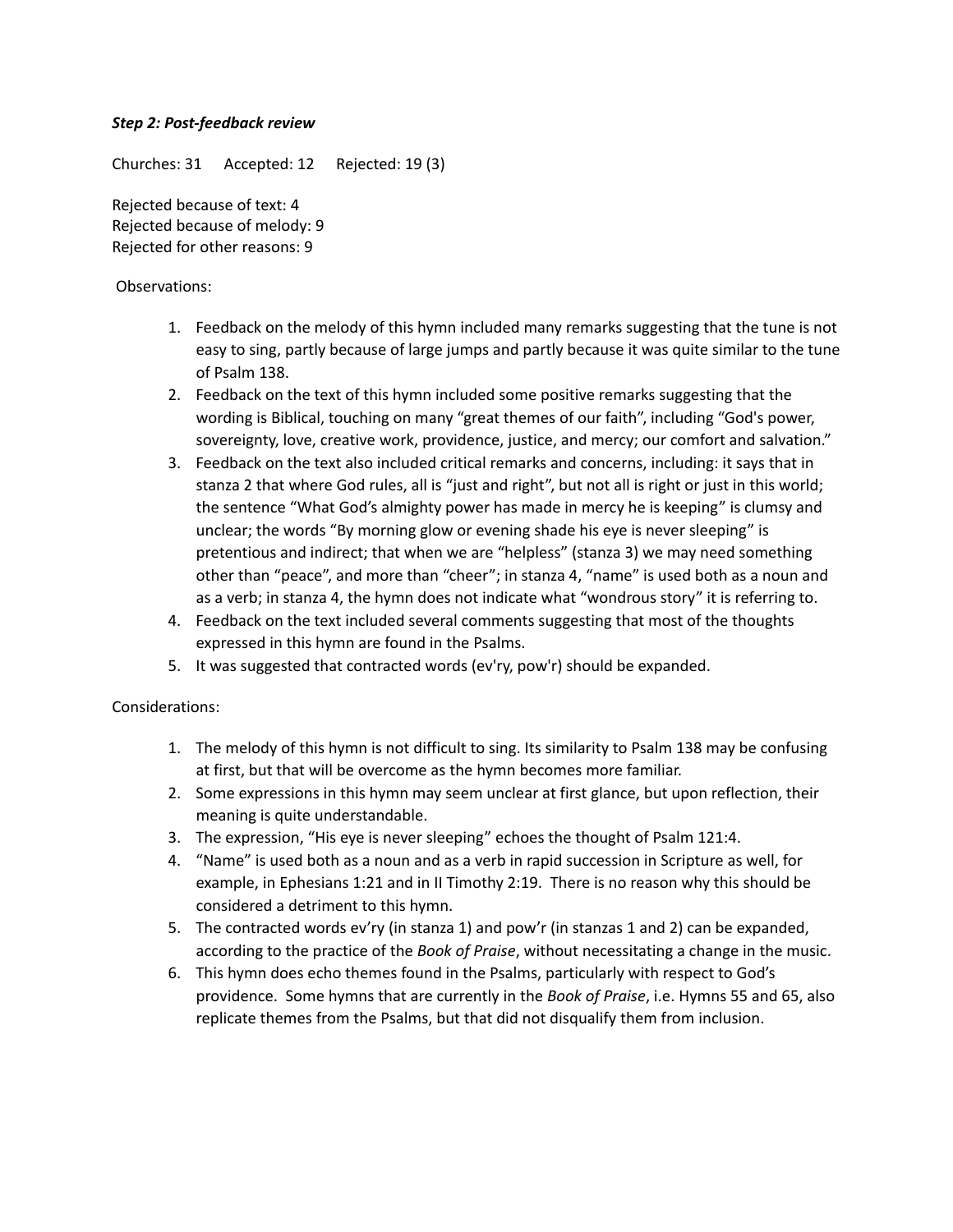***Step 2: Post-feedback review***

Churches: 31 Accepted: 12 Rejected: 19 (3)

Rejected because of text: 4
Rejected because of melody: 9
Rejected for other reasons: 9

Observations:

1. Feedback on the melody of this hymn included many remarks suggesting that the tune is not easy to sing, partly because of large jumps and partly because it was quite similar to the tune of Psalm 138.
2. Feedback on the text of this hymn included some positive remarks suggesting that the wording is Biblical, touching on many “great themes of our faith”, including “God's power, sovereignty, love, creative work, providence, justice, and mercy; our comfort and salvation.”
3. Feedback on the text also included critical remarks and concerns, including: it says that in stanza 2 that where God rules, all is “just and right”, but not all is right or just in this world; the sentence “What God’s almighty power has made in mercy he is keeping” is clumsy and unclear; the words “By morning glow or evening shade his eye is never sleeping” is pretentious and indirect; that when we are “helpless” (stanza 3) we may need something other than “peace”, and more than “cheer”; in stanza 4, “name” is used both as a noun and as a verb; in stanza 4, the hymn does not indicate what “wondrous story” it is referring to.
4. Feedback on the text included several comments suggesting that most of the thoughts expressed in this hymn are found in the Psalms.
5. It was suggested that contracted words (ev'ry, pow'r) should be expanded.

Considerations:

1. The melody of this hymn is not difficult to sing. Its similarity to Psalm 138 may be confusing at first, but that will be overcome as the hymn becomes more familiar.
2. Some expressions in this hymn may seem unclear at first glance, but upon reflection, their meaning is quite understandable.
3. The expression, “His eye is never sleeping” echoes the thought of Psalm 121:4.
4. “Name” is used both as a noun and as a verb in rapid succession in Scripture as well, for example, in Ephesians 1:21 and in II Timothy 2:19. There is no reason why this should be considered a detriment to this hymn.
5. The contracted words ev’ry (in stanza 1) and pow’r (in stanzas 1 and 2) can be expanded, according to the practice of the *Book of Praise*, without necessitating a change in the music.
6. This hymn does echo themes found in the Psalms, particularly with respect to God’s providence. Some hymns that are currently in the *Book of Praise*, i.e. Hymns 55 and 65, also replicate themes from the Psalms, but that did not disqualify them from inclusion.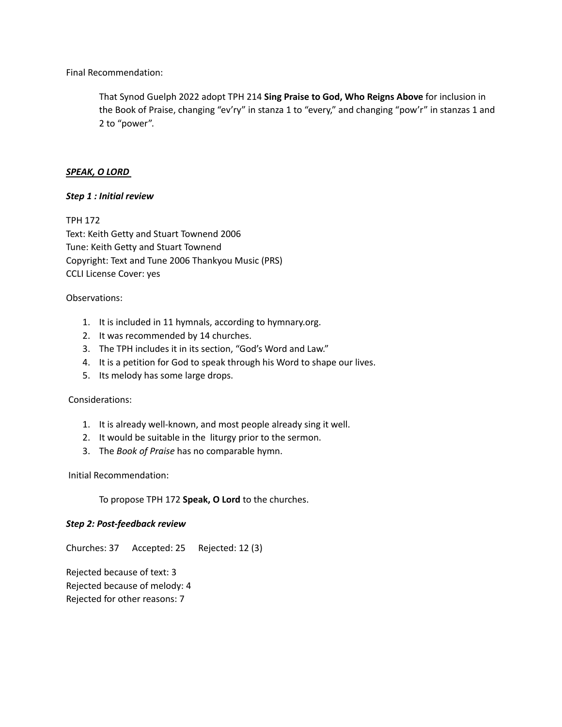Final Recommendation:

> That Synod Guelph 2022 adopt TPH 214 **Sing Praise to God, Who Reigns Above** for inclusion in the Book of Praise, changing "ev'ry" in stanza 1 to "every," and changing "pow'r" in stanzas 1 and 2 to "power".

***<u>SPEAK, O LORD</u>***

***Step 1 : Initial review***

TPH 172
Text: Keith Getty and Stuart Townend 2006
Tune: Keith Getty and Stuart Townend
Copyright: Text and Tune 2006 Thankyou Music (PRS)
CCLI License Cover: yes

Observations:

1. It is included in 11 hymnals, according to hymnary.org.
2. It was recommended by 14 churches.
3. The TPH includes it in its section, "God's Word and Law."
4. It is a petition for God to speak through his Word to shape our lives.
5. Its melody has some large drops.

Considerations:

1. It is already well-known, and most people already sing it well.
2. It would be suitable in the liturgy prior to the sermon.
3. The *Book of Praise* has no comparable hymn.

Initial Recommendation:

> To propose TPH 172 **Speak, O Lord** to the churches.

***Step 2: Post-feedback review***

Churches: 37 Accepted: 25 Rejected: 12 (3)

Rejected because of text: 3
Rejected because of melody: 4
Rejected for other reasons: 7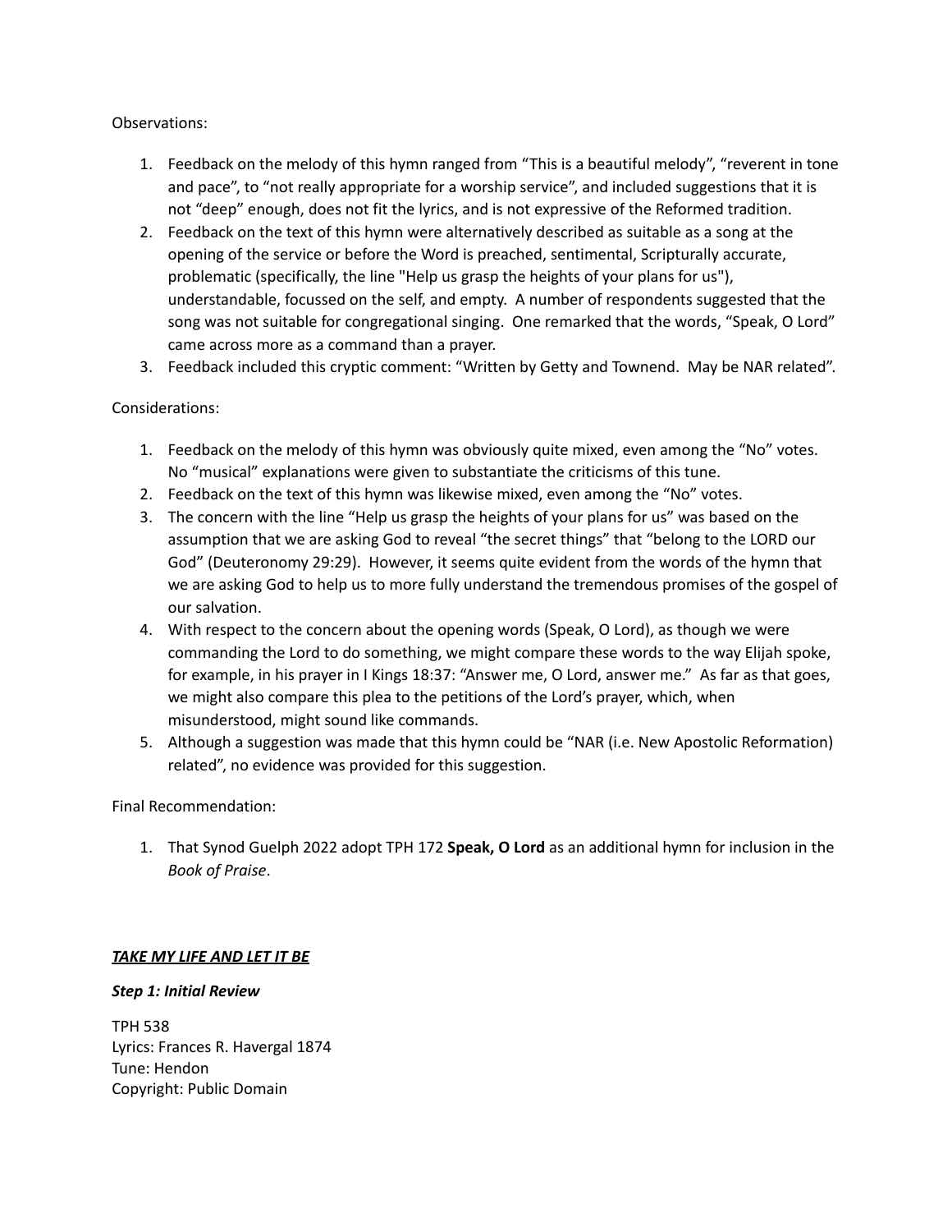Observations:

1. Feedback on the melody of this hymn ranged from “This is a beautiful melody”, “reverent in tone and pace”, to “not really appropriate for a worship service”, and included suggestions that it is not “deep” enough, does not fit the lyrics, and is not expressive of the Reformed tradition.
2. Feedback on the text of this hymn were alternatively described as suitable as a song at the opening of the service or before the Word is preached, sentimental, Scripturally accurate, problematic (specifically, the line "Help us grasp the heights of your plans for us"), understandable, focussed on the self, and empty. A number of respondents suggested that the song was not suitable for congregational singing. One remarked that the words, “Speak, O Lord” came across more as a command than a prayer.
3. Feedback included this cryptic comment: “Written by Getty and Townend. May be NAR related”.

Considerations:

1. Feedback on the melody of this hymn was obviously quite mixed, even among the “No” votes. No “musical” explanations were given to substantiate the criticisms of this tune.
2. Feedback on the text of this hymn was likewise mixed, even among the “No” votes.
3. The concern with the line “Help us grasp the heights of your plans for us” was based on the assumption that we are asking God to reveal “the secret things” that “belong to the LORD our God” (Deuteronomy 29:29). However, it seems quite evident from the words of the hymn that we are asking God to help us to more fully understand the tremendous promises of the gospel of our salvation.
4. With respect to the concern about the opening words (Speak, O Lord), as though we were commanding the Lord to do something, we might compare these words to the way Elijah spoke, for example, in his prayer in I Kings 18:37: “Answer me, O Lord, answer me.” As far as that goes, we might also compare this plea to the petitions of the Lord’s prayer, which, when misunderstood, might sound like commands.
5. Although a suggestion was made that this hymn could be “NAR (i.e. New Apostolic Reformation) related”, no evidence was provided for this suggestion.

Final Recommendation:

1. That Synod Guelph 2022 adopt TPH 172 **Speak, O Lord** as an additional hymn for inclusion in the *Book of Praise*.

## ***TAKE MY LIFE AND LET IT BE***

### ***Step 1: Initial Review***

TPH 538
Lyrics: Frances R. Havergal 1874
Tune: Hendon
Copyright: Public Domain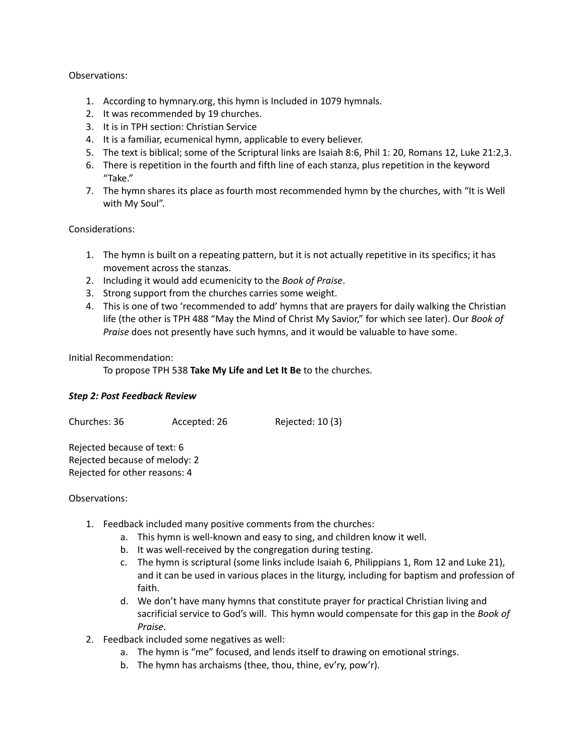Observations:

1. According to hymnary.org, this hymn is Included in 1079 hymnals.
2. It was recommended by 19 churches.
3. It is in TPH section: Christian Service
4. It is a familiar, ecumenical hymn, applicable to every believer.
5. The text is biblical; some of the Scriptural links are Isaiah 8:6, Phil 1: 20, Romans 12, Luke 21:2,3.
6. There is repetition in the fourth and fifth line of each stanza, plus repetition in the keyword "Take."
7. The hymn shares its place as fourth most recommended hymn by the churches, with "It is Well with My Soul".

Considerations:

1. The hymn is built on a repeating pattern, but it is not actually repetitive in its specifics; it has movement across the stanzas.
2. Including it would add ecumenicity to the *Book of Praise*.
3. Strong support from the churches carries some weight.
4. This is one of two 'recommended to add' hymns that are prayers for daily walking the Christian life (the other is TPH 488 "May the Mind of Christ My Savior," for which see later). Our *Book of Praise* does not presently have such hymns, and it would be valuable to have some.

Initial Recommendation:

To propose TPH 538 **Take My Life and Let It Be** to the churches.

***Step 2: Post Feedback Review***

Churches: 36 Accepted: 26 Rejected: 10 (3)

Rejected because of text: 6
Rejected because of melody: 2
Rejected for other reasons: 4

Observations:

1. Feedback included many positive comments from the churches:
   a. This hymn is well-known and easy to sing, and children know it well.
   b. It was well-received by the congregation during testing.
   c. The hymn is scriptural (some links include Isaiah 6, Philippians 1, Rom 12 and Luke 21), and it can be used in various places in the liturgy, including for baptism and profession of faith.
   d. We don't have many hymns that constitute prayer for practical Christian living and sacrificial service to God's will. This hymn would compensate for this gap in the *Book of Praise*.
2. Feedback included some negatives as well:
   a. The hymn is "me" focused, and lends itself to drawing on emotional strings.
   b. The hymn has archaisms (thee, thou, thine, ev'ry, pow'r).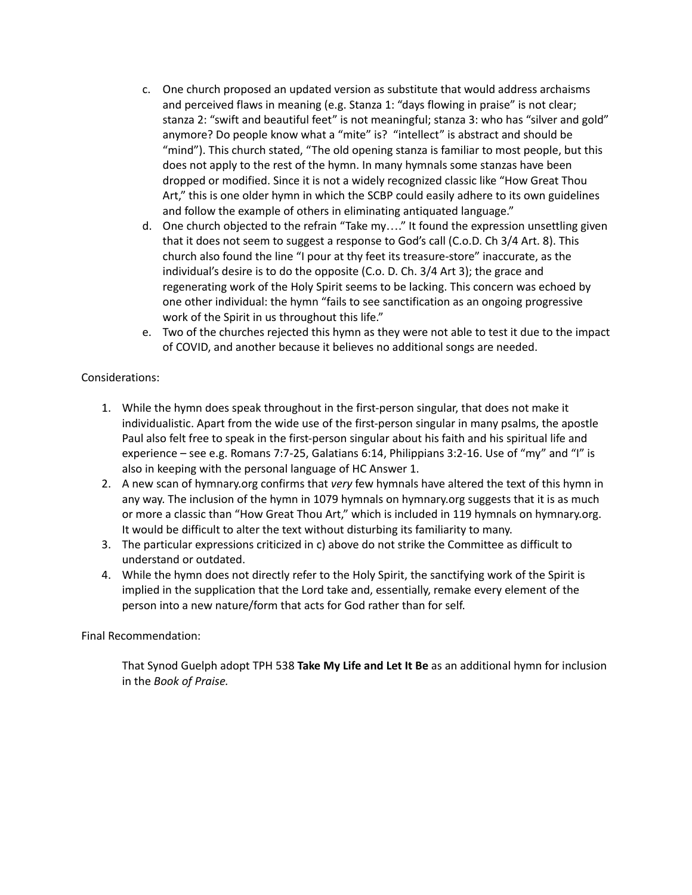c. One church proposed an updated version as substitute that would address archaisms and perceived flaws in meaning (e.g. Stanza 1: "days flowing in praise" is not clear; stanza 2: "swift and beautiful feet" is not meaningful; stanza 3: who has "silver and gold" anymore? Do people know what a "mite" is? "intellect" is abstract and should be "mind"). This church stated, "The old opening stanza is familiar to most people, but this does not apply to the rest of the hymn. In many hymnals some stanzas have been dropped or modified. Since it is not a widely recognized classic like "How Great Thou Art," this is one older hymn in which the SCBP could easily adhere to its own guidelines and follow the example of others in eliminating antiquated language."

d. One church objected to the refrain "Take my…." It found the expression unsettling given that it does not seem to suggest a response to God's call (C.o.D. Ch 3/4 Art. 8). This church also found the line "I pour at thy feet its treasure-store" inaccurate, as the individual's desire is to do the opposite (C.o. D. Ch. 3/4 Art 3); the grace and regenerating work of the Holy Spirit seems to be lacking. This concern was echoed by one other individual: the hymn "fails to see sanctification as an ongoing progressive work of the Spirit in us throughout this life."

e. Two of the churches rejected this hymn as they were not able to test it due to the impact of COVID, and another because it believes no additional songs are needed.

Considerations:

1. While the hymn does speak throughout in the first-person singular, that does not make it individualistic. Apart from the wide use of the first-person singular in many psalms, the apostle Paul also felt free to speak in the first-person singular about his faith and his spiritual life and experience – see e.g. Romans 7:7-25, Galatians 6:14, Philippians 3:2-16. Use of "my" and "I" is also in keeping with the personal language of HC Answer 1.
2. A new scan of hymnary.org confirms that *very* few hymnals have altered the text of this hymn in any way. The inclusion of the hymn in 1079 hymnals on hymnary.org suggests that it is as much or more a classic than "How Great Thou Art," which is included in 119 hymnals on hymnary.org. It would be difficult to alter the text without disturbing its familiarity to many.
3. The particular expressions criticized in c) above do not strike the Committee as difficult to understand or outdated.
4. While the hymn does not directly refer to the Holy Spirit, the sanctifying work of the Spirit is implied in the supplication that the Lord take and, essentially, remake every element of the person into a new nature/form that acts for God rather than for self.

Final Recommendation:

That Synod Guelph adopt TPH 538 **Take My Life and Let It Be** as an additional hymn for inclusion in the *Book of Praise.*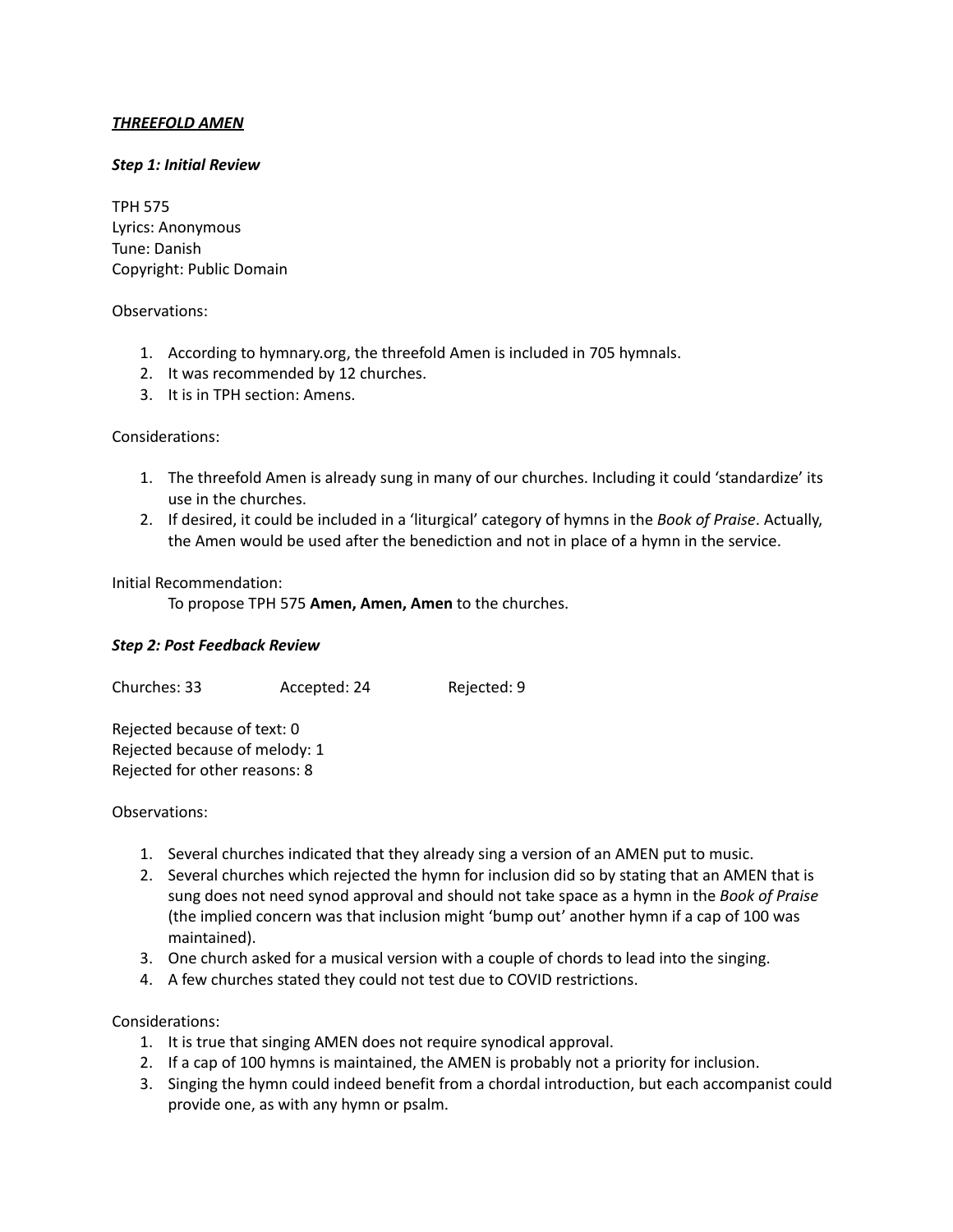***THREEFOLD AMEN***

***Step 1: Initial Review***

TPH 575
Lyrics: Anonymous
Tune: Danish
Copyright: Public Domain

Observations:

1. According to hymnary.org, the threefold Amen is included in 705 hymnals.
2. It was recommended by 12 churches.
3. It is in TPH section: Amens.

Considerations:

1. The threefold Amen is already sung in many of our churches. Including it could 'standardize' its use in the churches.
2. If desired, it could be included in a 'liturgical' category of hymns in the *Book of Praise*. Actually, the Amen would be used after the benediction and not in place of a hymn in the service.

Initial Recommendation:

To propose TPH 575 **Amen, Amen, Amen** to the churches.

***Step 2: Post Feedback Review***

Churches: 33 Accepted: 24 Rejected: 9

Rejected because of text: 0
Rejected because of melody: 1
Rejected for other reasons: 8

Observations:

1. Several churches indicated that they already sing a version of an AMEN put to music.
2. Several churches which rejected the hymn for inclusion did so by stating that an AMEN that is sung does not need synod approval and should not take space as a hymn in the *Book of Praise* (the implied concern was that inclusion might 'bump out' another hymn if a cap of 100 was maintained).
3. One church asked for a musical version with a couple of chords to lead into the singing.
4. A few churches stated they could not test due to COVID restrictions.

Considerations:

1. It is true that singing AMEN does not require synodical approval.
2. If a cap of 100 hymns is maintained, the AMEN is probably not a priority for inclusion.
3. Singing the hymn could indeed benefit from a chordal introduction, but each accompanist could provide one, as with any hymn or psalm.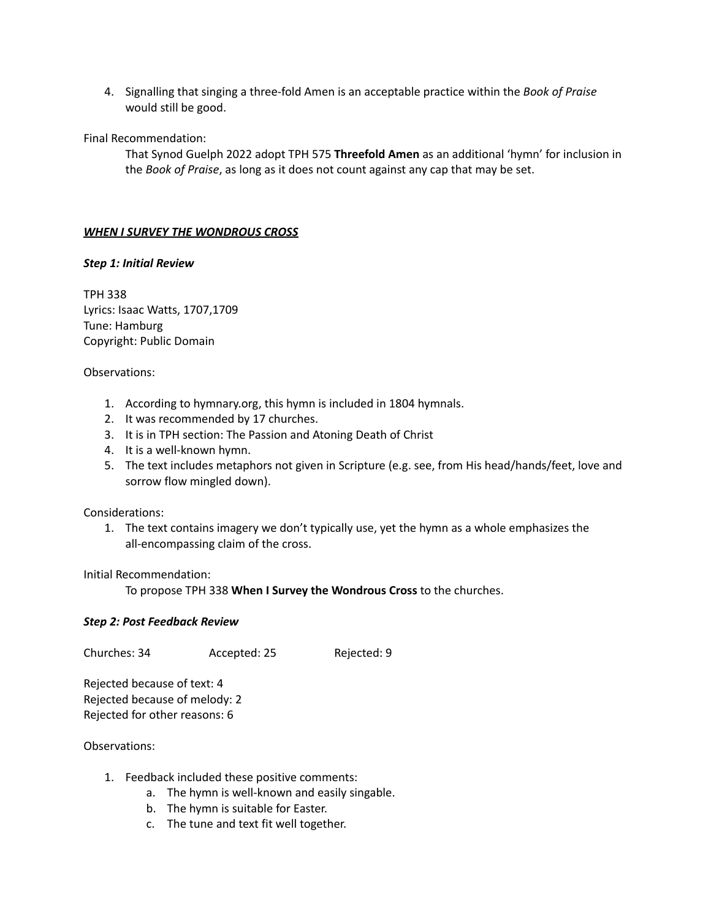4. Signalling that singing a three-fold Amen is an acceptable practice within the *Book of Praise* would still be good.

Final Recommendation:

> That Synod Guelph 2022 adopt TPH 575 **Threefold Amen** as an additional 'hymn' for inclusion in the *Book of Praise*, as long as it does not count against any cap that may be set.

### ***WHEN I SURVEY THE WONDROUS CROSS***

#### ***Step 1: Initial Review***

TPH 338
Lyrics: Isaac Watts, 1707,1709
Tune: Hamburg
Copyright: Public Domain

Observations:

1. According to hymnary.org, this hymn is included in 1804 hymnals.
2. It was recommended by 17 churches.
3. It is in TPH section: The Passion and Atoning Death of Christ
4. It is a well-known hymn.
5. The text includes metaphors not given in Scripture (e.g. see, from His head/hands/feet, love and sorrow flow mingled down).

Considerations:

1. The text contains imagery we don't typically use, yet the hymn as a whole emphasizes the all-encompassing claim of the cross.

Initial Recommendation:

> To propose TPH 338 **When I Survey the Wondrous Cross** to the churches.

#### ***Step 2: Post Feedback Review***

Churches: 34 Accepted: 25 Rejected: 9

Rejected because of text: 4
Rejected because of melody: 2
Rejected for other reasons: 6

Observations:

1. Feedback included these positive comments:
   a. The hymn is well-known and easily singable.
   b. The hymn is suitable for Easter.
   c. The tune and text fit well together.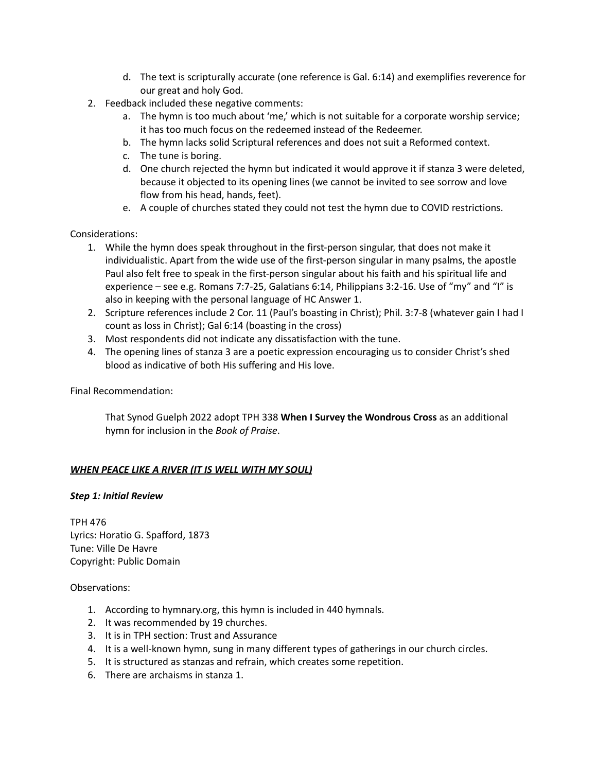d. The text is scripturally accurate (one reference is Gal. 6:14) and exemplifies reverence for our great and holy God.

2. Feedback included these negative comments:
   a. The hymn is too much about 'me,' which is not suitable for a corporate worship service; it has too much focus on the redeemed instead of the Redeemer.
   b. The hymn lacks solid Scriptural references and does not suit a Reformed context.
   c. The tune is boring.
   d. One church rejected the hymn but indicated it would approve it if stanza 3 were deleted, because it objected to its opening lines (we cannot be invited to see sorrow and love flow from his head, hands, feet).
   e. A couple of churches stated they could not test the hymn due to COVID restrictions.

Considerations:

1. While the hymn does speak throughout in the first-person singular, that does not make it individualistic. Apart from the wide use of the first-person singular in many psalms, the apostle Paul also felt free to speak in the first-person singular about his faith and his spiritual life and experience – see e.g. Romans 7:7-25, Galatians 6:14, Philippians 3:2-16. Use of "my" and "I" is also in keeping with the personal language of HC Answer 1.
2. Scripture references include 2 Cor. 11 (Paul's boasting in Christ); Phil. 3:7-8 (whatever gain I had I count as loss in Christ); Gal 6:14 (boasting in the cross)
3. Most respondents did not indicate any dissatisfaction with the tune.
4. The opening lines of stanza 3 are a poetic expression encouraging us to consider Christ's shed blood as indicative of both His suffering and His love.

Final Recommendation:

> That Synod Guelph 2022 adopt TPH 338 **When I Survey the Wondrous Cross** as an additional hymn for inclusion in the *Book of Praise*.

***<u>WHEN PEACE LIKE A RIVER (IT IS WELL WITH MY SOUL)</u>***

***Step 1: Initial Review***

TPH 476
Lyrics: Horatio G. Spafford, 1873
Tune: Ville De Havre
Copyright: Public Domain

Observations:

1. According to hymnary.org, this hymn is included in 440 hymnals.
2. It was recommended by 19 churches.
3. It is in TPH section: Trust and Assurance
4. It is a well-known hymn, sung in many different types of gatherings in our church circles.
5. It is structured as stanzas and refrain, which creates some repetition.
6. There are archaisms in stanza 1.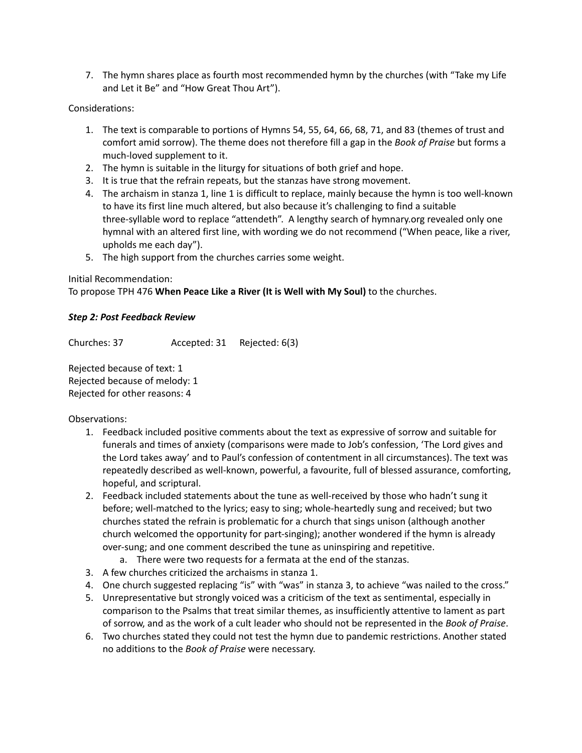7. The hymn shares place as fourth most recommended hymn by the churches (with "Take my Life and Let it Be" and "How Great Thou Art").

Considerations:

1. The text is comparable to portions of Hymns 54, 55, 64, 66, 68, 71, and 83 (themes of trust and comfort amid sorrow). The theme does not therefore fill a gap in the *Book of Praise* but forms a much-loved supplement to it.
2. The hymn is suitable in the liturgy for situations of both grief and hope.
3. It is true that the refrain repeats, but the stanzas have strong movement.
4. The archaism in stanza 1, line 1 is difficult to replace, mainly because the hymn is too well-known to have its first line much altered, but also because it's challenging to find a suitable three-syllable word to replace "attendeth". A lengthy search of hymnary.org revealed only one hymnal with an altered first line, with wording we do not recommend ("When peace, like a river, upholds me each day").
5. The high support from the churches carries some weight.

Initial Recommendation:
To propose TPH 476 **When Peace Like a River (It is Well with My Soul)** to the churches.

***Step 2: Post Feedback Review***

Churches: 37 Accepted: 31 Rejected: 6(3)

Rejected because of text: 1
Rejected because of melody: 1
Rejected for other reasons: 4

Observations:

1. Feedback included positive comments about the text as expressive of sorrow and suitable for funerals and times of anxiety (comparisons were made to Job's confession, 'The Lord gives and the Lord takes away' and to Paul's confession of contentment in all circumstances). The text was repeatedly described as well-known, powerful, a favourite, full of blessed assurance, comforting, hopeful, and scriptural.
2. Feedback included statements about the tune as well-received by those who hadn't sung it before; well-matched to the lyrics; easy to sing; whole-heartedly sung and received; but two churches stated the refrain is problematic for a church that sings unison (although another church welcomed the opportunity for part-singing); another wondered if the hymn is already over-sung; and one comment described the tune as uninspiring and repetitive.
    a. There were two requests for a fermata at the end of the stanzas.
3. A few churches criticized the archaisms in stanza 1.
4. One church suggested replacing "is" with "was" in stanza 3, to achieve "was nailed to the cross."
5. Unrepresentative but strongly voiced was a criticism of the text as sentimental, especially in comparison to the Psalms that treat similar themes, as insufficiently attentive to lament as part of sorrow, and as the work of a cult leader who should not be represented in the *Book of Praise*.
6. Two churches stated they could not test the hymn due to pandemic restrictions. Another stated no additions to the *Book of Praise* were necessary.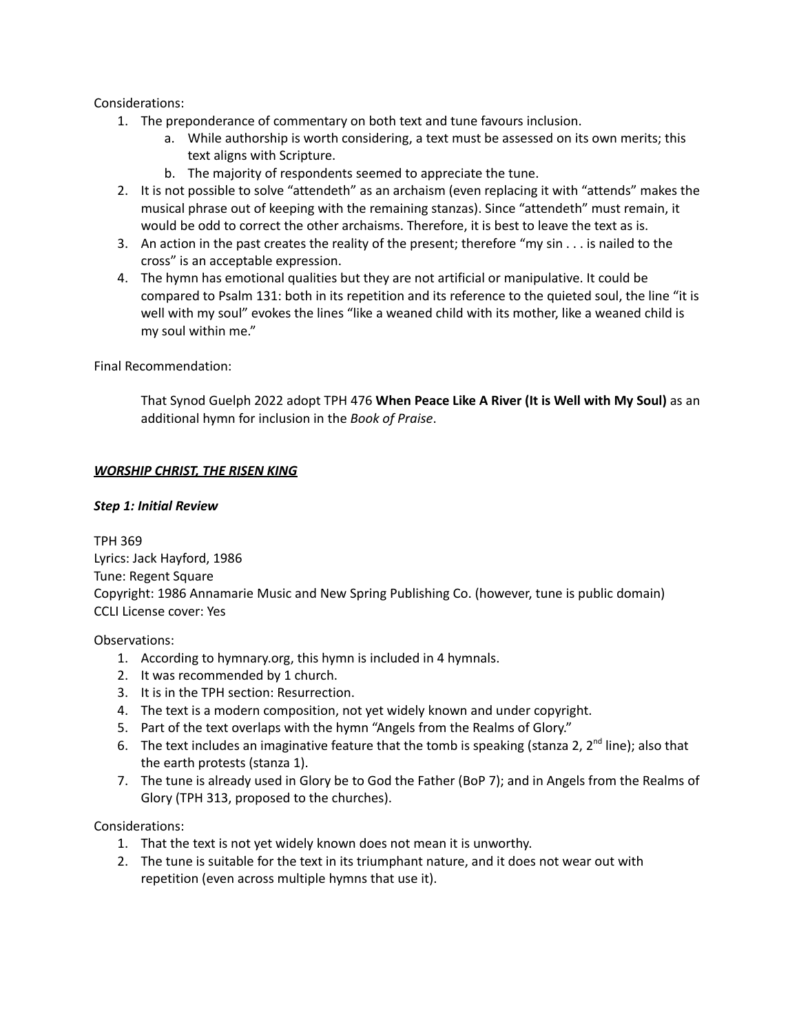Considerations:

1. The preponderance of commentary on both text and tune favours inclusion.
    a. While authorship is worth considering, a text must be assessed on its own merits; this text aligns with Scripture.
    b. The majority of respondents seemed to appreciate the tune.
2. It is not possible to solve "attendeth" as an archaism (even replacing it with "attends" makes the musical phrase out of keeping with the remaining stanzas). Since "attendeth" must remain, it would be odd to correct the other archaisms. Therefore, it is best to leave the text as is.
3. An action in the past creates the reality of the present; therefore "my sin . . . is nailed to the cross" is an acceptable expression.
4. The hymn has emotional qualities but they are not artificial or manipulative. It could be compared to Psalm 131: both in its repetition and its reference to the quieted soul, the line "it is well with my soul" evokes the lines "like a weaned child with its mother, like a weaned child is my soul within me."

Final Recommendation:

> That Synod Guelph 2022 adopt TPH 476 **When Peace Like A River (It is Well with My Soul)** as an additional hymn for inclusion in the *Book of Praise*.

***WORSHIP CHRIST, THE RISEN KING***

***Step 1: Initial Review***

TPH 369
Lyrics: Jack Hayford, 1986
Tune: Regent Square
Copyright: 1986 Annamarie Music and New Spring Publishing Co. (however, tune is public domain)
CCLI License cover: Yes

Observations:

1. According to hymnary.org, this hymn is included in 4 hymnals.
2. It was recommended by 1 church.
3. It is in the TPH section: Resurrection.
4. The text is a modern composition, not yet widely known and under copyright.
5. Part of the text overlaps with the hymn "Angels from the Realms of Glory."
6. The text includes an imaginative feature that the tomb is speaking (stanza 2, 2nd line); also that the earth protests (stanza 1).
7. The tune is already used in Glory be to God the Father (BoP 7); and in Angels from the Realms of Glory (TPH 313, proposed to the churches).

Considerations:

1. That the text is not yet widely known does not mean it is unworthy.
2. The tune is suitable for the text in its triumphant nature, and it does not wear out with repetition (even across multiple hymns that use it).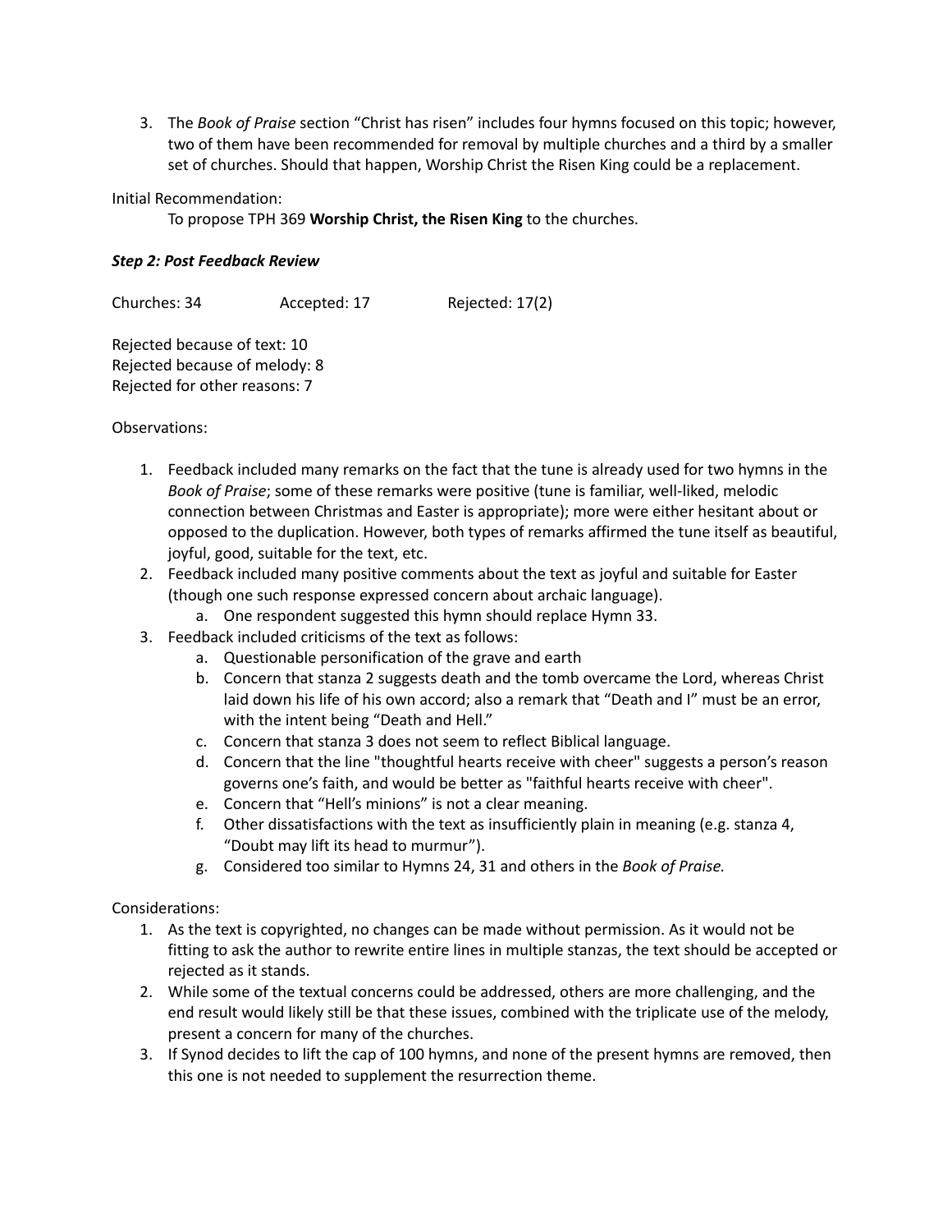3. The *Book of Praise* section "Christ has risen" includes four hymns focused on this topic; however, two of them have been recommended for removal by multiple churches and a third by a smaller set of churches. Should that happen, Worship Christ the Risen King could be a replacement.

Initial Recommendation:

To propose TPH 369 **Worship Christ, the Risen King** to the churches.

***Step 2: Post Feedback Review***

Churches: 34 Accepted: 17 Rejected: 17(2)

Rejected because of text: 10
Rejected because of melody: 8
Rejected for other reasons: 7

Observations:

1. Feedback included many remarks on the fact that the tune is already used for two hymns in the *Book of Praise*; some of these remarks were positive (tune is familiar, well-liked, melodic connection between Christmas and Easter is appropriate); more were either hesitant about or opposed to the duplication. However, both types of remarks affirmed the tune itself as beautiful, joyful, good, suitable for the text, etc.
2. Feedback included many positive comments about the text as joyful and suitable for Easter (though one such response expressed concern about archaic language).
   a. One respondent suggested this hymn should replace Hymn 33.
3. Feedback included criticisms of the text as follows:
   a. Questionable personification of the grave and earth
   b. Concern that stanza 2 suggests death and the tomb overcame the Lord, whereas Christ laid down his life of his own accord; also a remark that "Death and I" must be an error, with the intent being "Death and Hell."
   c. Concern that stanza 3 does not seem to reflect Biblical language.
   d. Concern that the line "thoughtful hearts receive with cheer" suggests a person's reason governs one's faith, and would be better as "faithful hearts receive with cheer".
   e. Concern that "Hell's minions" is not a clear meaning.
   f. Other dissatisfactions with the text as insufficiently plain in meaning (e.g. stanza 4, "Doubt may lift its head to murmur").
   g. Considered too similar to Hymns 24, 31 and others in the *Book of Praise.*

Considerations:

1. As the text is copyrighted, no changes can be made without permission. As it would not be fitting to ask the author to rewrite entire lines in multiple stanzas, the text should be accepted or rejected as it stands.
2. While some of the textual concerns could be addressed, others are more challenging, and the end result would likely still be that these issues, combined with the triplicate use of the melody, present a concern for many of the churches.
3. If Synod decides to lift the cap of 100 hymns, and none of the present hymns are removed, then this one is not needed to supplement the resurrection theme.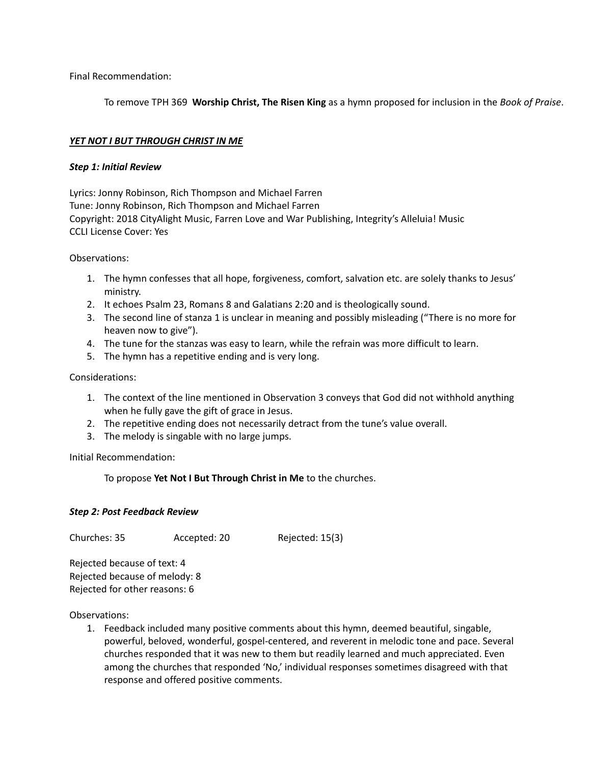Final Recommendation:

> To remove TPH 369 **Worship Christ, The Risen King** as a hymn proposed for inclusion in the *Book of Praise*.

***<u>YET NOT I BUT THROUGH CHRIST IN ME</u>***

***Step 1: Initial Review***

Lyrics: Jonny Robinson, Rich Thompson and Michael Farren
Tune: Jonny Robinson, Rich Thompson and Michael Farren
Copyright: 2018 CityAlight Music, Farren Love and War Publishing, Integrity's Alleluia! Music
CCLI License Cover: Yes

Observations:

1. The hymn confesses that all hope, forgiveness, comfort, salvation etc. are solely thanks to Jesus' ministry.
2. It echoes Psalm 23, Romans 8 and Galatians 2:20 and is theologically sound.
3. The second line of stanza 1 is unclear in meaning and possibly misleading ("There is no more for heaven now to give").
4. The tune for the stanzas was easy to learn, while the refrain was more difficult to learn.
5. The hymn has a repetitive ending and is very long.

Considerations:

1. The context of the line mentioned in Observation 3 conveys that God did not withhold anything when he fully gave the gift of grace in Jesus.
2. The repetitive ending does not necessarily detract from the tune's value overall.
3. The melody is singable with no large jumps.

Initial Recommendation:

> To propose **Yet Not I But Through Christ in Me** to the churches.

***Step 2: Post Feedback Review***

Churches: 35 Accepted: 20 Rejected: 15(3)

Rejected because of text: 4
Rejected because of melody: 8
Rejected for other reasons: 6

Observations:

1. Feedback included many positive comments about this hymn, deemed beautiful, singable, powerful, beloved, wonderful, gospel-centered, and reverent in melodic tone and pace. Several churches responded that it was new to them but readily learned and much appreciated. Even among the churches that responded 'No,' individual responses sometimes disagreed with that response and offered positive comments.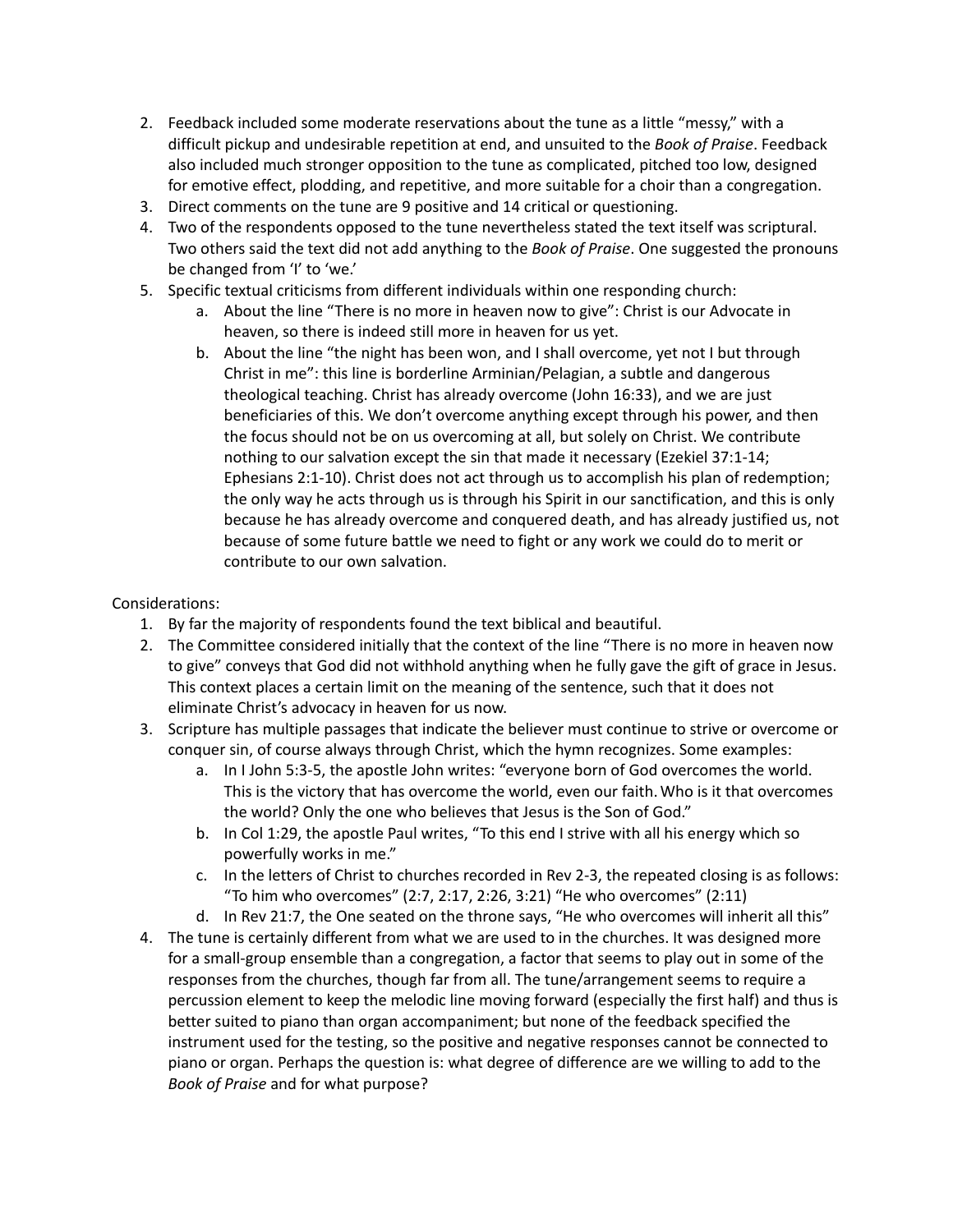2. Feedback included some moderate reservations about the tune as a little "messy," with a difficult pickup and undesirable repetition at end, and unsuited to the *Book of Praise*. Feedback also included much stronger opposition to the tune as complicated, pitched too low, designed for emotive effect, plodding, and repetitive, and more suitable for a choir than a congregation.
3. Direct comments on the tune are 9 positive and 14 critical or questioning.
4. Two of the respondents opposed to the tune nevertheless stated the text itself was scriptural. Two others said the text did not add anything to the *Book of Praise*. One suggested the pronouns be changed from 'I' to 'we.'
5. Specific textual criticisms from different individuals within one responding church:
    a. About the line "There is no more in heaven now to give": Christ is our Advocate in heaven, so there is indeed still more in heaven for us yet.
    b. About the line "the night has been won, and I shall overcome, yet not I but through Christ in me": this line is borderline Arminian/Pelagian, a subtle and dangerous theological teaching. Christ has already overcome (John 16:33), and we are just beneficiaries of this. We don't overcome anything except through his power, and then the focus should not be on us overcoming at all, but solely on Christ. We contribute nothing to our salvation except the sin that made it necessary (Ezekiel 37:1-14; Ephesians 2:1-10). Christ does not act through us to accomplish his plan of redemption; the only way he acts through us is through his Spirit in our sanctification, and this is only because he has already overcome and conquered death, and has already justified us, not because of some future battle we need to fight or any work we could do to merit or contribute to our own salvation.

Considerations:

1. By far the majority of respondents found the text biblical and beautiful.
2. The Committee considered initially that the context of the line "There is no more in heaven now to give" conveys that God did not withhold anything when he fully gave the gift of grace in Jesus. This context places a certain limit on the meaning of the sentence, such that it does not eliminate Christ's advocacy in heaven for us now.
3. Scripture has multiple passages that indicate the believer must continue to strive or overcome or conquer sin, of course always through Christ, which the hymn recognizes. Some examples:
    a. In I John 5:3-5, the apostle John writes: "everyone born of God overcomes the world. This is the victory that has overcome the world, even our faith. Who is it that overcomes the world? Only the one who believes that Jesus is the Son of God."
    b. In Col 1:29, the apostle Paul writes, "To this end I strive with all his energy which so powerfully works in me."
    c. In the letters of Christ to churches recorded in Rev 2-3, the repeated closing is as follows: "To him who overcomes" (2:7, 2:17, 2:26, 3:21) "He who overcomes" (2:11)
    d. In Rev 21:7, the One seated on the throne says, "He who overcomes will inherit all this"
4. The tune is certainly different from what we are used to in the churches. It was designed more for a small-group ensemble than a congregation, a factor that seems to play out in some of the responses from the churches, though far from all. The tune/arrangement seems to require a percussion element to keep the melodic line moving forward (especially the first half) and thus is better suited to piano than organ accompaniment; but none of the feedback specified the instrument used for the testing, so the positive and negative responses cannot be connected to piano or organ. Perhaps the question is: what degree of difference are we willing to add to the *Book of Praise* and for what purpose?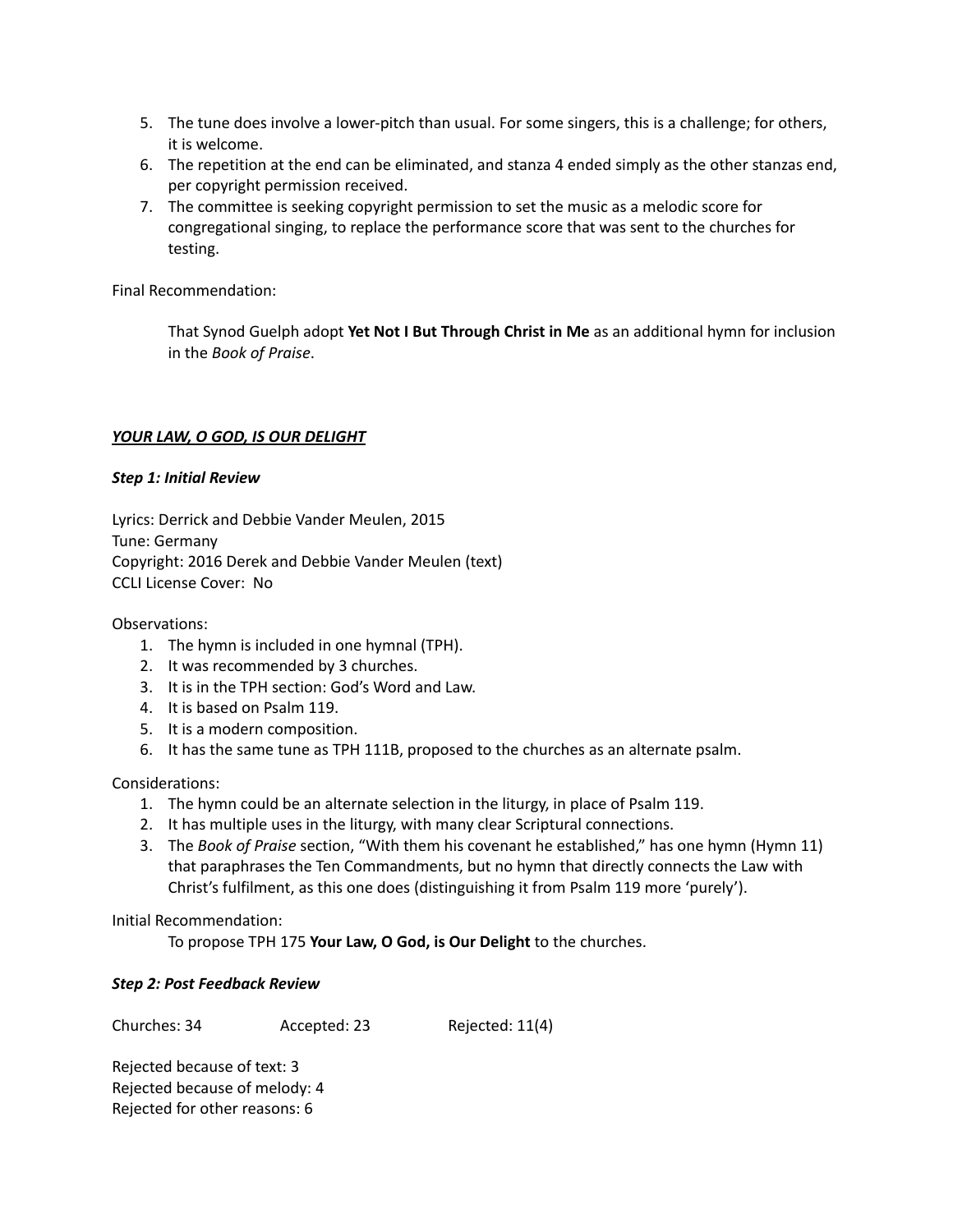5. The tune does involve a lower-pitch than usual. For some singers, this is a challenge; for others, it is welcome.
6. The repetition at the end can be eliminated, and stanza 4 ended simply as the other stanzas end, per copyright permission received.
7. The committee is seeking copyright permission to set the music as a melodic score for congregational singing, to replace the performance score that was sent to the churches for testing.

Final Recommendation:

> That Synod Guelph adopt **Yet Not I But Through Christ in Me** as an additional hymn for inclusion in the *Book of Praise*.

***<u>YOUR LAW, O GOD, IS OUR DELIGHT</u>***

***Step 1: Initial Review***

Lyrics: Derrick and Debbie Vander Meulen, 2015
Tune: Germany
Copyright: 2016 Derek and Debbie Vander Meulen (text)
CCLI License Cover: No

Observations:

1. The hymn is included in one hymnal (TPH).
2. It was recommended by 3 churches.
3. It is in the TPH section: God's Word and Law.
4. It is based on Psalm 119.
5. It is a modern composition.
6. It has the same tune as TPH 111B, proposed to the churches as an alternate psalm.

Considerations:

1. The hymn could be an alternate selection in the liturgy, in place of Psalm 119.
2. It has multiple uses in the liturgy, with many clear Scriptural connections.
3. The *Book of Praise* section, "With them his covenant he established," has one hymn (Hymn 11) that paraphrases the Ten Commandments, but no hymn that directly connects the Law with Christ's fulfilment, as this one does (distinguishing it from Psalm 119 more 'purely').

Initial Recommendation:

> To propose TPH 175 **Your Law, O God, is Our Delight** to the churches.

***Step 2: Post Feedback Review***

Churches: 34 Accepted: 23 Rejected: 11(4)

Rejected because of text: 3
Rejected because of melody: 4
Rejected for other reasons: 6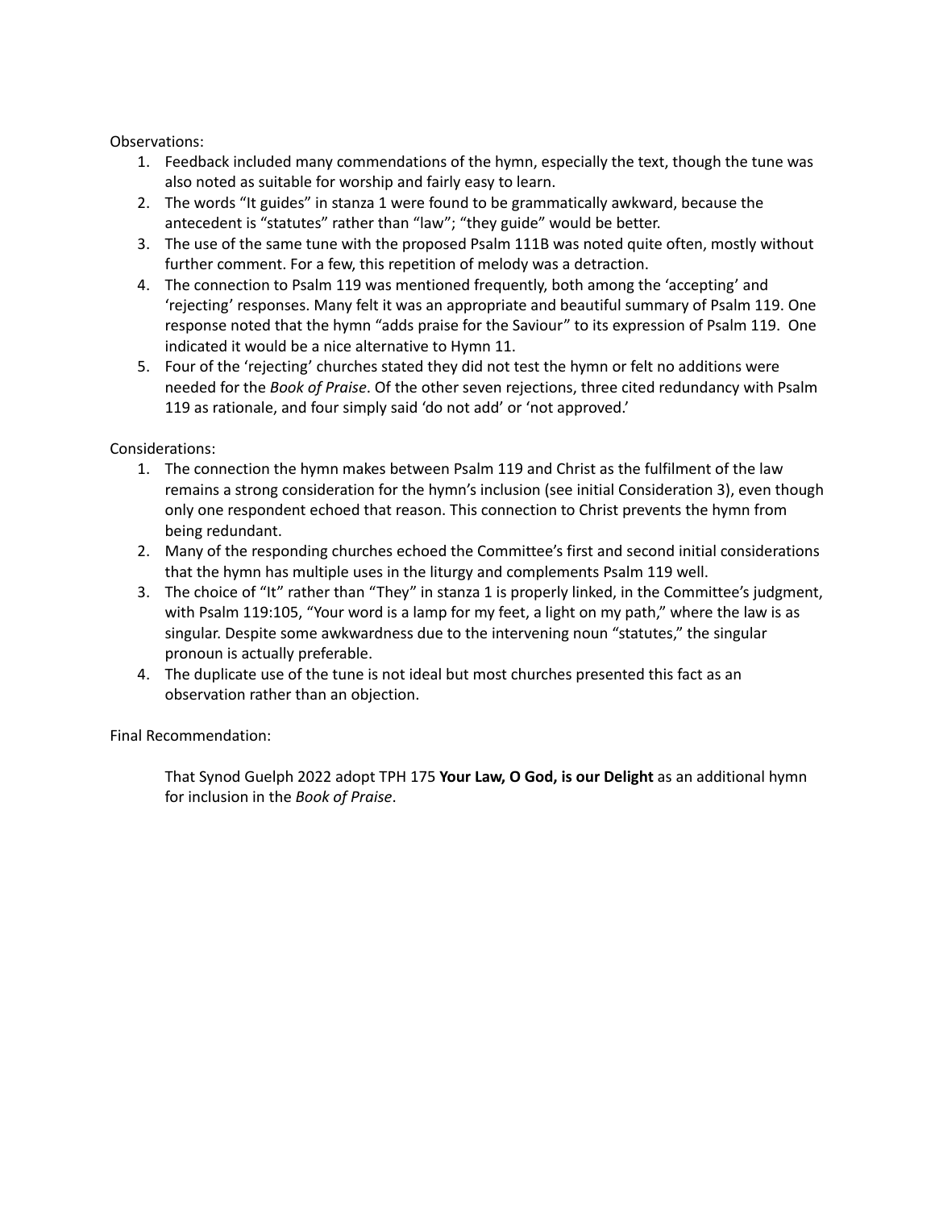Observations:

1. Feedback included many commendations of the hymn, especially the text, though the tune was also noted as suitable for worship and fairly easy to learn.
2. The words “It guides” in stanza 1 were found to be grammatically awkward, because the antecedent is “statutes” rather than “law”; “they guide” would be better.
3. The use of the same tune with the proposed Psalm 111B was noted quite often, mostly without further comment. For a few, this repetition of melody was a detraction.
4. The connection to Psalm 119 was mentioned frequently, both among the ‘accepting’ and ‘rejecting’ responses. Many felt it was an appropriate and beautiful summary of Psalm 119. One response noted that the hymn “adds praise for the Saviour” to its expression of Psalm 119. One indicated it would be a nice alternative to Hymn 11.
5. Four of the ‘rejecting’ churches stated they did not test the hymn or felt no additions were needed for the *Book of Praise*. Of the other seven rejections, three cited redundancy with Psalm 119 as rationale, and four simply said ‘do not add’ or ‘not approved.’

Considerations:

1. The connection the hymn makes between Psalm 119 and Christ as the fulfilment of the law remains a strong consideration for the hymn’s inclusion (see initial Consideration 3), even though only one respondent echoed that reason. This connection to Christ prevents the hymn from being redundant.
2. Many of the responding churches echoed the Committee’s first and second initial considerations that the hymn has multiple uses in the liturgy and complements Psalm 119 well.
3. The choice of “It” rather than “They” in stanza 1 is properly linked, in the Committee’s judgment, with Psalm 119:105, “Your word is a lamp for my feet, a light on my path,” where the law is as singular. Despite some awkwardness due to the intervening noun “statutes,” the singular pronoun is actually preferable.
4. The duplicate use of the tune is not ideal but most churches presented this fact as an observation rather than an objection.

Final Recommendation:

That Synod Guelph 2022 adopt TPH 175 **Your Law, O God, is our Delight** as an additional hymn for inclusion in the *Book of Praise*.